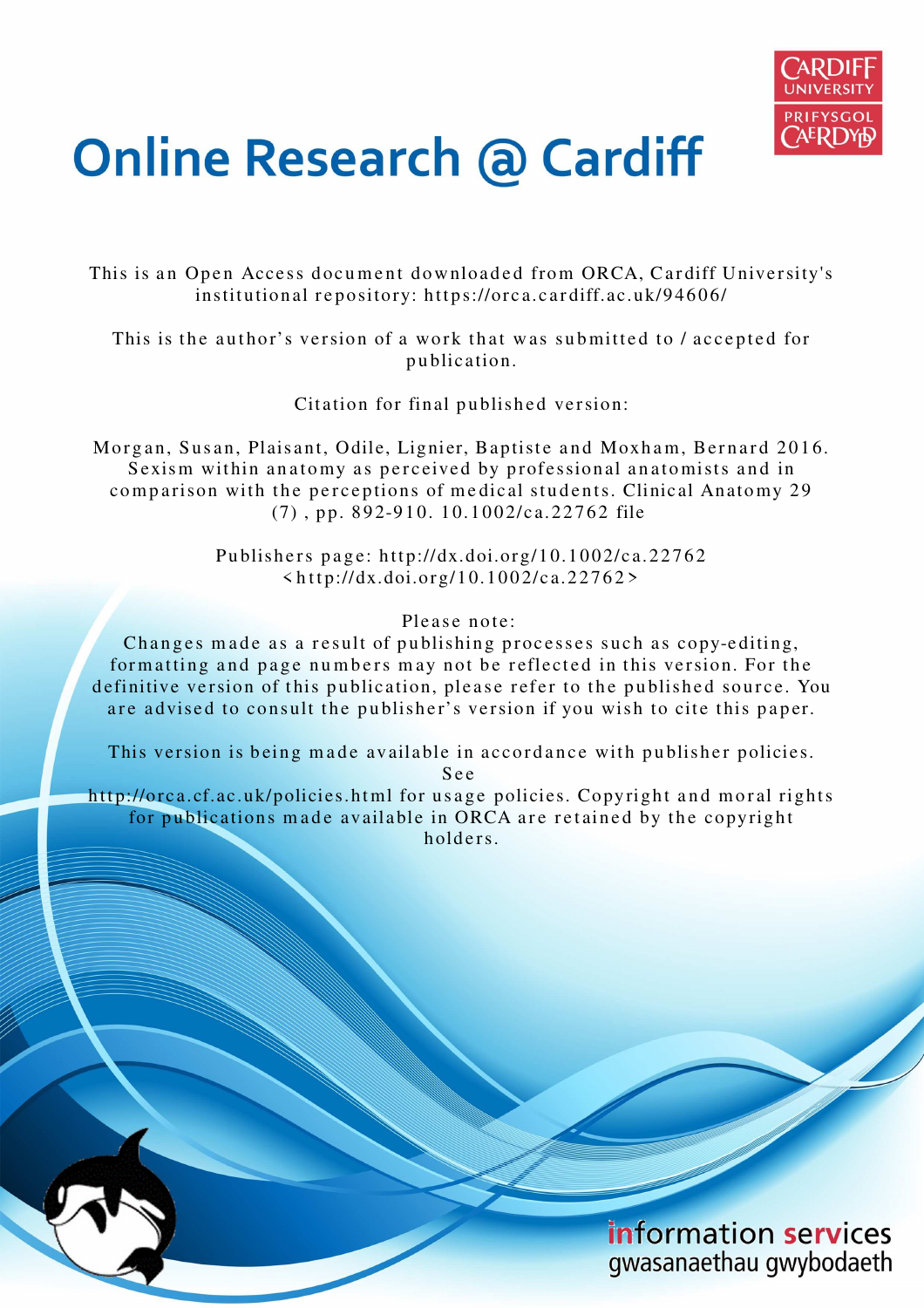# Online Research @ Cardiff

This is an Open Access document downloaded from ORCA, Cardiff University's institutional repository: https://orca.cardiff.ac.uk/94606/

This is the author's version of a work that was submitted to / accepted for publication.

Citation for final published version:

Morgan, Susan, Plaisant, Odile, Lignier, Baptiste and Moxham, Bernard 2016. Sexism within anatomy as perceived by professional anatomists and in comparison with the perceptions of medical students. Clinical Anatomy 29 (7) , pp. 892-910. 10.1002/ca.22762 file

Publishers page: http://dx.doi.org/10.1002/ca.22762 <http://dx.doi.org/10.1002/ca.22762>

Please note:
Changes made as a result of publishing processes such as copy-editing, formatting and page numbers may not be reflected in this version. For the definitive version of this publication, please refer to the published source. You are advised to consult the publisher's version if you wish to cite this paper.

This version is being made available in accordance with publisher policies. See http://orca.cf.ac.uk/policies.html for usage policies. Copyright and moral rights for publications made available in ORCA are retained by the copyright holders.

information services
gwasanaethau gwybodaeth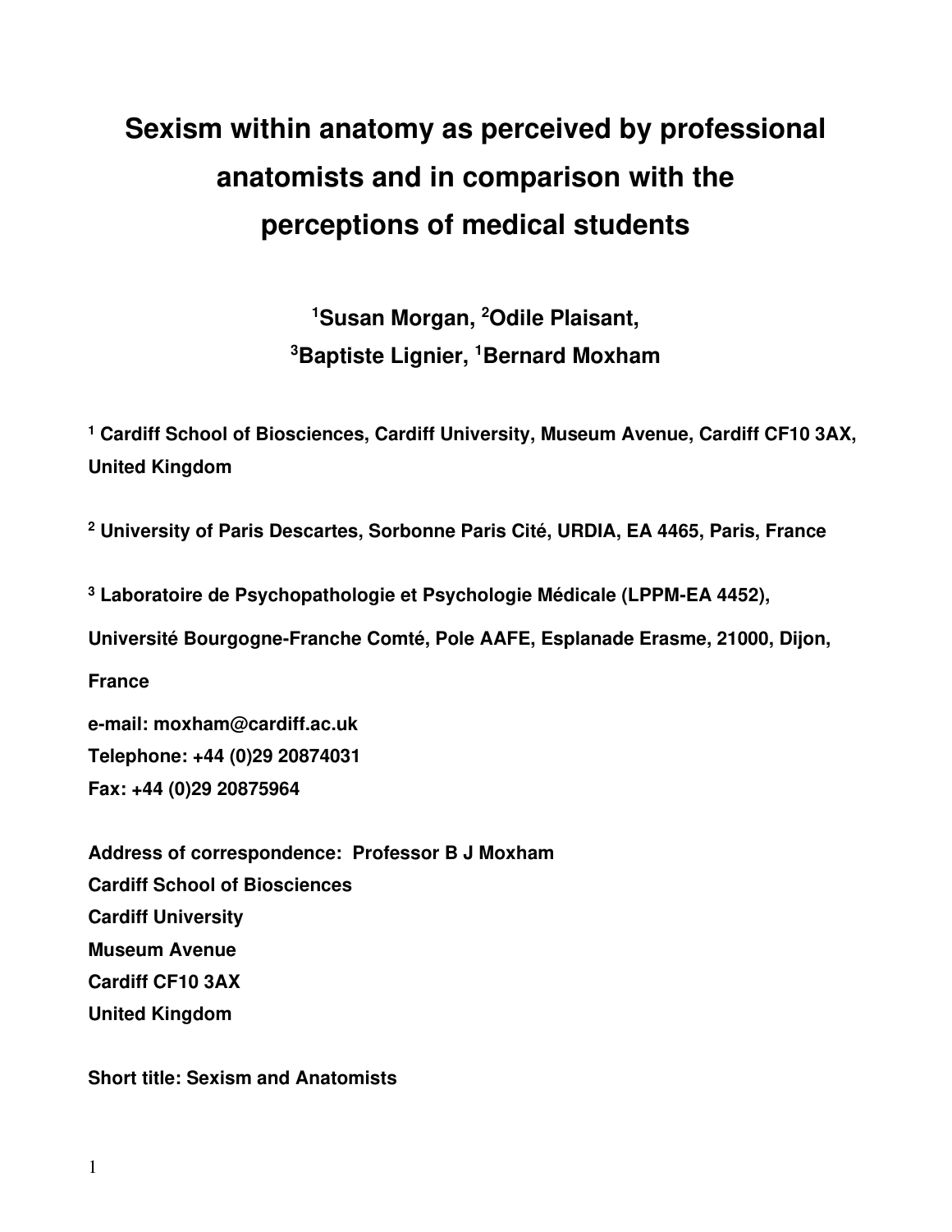# Sexism within anatomy as perceived by professional anatomists and in comparison with the perceptions of medical students

**[1]Susan Morgan, [2]Odile Plaisant, [3]Baptiste Lignier, [1]Bernard Moxham**

**[1] Cardiff School of Biosciences, Cardiff University, Museum Avenue, Cardiff CF10 3AX, United Kingdom**

**[2] University of Paris Descartes, Sorbonne Paris Cité, URDIA, EA 4465, Paris, France**

**[3] Laboratoire de Psychopathologie et Psychologie Médicale (LPPM-EA 4452), Université Bourgogne-Franche Comté, Pole AAFE, Esplanade Erasme, 21000, Dijon, France**

**e-mail: moxham@cardiff.ac.uk**
**Telephone: +44 (0)29 20874031**
**Fax: +44 (0)29 20875964**

**Address of correspondence: Professor B J Moxham**
**Cardiff School of Biosciences**
**Cardiff University**
**Museum Avenue**
**Cardiff CF10 3AX**
**United Kingdom**

**Short title: Sexism and Anatomists**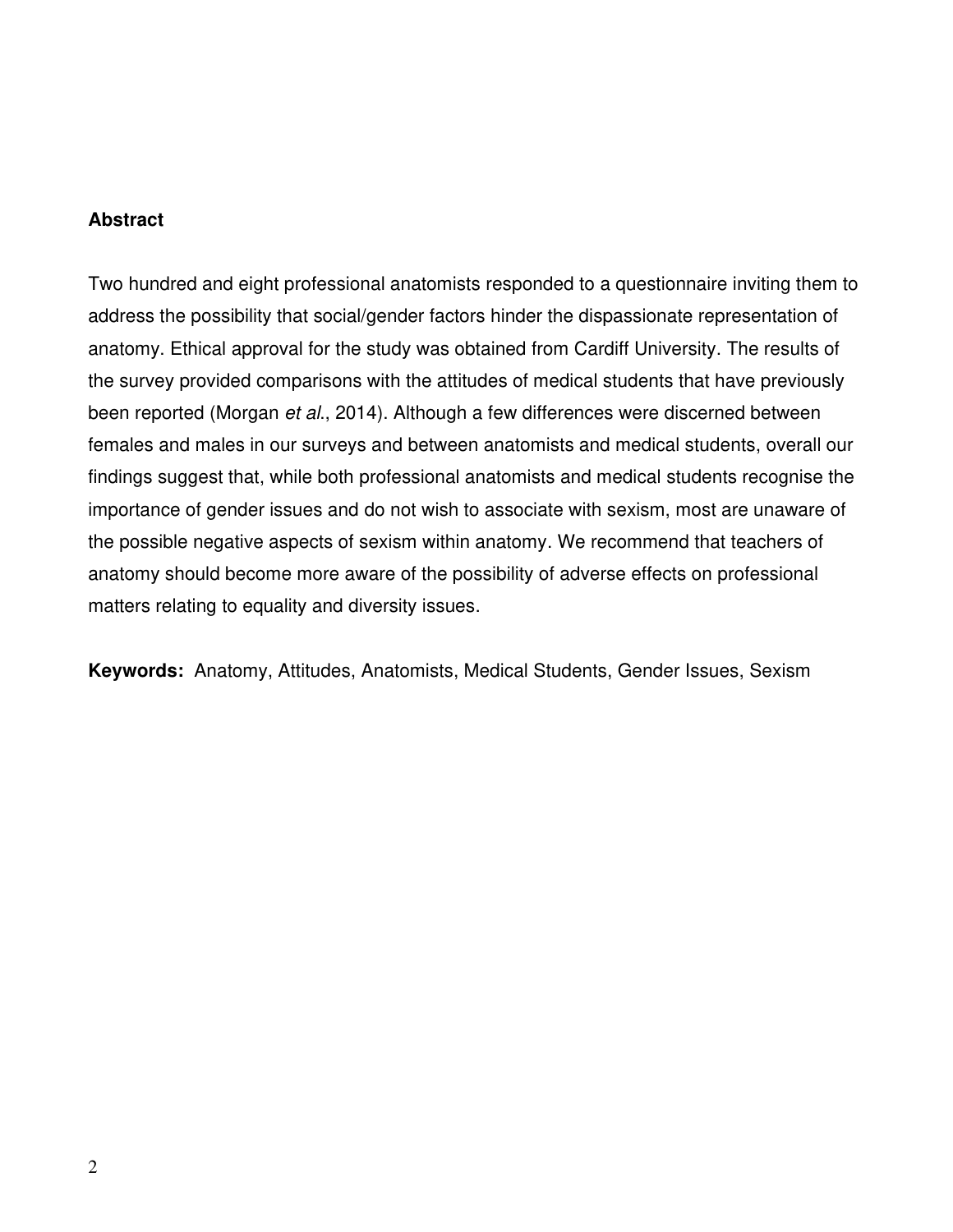## Abstract

Two hundred and eight professional anatomists responded to a questionnaire inviting them to address the possibility that social/gender factors hinder the dispassionate representation of anatomy. Ethical approval for the study was obtained from Cardiff University. The results of the survey provided comparisons with the attitudes of medical students that have previously been reported (Morgan *et al*., 2014). Although a few differences were discerned between females and males in our surveys and between anatomists and medical students, overall our findings suggest that, while both professional anatomists and medical students recognise the importance of gender issues and do not wish to associate with sexism, most are unaware of the possible negative aspects of sexism within anatomy. We recommend that teachers of anatomy should become more aware of the possibility of adverse effects on professional matters relating to equality and diversity issues.

**Keywords:** Anatomy, Attitudes, Anatomists, Medical Students, Gender Issues, Sexism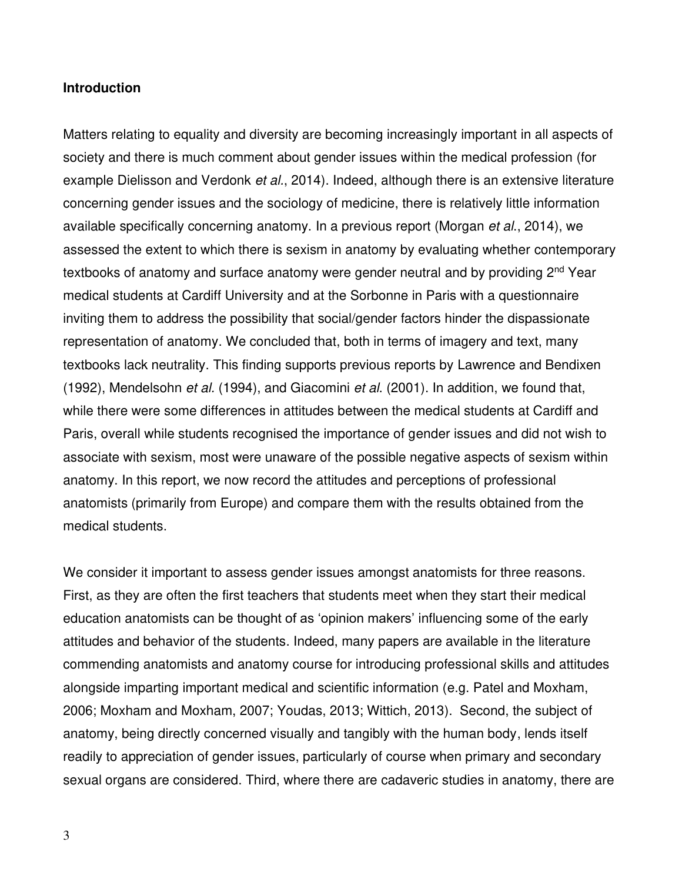**Introduction**

Matters relating to equality and diversity are becoming increasingly important in all aspects of society and there is much comment about gender issues within the medical profession (for example Dielisson and Verdonk *et al.*, 2014). Indeed, although there is an extensive literature concerning gender issues and the sociology of medicine, there is relatively little information available specifically concerning anatomy. In a previous report (Morgan *et al.*, 2014), we assessed the extent to which there is sexism in anatomy by evaluating whether contemporary textbooks of anatomy and surface anatomy were gender neutral and by providing 2nd Year medical students at Cardiff University and at the Sorbonne in Paris with a questionnaire inviting them to address the possibility that social/gender factors hinder the dispassionate representation of anatomy. We concluded that, both in terms of imagery and text, many textbooks lack neutrality. This finding supports previous reports by Lawrence and Bendixen (1992), Mendelsohn *et al.* (1994), and Giacomini *et al.* (2001). In addition, we found that, while there were some differences in attitudes between the medical students at Cardiff and Paris, overall while students recognised the importance of gender issues and did not wish to associate with sexism, most were unaware of the possible negative aspects of sexism within anatomy. In this report, we now record the attitudes and perceptions of professional anatomists (primarily from Europe) and compare them with the results obtained from the medical students.

We consider it important to assess gender issues amongst anatomists for three reasons. First, as they are often the first teachers that students meet when they start their medical education anatomists can be thought of as 'opinion makers' influencing some of the early attitudes and behavior of the students. Indeed, many papers are available in the literature commending anatomists and anatomy course for introducing professional skills and attitudes alongside imparting important medical and scientific information (e.g. Patel and Moxham, 2006; Moxham and Moxham, 2007; Youdas, 2013; Wittich, 2013). Second, the subject of anatomy, being directly concerned visually and tangibly with the human body, lends itself readily to appreciation of gender issues, particularly of course when primary and secondary sexual organs are considered. Third, where there are cadaveric studies in anatomy, there are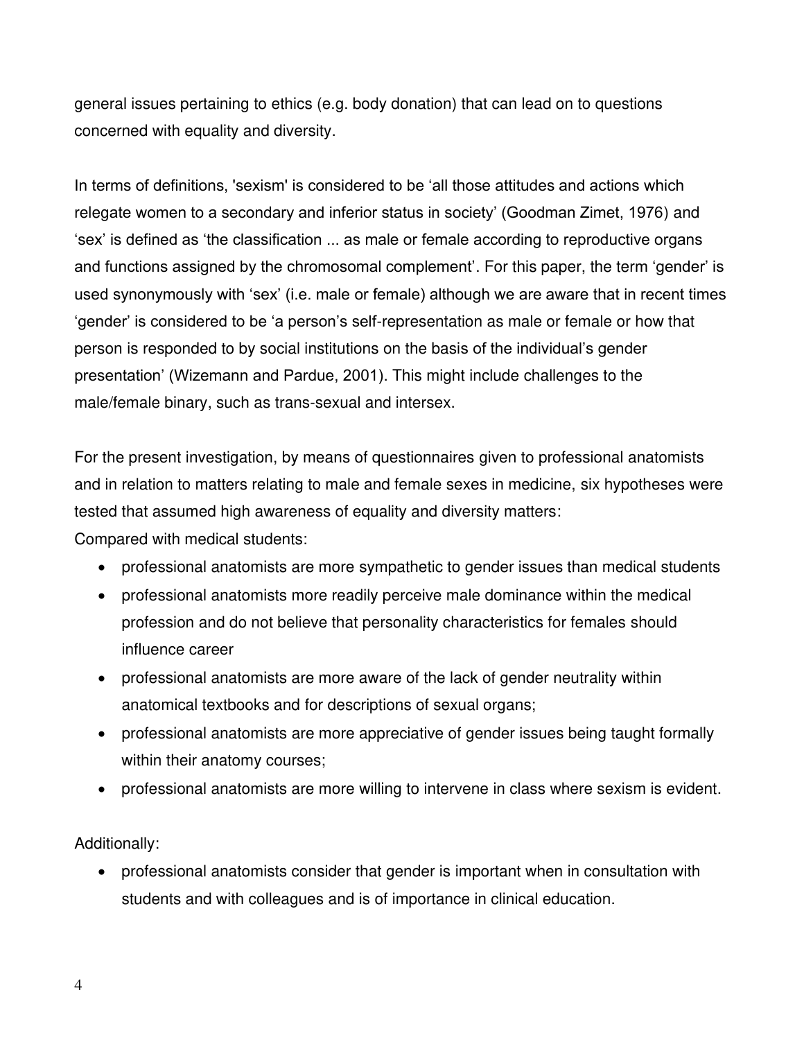general issues pertaining to ethics (e.g. body donation) that can lead on to questions concerned with equality and diversity.

In terms of definitions, 'sexism' is considered to be 'all those attitudes and actions which relegate women to a secondary and inferior status in society' (Goodman Zimet, 1976) and 'sex' is defined as 'the classification ... as male or female according to reproductive organs and functions assigned by the chromosomal complement'. For this paper, the term 'gender' is used synonymously with 'sex' (i.e. male or female) although we are aware that in recent times 'gender' is considered to be 'a person's self-representation as male or female or how that person is responded to by social institutions on the basis of the individual's gender presentation' (Wizemann and Pardue, 2001). This might include challenges to the male/female binary, such as trans-sexual and intersex.

For the present investigation, by means of questionnaires given to professional anatomists and in relation to matters relating to male and female sexes in medicine, six hypotheses were tested that assumed high awareness of equality and diversity matters:
Compared with medical students:

- professional anatomists are more sympathetic to gender issues than medical students
- professional anatomists more readily perceive male dominance within the medical profession and do not believe that personality characteristics for females should influence career
- professional anatomists are more aware of the lack of gender neutrality within anatomical textbooks and for descriptions of sexual organs;
- professional anatomists are more appreciative of gender issues being taught formally within their anatomy courses;
- professional anatomists are more willing to intervene in class where sexism is evident.

Additionally:

- professional anatomists consider that gender is important when in consultation with students and with colleagues and is of importance in clinical education.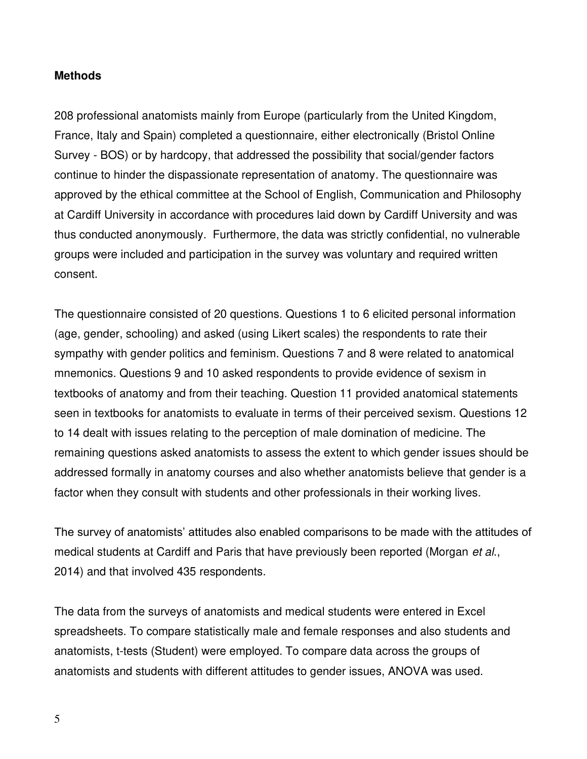## Methods

208 professional anatomists mainly from Europe (particularly from the United Kingdom, France, Italy and Spain) completed a questionnaire, either electronically (Bristol Online Survey - BOS) or by hardcopy, that addressed the possibility that social/gender factors continue to hinder the dispassionate representation of anatomy. The questionnaire was approved by the ethical committee at the School of English, Communication and Philosophy at Cardiff University in accordance with procedures laid down by Cardiff University and was thus conducted anonymously. Furthermore, the data was strictly confidential, no vulnerable groups were included and participation in the survey was voluntary and required written consent.

The questionnaire consisted of 20 questions. Questions 1 to 6 elicited personal information (age, gender, schooling) and asked (using Likert scales) the respondents to rate their sympathy with gender politics and feminism. Questions 7 and 8 were related to anatomical mnemonics. Questions 9 and 10 asked respondents to provide evidence of sexism in textbooks of anatomy and from their teaching. Question 11 provided anatomical statements seen in textbooks for anatomists to evaluate in terms of their perceived sexism. Questions 12 to 14 dealt with issues relating to the perception of male domination of medicine. The remaining questions asked anatomists to assess the extent to which gender issues should be addressed formally in anatomy courses and also whether anatomists believe that gender is a factor when they consult with students and other professionals in their working lives.

The survey of anatomists' attitudes also enabled comparisons to be made with the attitudes of medical students at Cardiff and Paris that have previously been reported (Morgan *et al*., 2014) and that involved 435 respondents.

The data from the surveys of anatomists and medical students were entered in Excel spreadsheets. To compare statistically male and female responses and also students and anatomists, t-tests (Student) were employed. To compare data across the groups of anatomists and students with different attitudes to gender issues, ANOVA was used.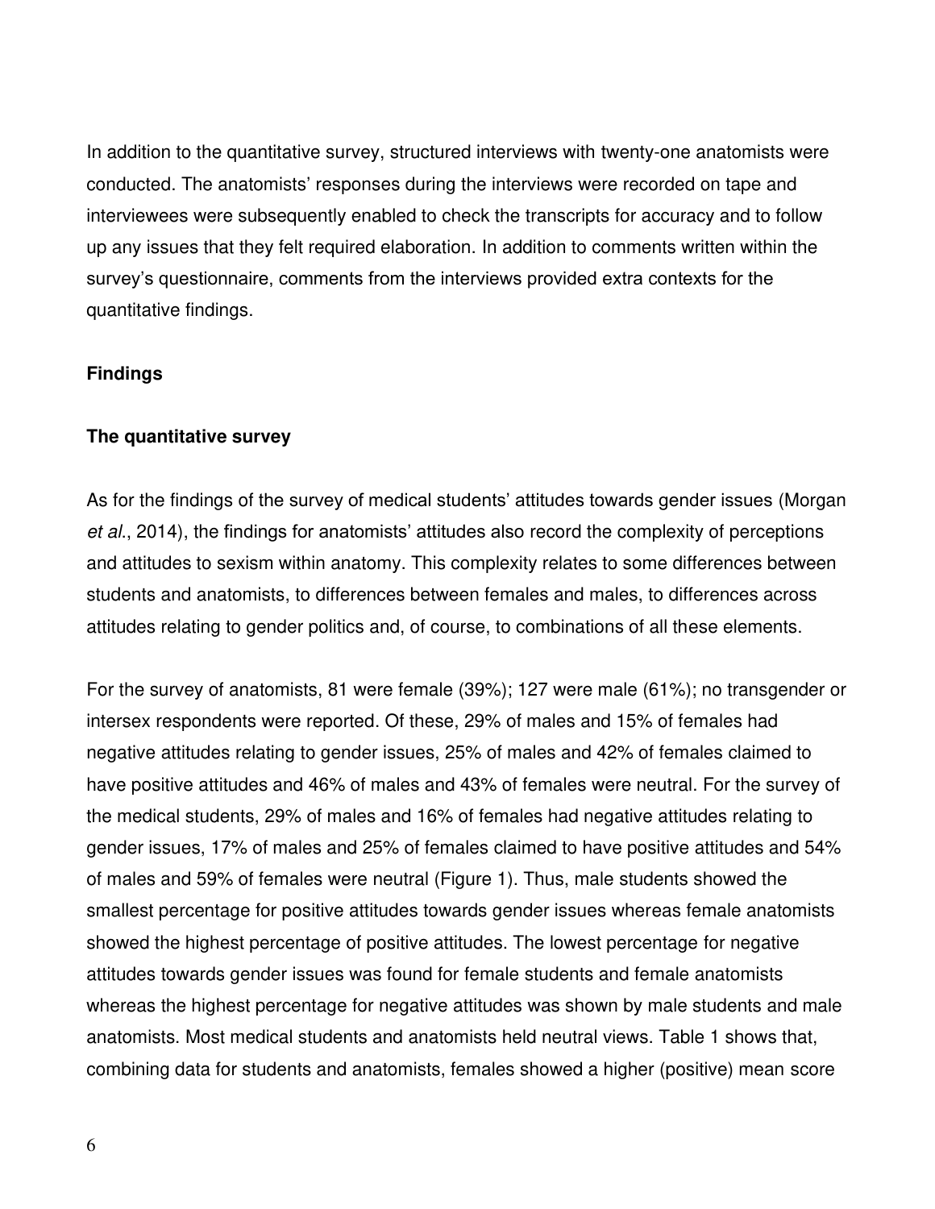In addition to the quantitative survey, structured interviews with twenty-one anatomists were conducted. The anatomists' responses during the interviews were recorded on tape and interviewees were subsequently enabled to check the transcripts for accuracy and to follow up any issues that they felt required elaboration. In addition to comments written within the survey's questionnaire, comments from the interviews provided extra contexts for the quantitative findings.

## Findings

### The quantitative survey

As for the findings of the survey of medical students' attitudes towards gender issues (Morgan *et al*., 2014), the findings for anatomists' attitudes also record the complexity of perceptions and attitudes to sexism within anatomy. This complexity relates to some differences between students and anatomists, to differences between females and males, to differences across attitudes relating to gender politics and, of course, to combinations of all these elements.

For the survey of anatomists, 81 were female (39%); 127 were male (61%); no transgender or intersex respondents were reported. Of these, 29% of males and 15% of females had negative attitudes relating to gender issues, 25% of males and 42% of females claimed to have positive attitudes and 46% of males and 43% of females were neutral. For the survey of the medical students, 29% of males and 16% of females had negative attitudes relating to gender issues, 17% of males and 25% of females claimed to have positive attitudes and 54% of males and 59% of females were neutral (Figure 1). Thus, male students showed the smallest percentage for positive attitudes towards gender issues whereas female anatomists showed the highest percentage of positive attitudes. The lowest percentage for negative attitudes towards gender issues was found for female students and female anatomists whereas the highest percentage for negative attitudes was shown by male students and male anatomists. Most medical students and anatomists held neutral views. Table 1 shows that, combining data for students and anatomists, females showed a higher (positive) mean score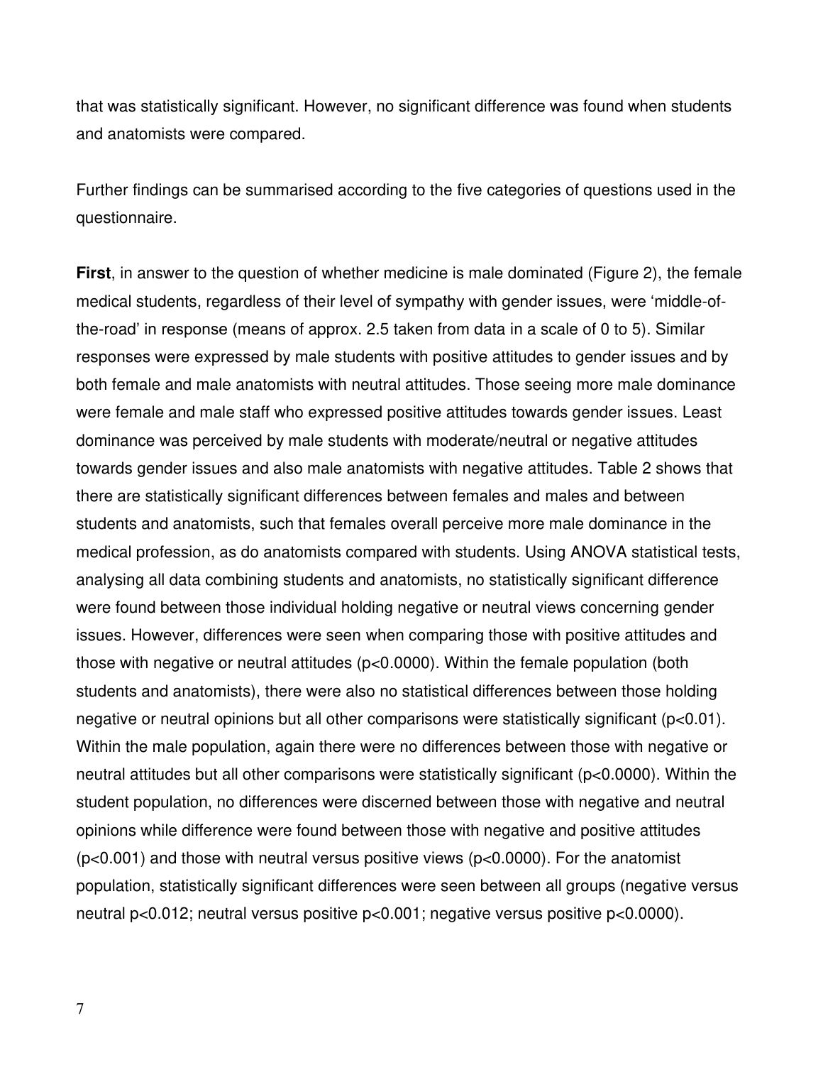that was statistically significant. However, no significant difference was found when students and anatomists were compared.

Further findings can be summarised according to the five categories of questions used in the questionnaire.

**First**, in answer to the question of whether medicine is male dominated (Figure 2), the female medical students, regardless of their level of sympathy with gender issues, were 'middle-of-the-road' in response (means of approx. 2.5 taken from data in a scale of 0 to 5). Similar responses were expressed by male students with positive attitudes to gender issues and by both female and male anatomists with neutral attitudes. Those seeing more male dominance were female and male staff who expressed positive attitudes towards gender issues. Least dominance was perceived by male students with moderate/neutral or negative attitudes towards gender issues and also male anatomists with negative attitudes. Table 2 shows that there are statistically significant differences between females and males and between students and anatomists, such that females overall perceive more male dominance in the medical profession, as do anatomists compared with students. Using ANOVA statistical tests, analysing all data combining students and anatomists, no statistically significant difference were found between those individual holding negative or neutral views concerning gender issues. However, differences were seen when comparing those with positive attitudes and those with negative or neutral attitudes ($p<0.0000$). Within the female population (both students and anatomists), there were also no statistical differences between those holding negative or neutral opinions but all other comparisons were statistically significant ($p<0.01$). Within the male population, again there were no differences between those with negative or neutral attitudes but all other comparisons were statistically significant ($p<0.0000$). Within the student population, no differences were discerned between those with negative and neutral opinions while difference were found between those with negative and positive attitudes ($p<0.001$) and those with neutral versus positive views ($p<0.0000$). For the anatomist population, statistically significant differences were seen between all groups (negative versus neutral $p<0.012$; neutral versus positive $p<0.001$; negative versus positive $p<0.0000$).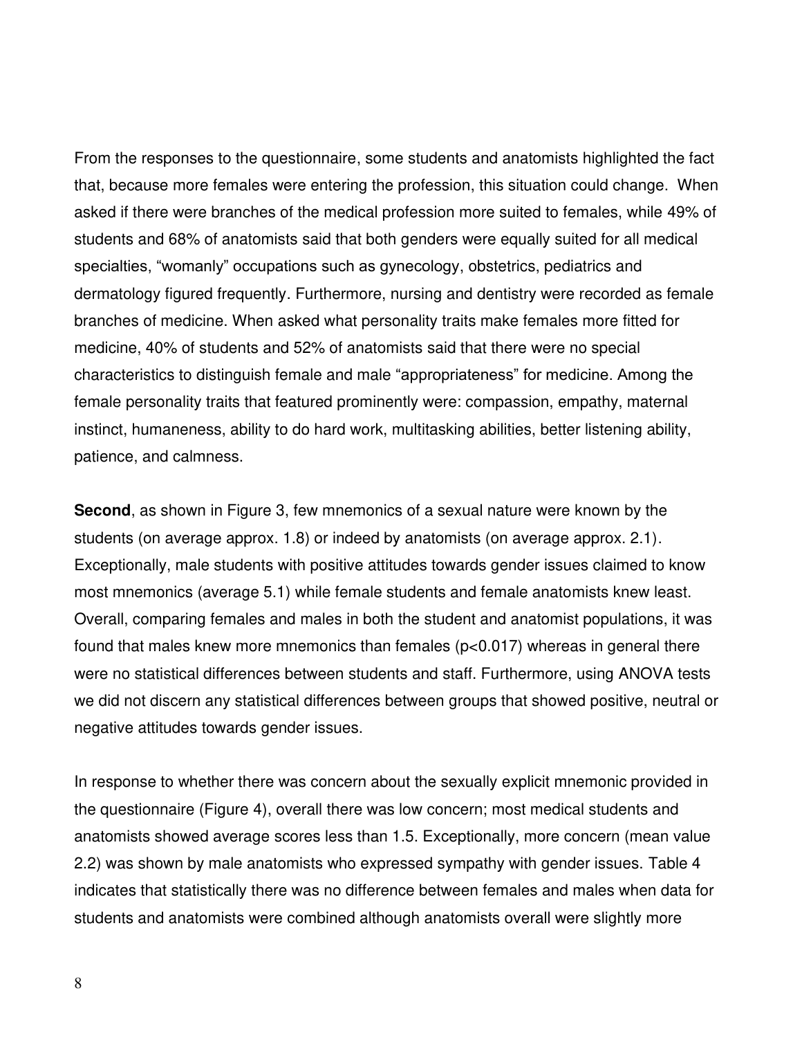From the responses to the questionnaire, some students and anatomists highlighted the fact that, because more females were entering the profession, this situation could change. When asked if there were branches of the medical profession more suited to females, while 49% of students and 68% of anatomists said that both genders were equally suited for all medical specialties, "womanly" occupations such as gynecology, obstetrics, pediatrics and dermatology figured frequently. Furthermore, nursing and dentistry were recorded as female branches of medicine. When asked what personality traits make females more fitted for medicine, 40% of students and 52% of anatomists said that there were no special characteristics to distinguish female and male "appropriateness" for medicine. Among the female personality traits that featured prominently were: compassion, empathy, maternal instinct, humaneness, ability to do hard work, multitasking abilities, better listening ability, patience, and calmness.

**Second**, as shown in Figure 3, few mnemonics of a sexual nature were known by the students (on average approx. 1.8) or indeed by anatomists (on average approx. 2.1). Exceptionally, male students with positive attitudes towards gender issues claimed to know most mnemonics (average 5.1) while female students and female anatomists knew least. Overall, comparing females and males in both the student and anatomist populations, it was found that males knew more mnemonics than females ($p<0.017$) whereas in general there were no statistical differences between students and staff. Furthermore, using ANOVA tests we did not discern any statistical differences between groups that showed positive, neutral or negative attitudes towards gender issues.

In response to whether there was concern about the sexually explicit mnemonic provided in the questionnaire (Figure 4), overall there was low concern; most medical students and anatomists showed average scores less than 1.5. Exceptionally, more concern (mean value 2.2) was shown by male anatomists who expressed sympathy with gender issues. Table 4 indicates that statistically there was no difference between females and males when data for students and anatomists were combined although anatomists overall were slightly more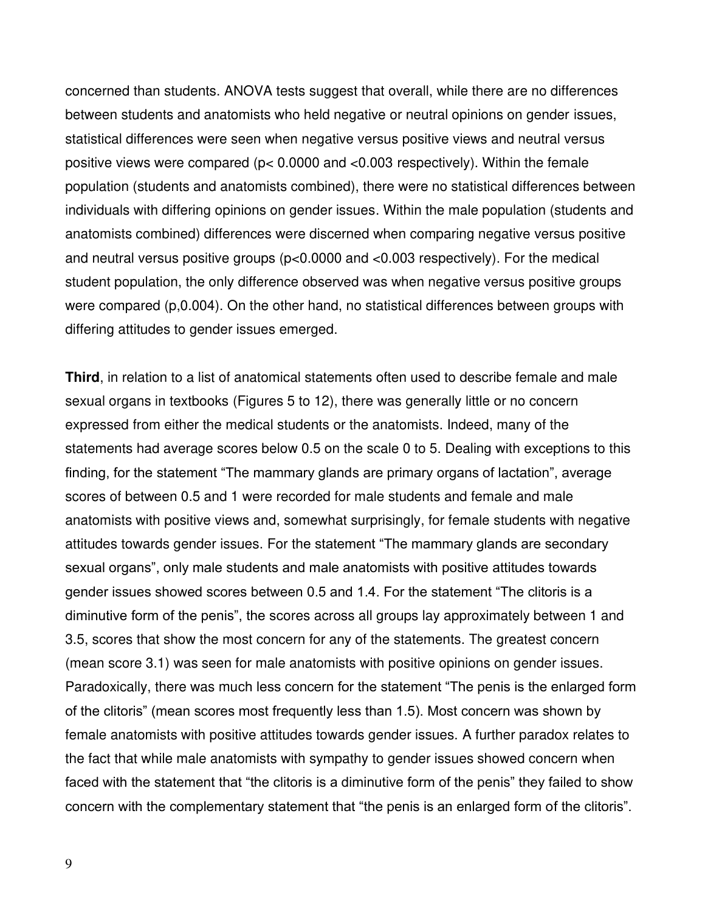concerned than students. ANOVA tests suggest that overall, while there are no differences between students and anatomists who held negative or neutral opinions on gender issues, statistical differences were seen when negative versus positive views and neutral versus positive views were compared ($p < 0.0000$ and $<0.003$ respectively). Within the female population (students and anatomists combined), there were no statistical differences between individuals with differing opinions on gender issues. Within the male population (students and anatomists combined) differences were discerned when comparing negative versus positive and neutral versus positive groups ($p<0.0000$ and $<0.003$ respectively). For the medical student population, the only difference observed was when negative versus positive groups were compared (p,0.004). On the other hand, no statistical differences between groups with differing attitudes to gender issues emerged.

**Third**, in relation to a list of anatomical statements often used to describe female and male sexual organs in textbooks (Figures 5 to 12), there was generally little or no concern expressed from either the medical students or the anatomists. Indeed, many of the statements had average scores below 0.5 on the scale 0 to 5. Dealing with exceptions to this finding, for the statement "The mammary glands are primary organs of lactation", average scores of between 0.5 and 1 were recorded for male students and female and male anatomists with positive views and, somewhat surprisingly, for female students with negative attitudes towards gender issues. For the statement "The mammary glands are secondary sexual organs", only male students and male anatomists with positive attitudes towards gender issues showed scores between 0.5 and 1.4. For the statement "The clitoris is a diminutive form of the penis", the scores across all groups lay approximately between 1 and 3.5, scores that show the most concern for any of the statements. The greatest concern (mean score 3.1) was seen for male anatomists with positive opinions on gender issues. Paradoxically, there was much less concern for the statement "The penis is the enlarged form of the clitoris" (mean scores most frequently less than 1.5). Most concern was shown by female anatomists with positive attitudes towards gender issues. A further paradox relates to the fact that while male anatomists with sympathy to gender issues showed concern when faced with the statement that "the clitoris is a diminutive form of the penis" they failed to show concern with the complementary statement that "the penis is an enlarged form of the clitoris".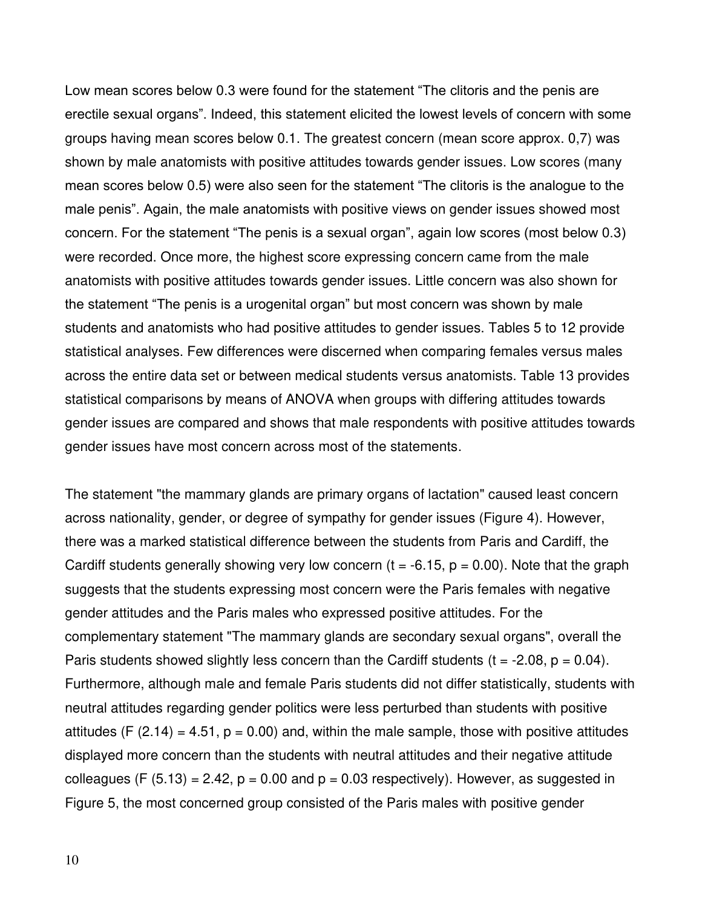Low mean scores below 0.3 were found for the statement “The clitoris and the penis are erectile sexual organs”. Indeed, this statement elicited the lowest levels of concern with some groups having mean scores below 0.1. The greatest concern (mean score approx. 0,7) was shown by male anatomists with positive attitudes towards gender issues. Low scores (many mean scores below 0.5) were also seen for the statement “The clitoris is the analogue to the male penis”. Again, the male anatomists with positive views on gender issues showed most concern. For the statement “The penis is a sexual organ”, again low scores (most below 0.3) were recorded. Once more, the highest score expressing concern came from the male anatomists with positive attitudes towards gender issues. Little concern was also shown for the statement “The penis is a urogenital organ” but most concern was shown by male students and anatomists who had positive attitudes to gender issues. Tables 5 to 12 provide statistical analyses. Few differences were discerned when comparing females versus males across the entire data set or between medical students versus anatomists. Table 13 provides statistical comparisons by means of ANOVA when groups with differing attitudes towards gender issues are compared and shows that male respondents with positive attitudes towards gender issues have most concern across most of the statements.

The statement "the mammary glands are primary organs of lactation" caused least concern across nationality, gender, or degree of sympathy for gender issues (Figure 4). However, there was a marked statistical difference between the students from Paris and Cardiff, the Cardiff students generally showing very low concern ($t = -6.15$, $p = 0.00$). Note that the graph suggests that the students expressing most concern were the Paris females with negative gender attitudes and the Paris males who expressed positive attitudes. For the complementary statement "The mammary glands are secondary sexual organs", overall the Paris students showed slightly less concern than the Cardiff students ($t = -2.08$, $p = 0.04$). Furthermore, although male and female Paris students did not differ statistically, students with neutral attitudes regarding gender politics were less perturbed than students with positive attitudes ($F\ (2.14) = 4.51$, $p = 0.00$) and, within the male sample, those with positive attitudes displayed more concern than the students with neutral attitudes and their negative attitude colleagues ($F\ (5.13) = 2.42$, $p = 0.00$ and $p = 0.03$ respectively). However, as suggested in Figure 5, the most concerned group consisted of the Paris males with positive gender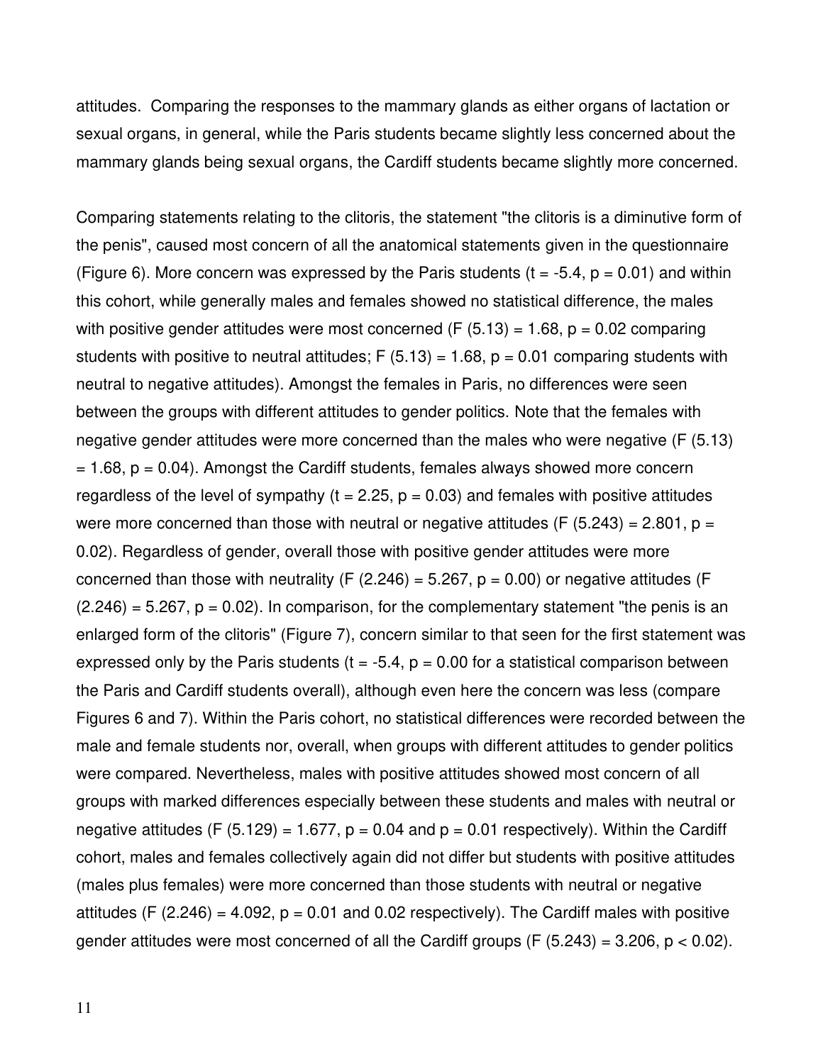attitudes. Comparing the responses to the mammary glands as either organs of lactation or sexual organs, in general, while the Paris students became slightly less concerned about the mammary glands being sexual organs, the Cardiff students became slightly more concerned.

Comparing statements relating to the clitoris, the statement "the clitoris is a diminutive form of the penis", caused most concern of all the anatomical statements given in the questionnaire (Figure 6). More concern was expressed by the Paris students ($t = -5.4$, $p = 0.01$) and within this cohort, while generally males and females showed no statistical difference, the males with positive gender attitudes were most concerned ($F (5.13) = 1.68$, $p = 0.02$ comparing students with positive to neutral attitudes; $F (5.13) = 1.68$, $p = 0.01$ comparing students with neutral to negative attitudes). Amongst the females in Paris, no differences were seen between the groups with different attitudes to gender politics. Note that the females with negative gender attitudes were more concerned than the males who were negative ($F (5.13) = 1.68$, $p = 0.04$). Amongst the Cardiff students, females always showed more concern regardless of the level of sympathy ($t = 2.25$, $p = 0.03$) and females with positive attitudes were more concerned than those with neutral or negative attitudes ($F (5.243) = 2.801$, $p = 0.02$). Regardless of gender, overall those with positive gender attitudes were more concerned than those with neutrality ($F (2.246) = 5.267$, $p = 0.00$) or negative attitudes ($F (2.246) = 5.267$, $p = 0.02$). In comparison, for the complementary statement "the penis is an enlarged form of the clitoris" (Figure 7), concern similar to that seen for the first statement was expressed only by the Paris students ($t = -5.4$, $p = 0.00$ for a statistical comparison between the Paris and Cardiff students overall), although even here the concern was less (compare Figures 6 and 7). Within the Paris cohort, no statistical differences were recorded between the male and female students nor, overall, when groups with different attitudes to gender politics were compared. Nevertheless, males with positive attitudes showed most concern of all groups with marked differences especially between these students and males with neutral or negative attitudes ($F (5.129) = 1.677$, $p = 0.04$ and $p = 0.01$ respectively). Within the Cardiff cohort, males and females collectively again did not differ but students with positive attitudes (males plus females) were more concerned than those students with neutral or negative attitudes ($F (2.246) = 4.092$, $p = 0.01$ and $0.02$ respectively). The Cardiff males with positive gender attitudes were most concerned of all the Cardiff groups ($F (5.243) = 3.206$, $p < 0.02$).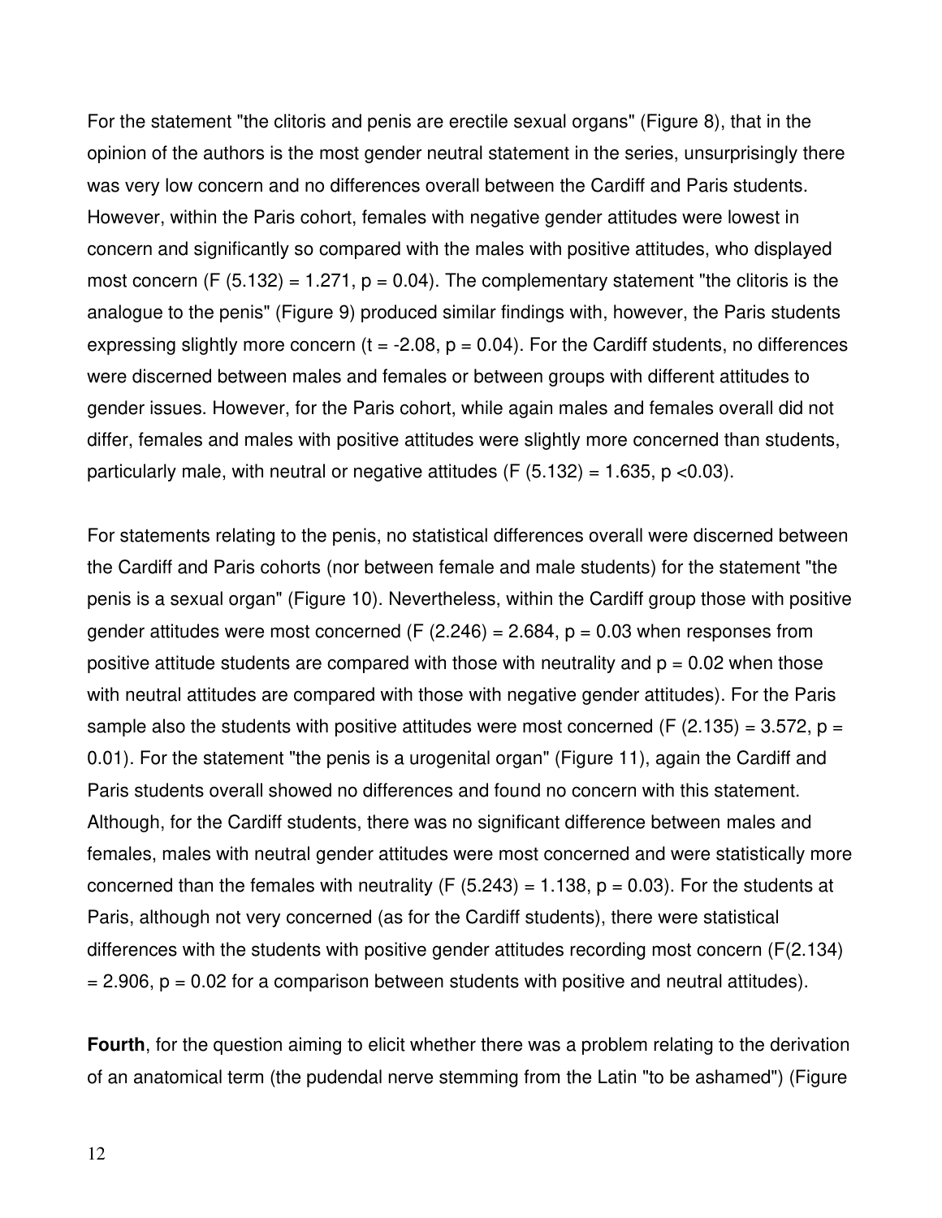For the statement "the clitoris and penis are erectile sexual organs" (Figure 8), that in the opinion of the authors is the most gender neutral statement in the series, unsurprisingly there was very low concern and no differences overall between the Cardiff and Paris students. However, within the Paris cohort, females with negative gender attitudes were lowest in concern and significantly so compared with the males with positive attitudes, who displayed most concern ($F (5.132) = 1.271$, $p = 0.04$). The complementary statement "the clitoris is the analogue to the penis" (Figure 9) produced similar findings with, however, the Paris students expressing slightly more concern ($t = -2.08$, $p = 0.04$). For the Cardiff students, no differences were discerned between males and females or between groups with different attitudes to gender issues. However, for the Paris cohort, while again males and females overall did not differ, females and males with positive attitudes were slightly more concerned than students, particularly male, with neutral or negative attitudes ($F (5.132) = 1.635$, $p <0.03$).

For statements relating to the penis, no statistical differences overall were discerned between the Cardiff and Paris cohorts (nor between female and male students) for the statement "the penis is a sexual organ" (Figure 10). Nevertheless, within the Cardiff group those with positive gender attitudes were most concerned ($F (2.246) = 2.684$, $p = 0.03$ when responses from positive attitude students are compared with those with neutrality and $p = 0.02$ when those with neutral attitudes are compared with those with negative gender attitudes). For the Paris sample also the students with positive attitudes were most concerned ($F (2.135) = 3.572$, $p = 0.01$). For the statement "the penis is a urogenital organ" (Figure 11), again the Cardiff and Paris students overall showed no differences and found no concern with this statement. Although, for the Cardiff students, there was no significant difference between males and females, males with neutral gender attitudes were most concerned and were statistically more concerned than the females with neutrality ($F (5.243) = 1.138$, $p = 0.03$). For the students at Paris, although not very concerned (as for the Cardiff students), there were statistical differences with the students with positive gender attitudes recording most concern ($F(2.134) = 2.906$, $p = 0.02$ for a comparison between students with positive and neutral attitudes).

**Fourth**, for the question aiming to elicit whether there was a problem relating to the derivation of an anatomical term (the pudendal nerve stemming from the Latin "to be ashamed") (Figure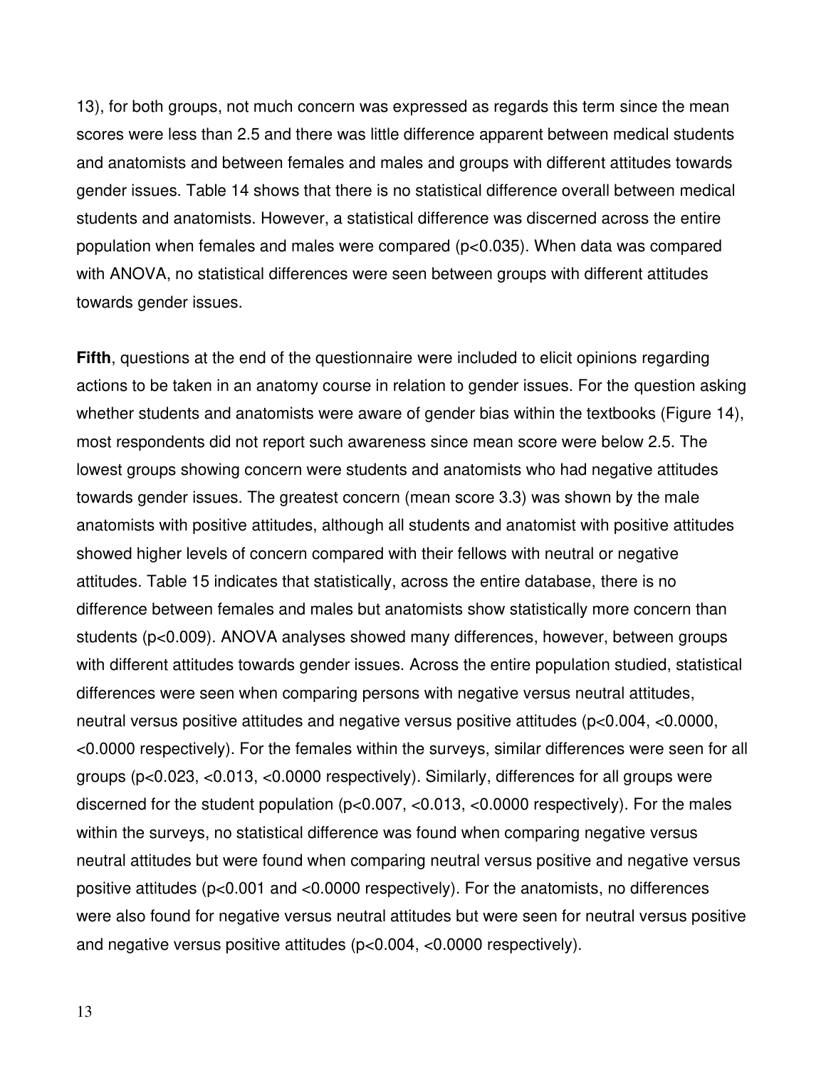13), for both groups, not much concern was expressed as regards this term since the mean scores were less than 2.5 and there was little difference apparent between medical students and anatomists and between females and males and groups with different attitudes towards gender issues. Table 14 shows that there is no statistical difference overall between medical students and anatomists. However, a statistical difference was discerned across the entire population when females and males were compared ($p<0.035$). When data was compared with ANOVA, no statistical differences were seen between groups with different attitudes towards gender issues.

**Fifth**, questions at the end of the questionnaire were included to elicit opinions regarding actions to be taken in an anatomy course in relation to gender issues. For the question asking whether students and anatomists were aware of gender bias within the textbooks (Figure 14), most respondents did not report such awareness since mean score were below 2.5. The lowest groups showing concern were students and anatomists who had negative attitudes towards gender issues. The greatest concern (mean score 3.3) was shown by the male anatomists with positive attitudes, although all students and anatomist with positive attitudes showed higher levels of concern compared with their fellows with neutral or negative attitudes. Table 15 indicates that statistically, across the entire database, there is no difference between females and males but anatomists show statistically more concern than students ($p<0.009$). ANOVA analyses showed many differences, however, between groups with different attitudes towards gender issues. Across the entire population studied, statistical differences were seen when comparing persons with negative versus neutral attitudes, neutral versus positive attitudes and negative versus positive attitudes ($p<0.004$, $<0.0000$, $<0.0000$ respectively). For the females within the surveys, similar differences were seen for all groups ($p<0.023$, $<0.013$, $<0.0000$ respectively). Similarly, differences for all groups were discerned for the student population ($p<0.007$, $<0.013$, $<0.0000$ respectively). For the males within the surveys, no statistical difference was found when comparing negative versus neutral attitudes but were found when comparing neutral versus positive and negative versus positive attitudes ($p<0.001$ and $<0.0000$ respectively). For the anatomists, no differences were also found for negative versus neutral attitudes but were seen for neutral versus positive and negative versus positive attitudes ($p<0.004$, $<0.0000$ respectively).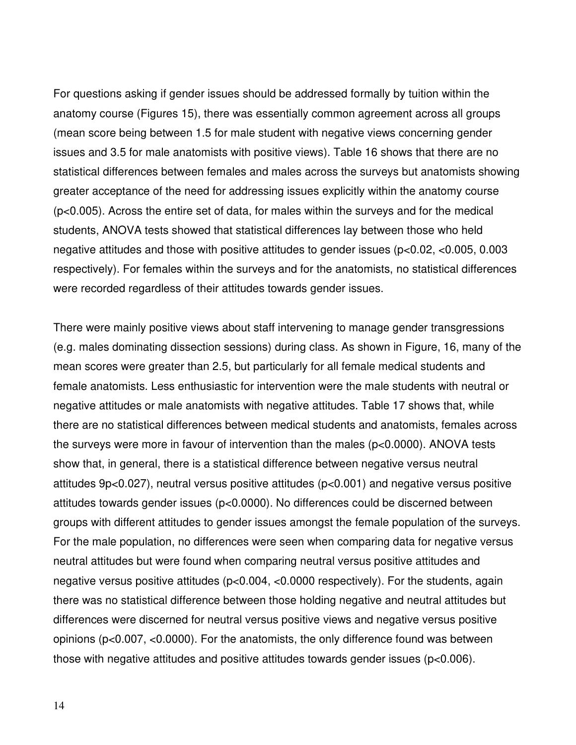For questions asking if gender issues should be addressed formally by tuition within the anatomy course (Figures 15), there was essentially common agreement across all groups (mean score being between 1.5 for male student with negative views concerning gender issues and 3.5 for male anatomists with positive views). Table 16 shows that there are no statistical differences between females and males across the surveys but anatomists showing greater acceptance of the need for addressing issues explicitly within the anatomy course ($p<0.005$). Across the entire set of data, for males within the surveys and for the medical students, ANOVA tests showed that statistical differences lay between those who held negative attitudes and those with positive attitudes to gender issues ($p<0.02$, $<0.005$, $0.003$ respectively). For females within the surveys and for the anatomists, no statistical differences were recorded regardless of their attitudes towards gender issues.

There were mainly positive views about staff intervening to manage gender transgressions (e.g. males dominating dissection sessions) during class. As shown in Figure, 16, many of the mean scores were greater than 2.5, but particularly for all female medical students and female anatomists. Less enthusiastic for intervention were the male students with neutral or negative attitudes or male anatomists with negative attitudes. Table 17 shows that, while there are no statistical differences between medical students and anatomists, females across the surveys were more in favour of intervention than the males ($p<0.0000$). ANOVA tests show that, in general, there is a statistical difference between negative versus neutral attitudes 9p<0.027), neutral versus positive attitudes ($p<0.001$) and negative versus positive attitudes towards gender issues ($p<0.0000$). No differences could be discerned between groups with different attitudes to gender issues amongst the female population of the surveys. For the male population, no differences were seen when comparing data for negative versus neutral attitudes but were found when comparing neutral versus positive attitudes and negative versus positive attitudes ($p<0.004$, $<0.0000$ respectively). For the students, again there was no statistical difference between those holding negative and neutral attitudes but differences were discerned for neutral versus positive views and negative versus positive opinions ($p<0.007$, $<0.0000$). For the anatomists, the only difference found was between those with negative attitudes and positive attitudes towards gender issues ($p<0.006$).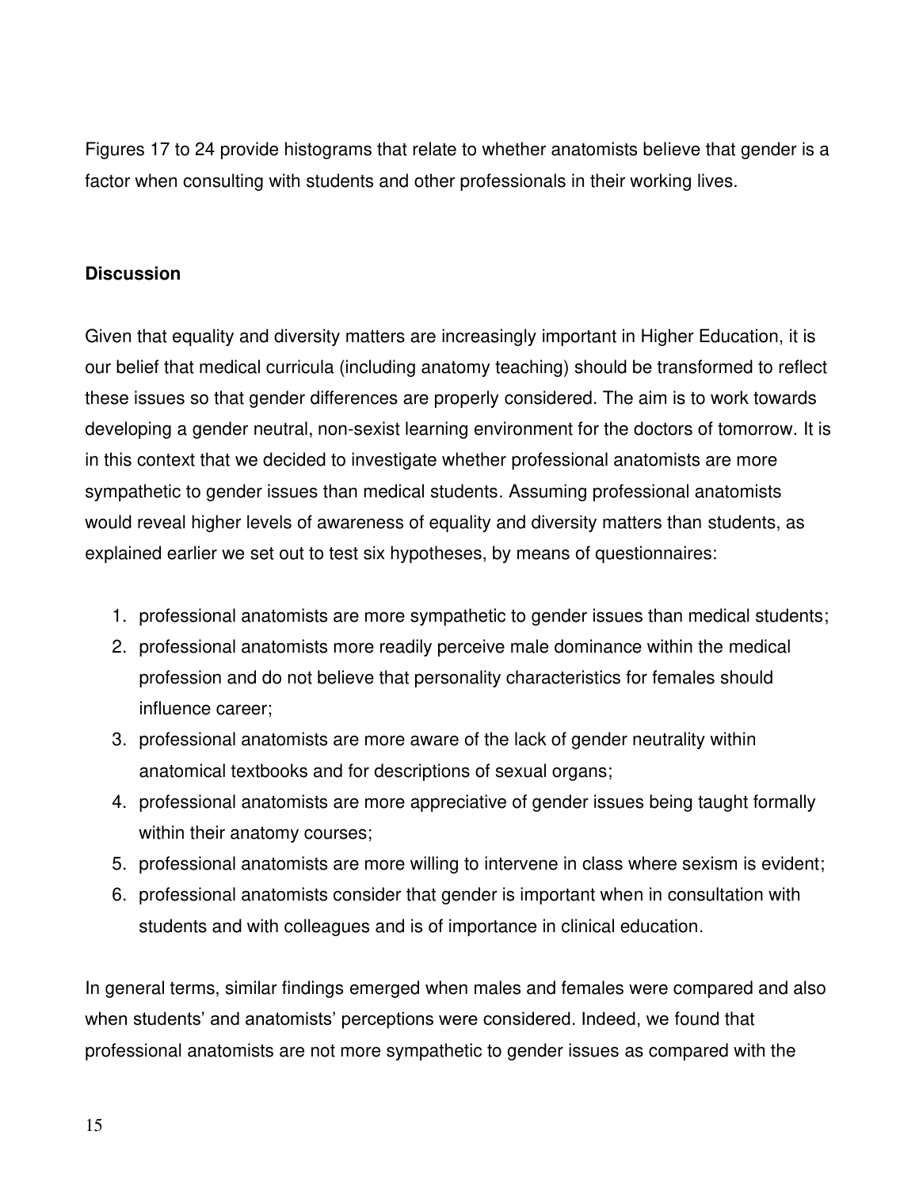Figures 17 to 24 provide histograms that relate to whether anatomists believe that gender is a factor when consulting with students and other professionals in their working lives.

**Discussion**

Given that equality and diversity matters are increasingly important in Higher Education, it is our belief that medical curricula (including anatomy teaching) should be transformed to reflect these issues so that gender differences are properly considered. The aim is to work towards developing a gender neutral, non-sexist learning environment for the doctors of tomorrow. It is in this context that we decided to investigate whether professional anatomists are more sympathetic to gender issues than medical students. Assuming professional anatomists would reveal higher levels of awareness of equality and diversity matters than students, as explained earlier we set out to test six hypotheses, by means of questionnaires:

1. professional anatomists are more sympathetic to gender issues than medical students;
2. professional anatomists more readily perceive male dominance within the medical profession and do not believe that personality characteristics for females should influence career;
3. professional anatomists are more aware of the lack of gender neutrality within anatomical textbooks and for descriptions of sexual organs;
4. professional anatomists are more appreciative of gender issues being taught formally within their anatomy courses;
5. professional anatomists are more willing to intervene in class where sexism is evident;
6. professional anatomists consider that gender is important when in consultation with students and with colleagues and is of importance in clinical education.

In general terms, similar findings emerged when males and females were compared and also when students' and anatomists' perceptions were considered. Indeed, we found that professional anatomists are not more sympathetic to gender issues as compared with the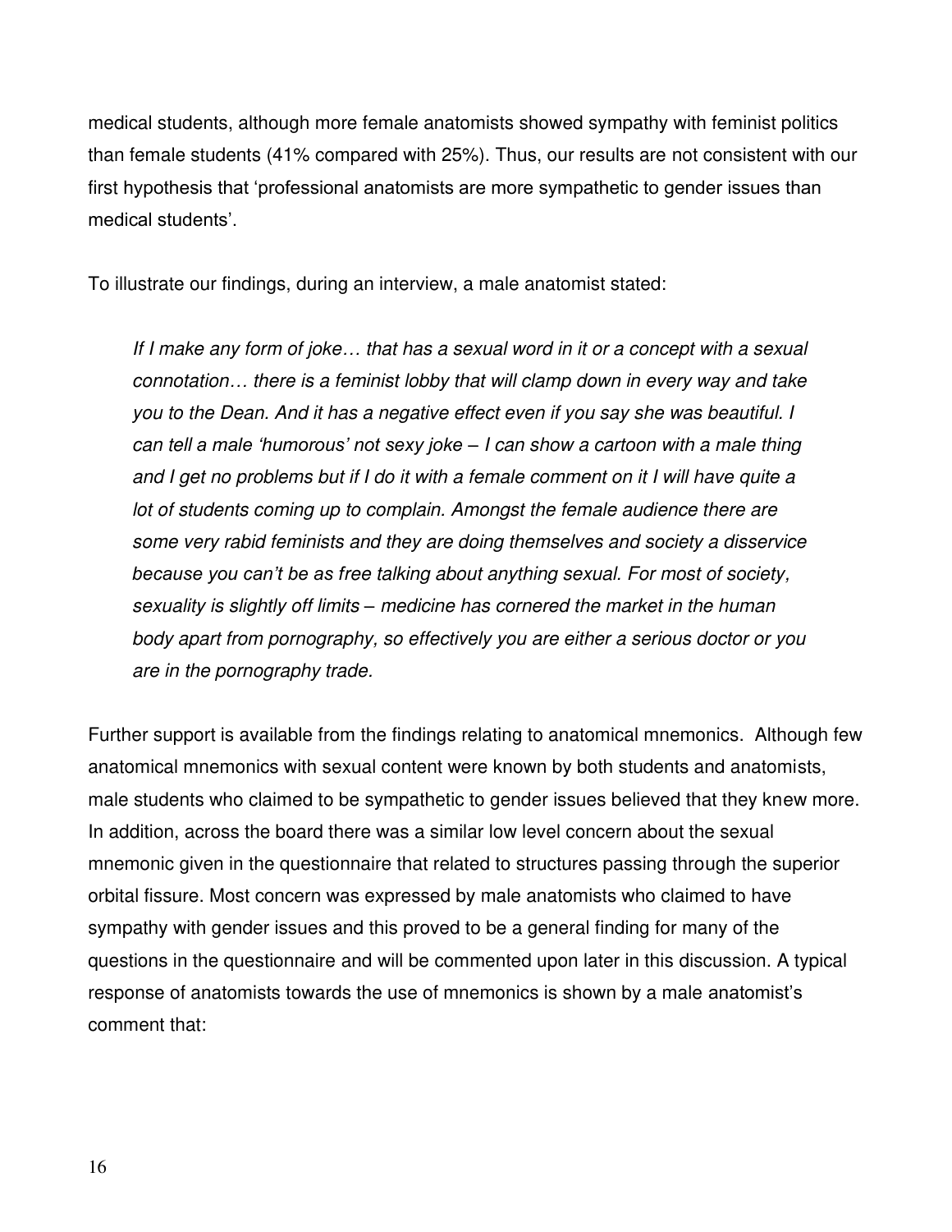medical students, although more female anatomists showed sympathy with feminist politics than female students (41% compared with 25%). Thus, our results are not consistent with our first hypothesis that 'professional anatomists are more sympathetic to gender issues than medical students'.

To illustrate our findings, during an interview, a male anatomist stated:

> *If I make any form of joke… that has a sexual word in it or a concept with a sexual connotation… there is a feminist lobby that will clamp down in every way and take you to the Dean. And it has a negative effect even if you say she was beautiful. I can tell a male 'humorous' not sexy joke – I can show a cartoon with a male thing and I get no problems but if I do it with a female comment on it I will have quite a lot of students coming up to complain. Amongst the female audience there are some very rabid feminists and they are doing themselves and society a disservice because you can't be as free talking about anything sexual. For most of society, sexuality is slightly off limits – medicine has cornered the market in the human body apart from pornography, so effectively you are either a serious doctor or you are in the pornography trade.*

Further support is available from the findings relating to anatomical mnemonics. Although few anatomical mnemonics with sexual content were known by both students and anatomists, male students who claimed to be sympathetic to gender issues believed that they knew more. In addition, across the board there was a similar low level concern about the sexual mnemonic given in the questionnaire that related to structures passing through the superior orbital fissure. Most concern was expressed by male anatomists who claimed to have sympathy with gender issues and this proved to be a general finding for many of the questions in the questionnaire and will be commented upon later in this discussion. A typical response of anatomists towards the use of mnemonics is shown by a male anatomist's comment that: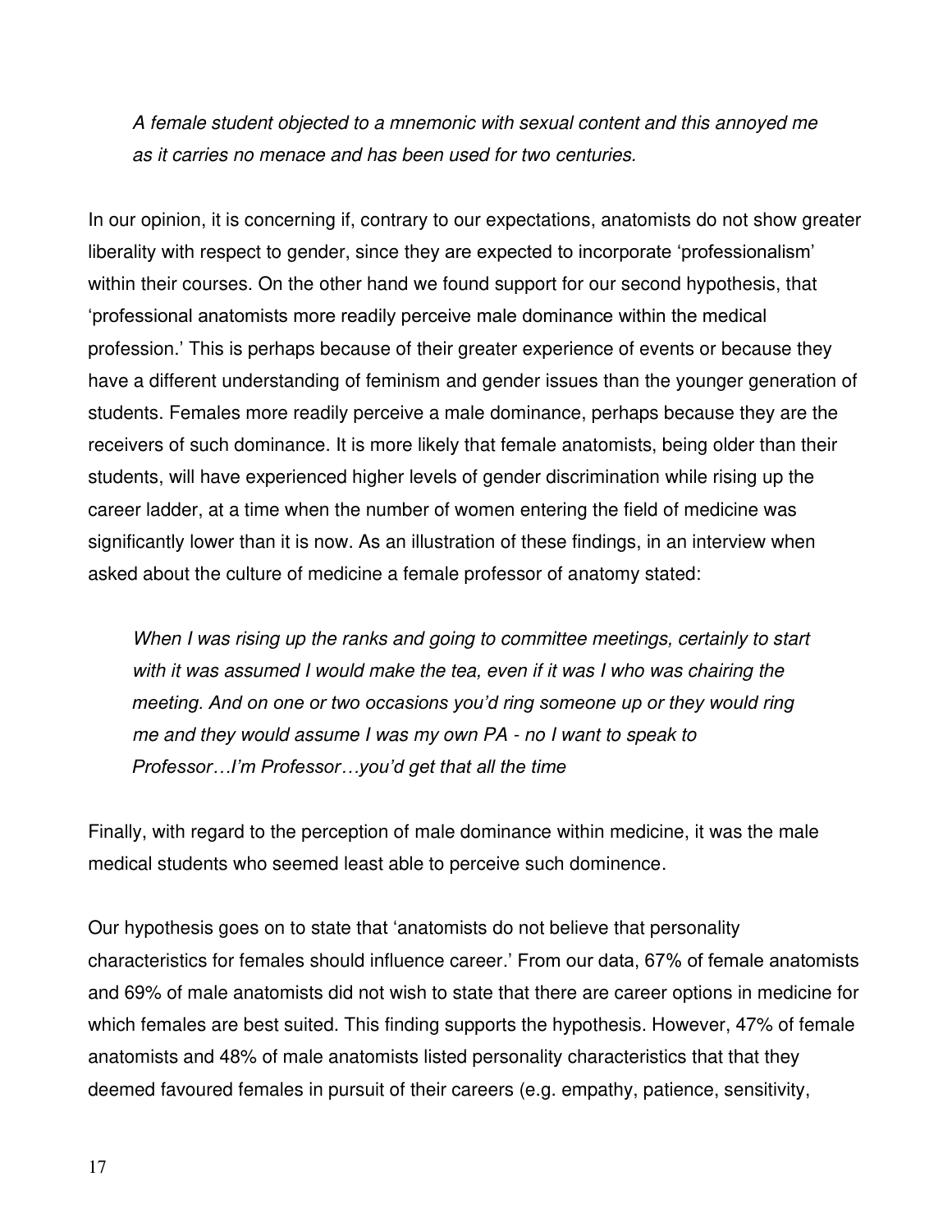*A female student objected to a mnemonic with sexual content and this annoyed me as it carries no menace and has been used for two centuries.*

In our opinion, it is concerning if, contrary to our expectations, anatomists do not show greater liberality with respect to gender, since they are expected to incorporate 'professionalism' within their courses. On the other hand we found support for our second hypothesis, that 'professional anatomists more readily perceive male dominance within the medical profession.' This is perhaps because of their greater experience of events or because they have a different understanding of feminism and gender issues than the younger generation of students. Females more readily perceive a male dominance, perhaps because they are the receivers of such dominance. It is more likely that female anatomists, being older than their students, will have experienced higher levels of gender discrimination while rising up the career ladder, at a time when the number of women entering the field of medicine was significantly lower than it is now. As an illustration of these findings, in an interview when asked about the culture of medicine a female professor of anatomy stated:

*When I was rising up the ranks and going to committee meetings, certainly to start with it was assumed I would make the tea, even if it was I who was chairing the meeting. And on one or two occasions you'd ring someone up or they would ring me and they would assume I was my own PA - no I want to speak to Professor…I'm Professor…you'd get that all the time*

Finally, with regard to the perception of male dominance within medicine, it was the male medical students who seemed least able to perceive such dominence.

Our hypothesis goes on to state that 'anatomists do not believe that personality characteristics for females should influence career.' From our data, 67% of female anatomists and 69% of male anatomists did not wish to state that there are career options in medicine for which females are best suited. This finding supports the hypothesis. However, 47% of female anatomists and 48% of male anatomists listed personality characteristics that that they deemed favoured females in pursuit of their careers (e.g. empathy, patience, sensitivity,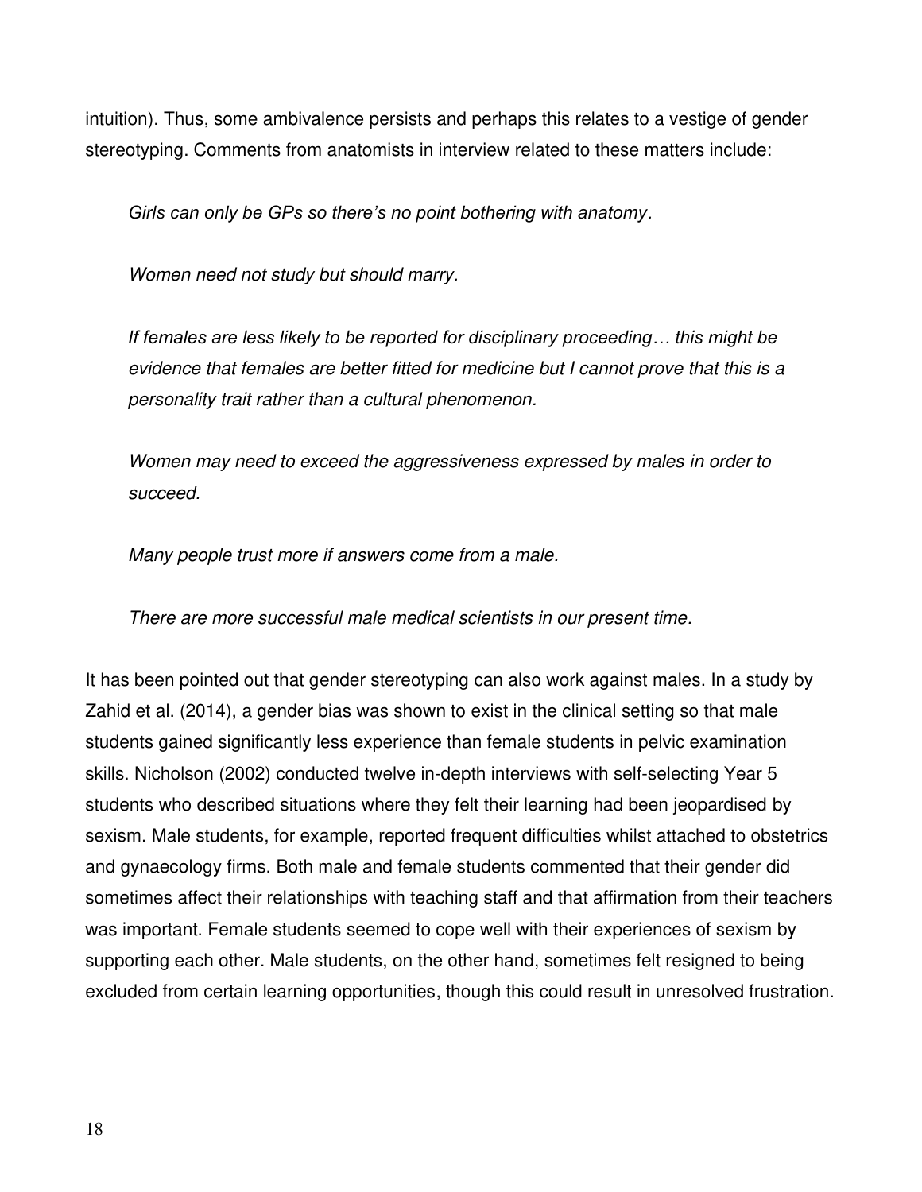intuition). Thus, some ambivalence persists and perhaps this relates to a vestige of gender stereotyping. Comments from anatomists in interview related to these matters include:

> *Girls can only be GPs so there's no point bothering with anatomy.*
>
> *Women need not study but should marry.*
>
> *If females are less likely to be reported for disciplinary proceeding… this might be evidence that females are better fitted for medicine but I cannot prove that this is a personality trait rather than a cultural phenomenon.*
>
> *Women may need to exceed the aggressiveness expressed by males in order to succeed.*
>
> *Many people trust more if answers come from a male.*
>
> *There are more successful male medical scientists in our present time.*

It has been pointed out that gender stereotyping can also work against males. In a study by Zahid et al. (2014), a gender bias was shown to exist in the clinical setting so that male students gained significantly less experience than female students in pelvic examination skills. Nicholson (2002) conducted twelve in-depth interviews with self-selecting Year 5 students who described situations where they felt their learning had been jeopardised by sexism. Male students, for example, reported frequent difficulties whilst attached to obstetrics and gynaecology firms. Both male and female students commented that their gender did sometimes affect their relationships with teaching staff and that affirmation from their teachers was important. Female students seemed to cope well with their experiences of sexism by supporting each other. Male students, on the other hand, sometimes felt resigned to being excluded from certain learning opportunities, though this could result in unresolved frustration.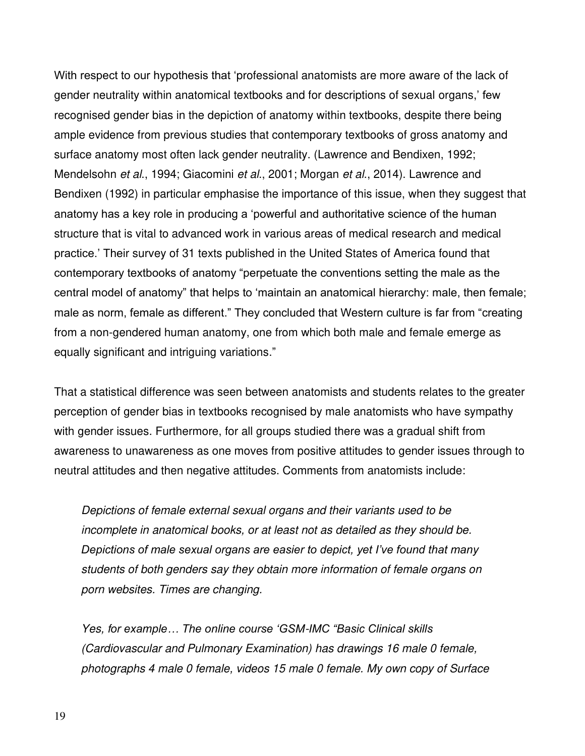With respect to our hypothesis that 'professional anatomists are more aware of the lack of gender neutrality within anatomical textbooks and for descriptions of sexual organs,' few recognised gender bias in the depiction of anatomy within textbooks, despite there being ample evidence from previous studies that contemporary textbooks of gross anatomy and surface anatomy most often lack gender neutrality. (Lawrence and Bendixen, 1992; Mendelsohn *et al*., 1994; Giacomini *et al*., 2001; Morgan *et al*., 2014). Lawrence and Bendixen (1992) in particular emphasise the importance of this issue, when they suggest that anatomy has a key role in producing a 'powerful and authoritative science of the human structure that is vital to advanced work in various areas of medical research and medical practice.' Their survey of 31 texts published in the United States of America found that contemporary textbooks of anatomy "perpetuate the conventions setting the male as the central model of anatomy" that helps to 'maintain an anatomical hierarchy: male, then female; male as norm, female as different." They concluded that Western culture is far from "creating from a non-gendered human anatomy, one from which both male and female emerge as equally significant and intriguing variations."

That a statistical difference was seen between anatomists and students relates to the greater perception of gender bias in textbooks recognised by male anatomists who have sympathy with gender issues. Furthermore, for all groups studied there was a gradual shift from awareness to unawareness as one moves from positive attitudes to gender issues through to neutral attitudes and then negative attitudes. Comments from anatomists include:

> *Depictions of female external sexual organs and their variants used to be incomplete in anatomical books, or at least not as detailed as they should be. Depictions of male sexual organs are easier to depict, yet I've found that many students of both genders say they obtain more information of female organs on porn websites. Times are changing.*

> *Yes, for example… The online course 'GSM-IMC "Basic Clinical skills (Cardiovascular and Pulmonary Examination) has drawings 16 male 0 female, photographs 4 male 0 female, videos 15 male 0 female. My own copy of Surface*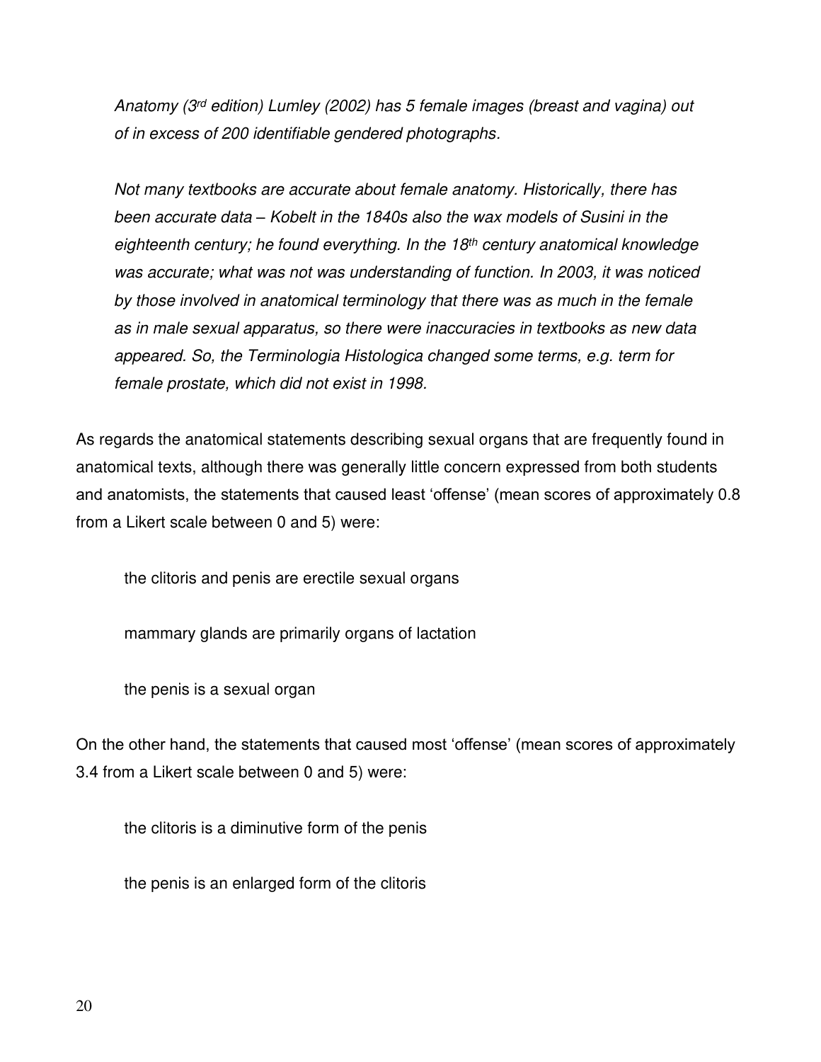*Anatomy (3rd edition) Lumley (2002) has 5 female images (breast and vagina) out of in excess of 200 identifiable gendered photographs.*

*Not many textbooks are accurate about female anatomy. Historically, there has been accurate data – Kobelt in the 1840s also the wax models of Susini in the eighteenth century; he found everything. In the 18th century anatomical knowledge was accurate; what was not was understanding of function. In 2003, it was noticed by those involved in anatomical terminology that there was as much in the female as in male sexual apparatus, so there were inaccuracies in textbooks as new data appeared. So, the Terminologia Histologica changed some terms, e.g. term for female prostate, which did not exist in 1998.*

As regards the anatomical statements describing sexual organs that are frequently found in anatomical texts, although there was generally little concern expressed from both students and anatomists, the statements that caused least 'offense' (mean scores of approximately 0.8 from a Likert scale between 0 and 5) were:

the clitoris and penis are erectile sexual organs

mammary glands are primarily organs of lactation

the penis is a sexual organ

On the other hand, the statements that caused most 'offense' (mean scores of approximately 3.4 from a Likert scale between 0 and 5) were:

the clitoris is a diminutive form of the penis

the penis is an enlarged form of the clitoris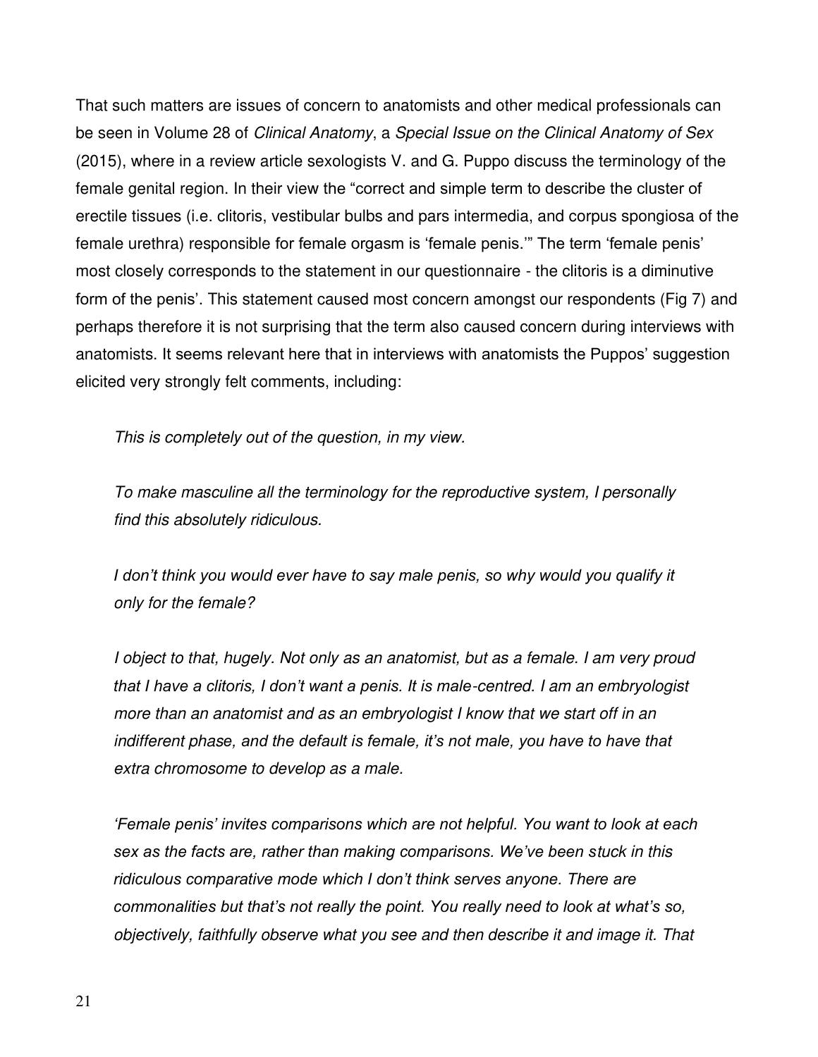That such matters are issues of concern to anatomists and other medical professionals can be seen in Volume 28 of *Clinical Anatomy*, a *Special Issue on the Clinical Anatomy of Sex* (2015), where in a review article sexologists V. and G. Puppo discuss the terminology of the female genital region. In their view the "correct and simple term to describe the cluster of erectile tissues (i.e. clitoris, vestibular bulbs and pars intermedia, and corpus spongiosa of the female urethra) responsible for female orgasm is 'female penis.'" The term 'female penis' most closely corresponds to the statement in our questionnaire - the clitoris is a diminutive form of the penis'. This statement caused most concern amongst our respondents (Fig 7) and perhaps therefore it is not surprising that the term also caused concern during interviews with anatomists. It seems relevant here that in interviews with anatomists the Puppos' suggestion elicited very strongly felt comments, including:

> *This is completely out of the question, in my view.*
>
> *To make masculine all the terminology for the reproductive system, I personally find this absolutely ridiculous.*
>
> *I don't think you would ever have to say male penis, so why would you qualify it only for the female?*
>
> *I object to that, hugely. Not only as an anatomist, but as a female. I am very proud that I have a clitoris, I don't want a penis. It is male-centred. I am an embryologist more than an anatomist and as an embryologist I know that we start off in an indifferent phase, and the default is female, it's not male, you have to have that extra chromosome to develop as a male.*
>
> *'Female penis' invites comparisons which are not helpful. You want to look at each sex as the facts are, rather than making comparisons. We've been stuck in this ridiculous comparative mode which I don't think serves anyone. There are commonalities but that's not really the point. You really need to look at what's so, objectively, faithfully observe what you see and then describe it and image it. That*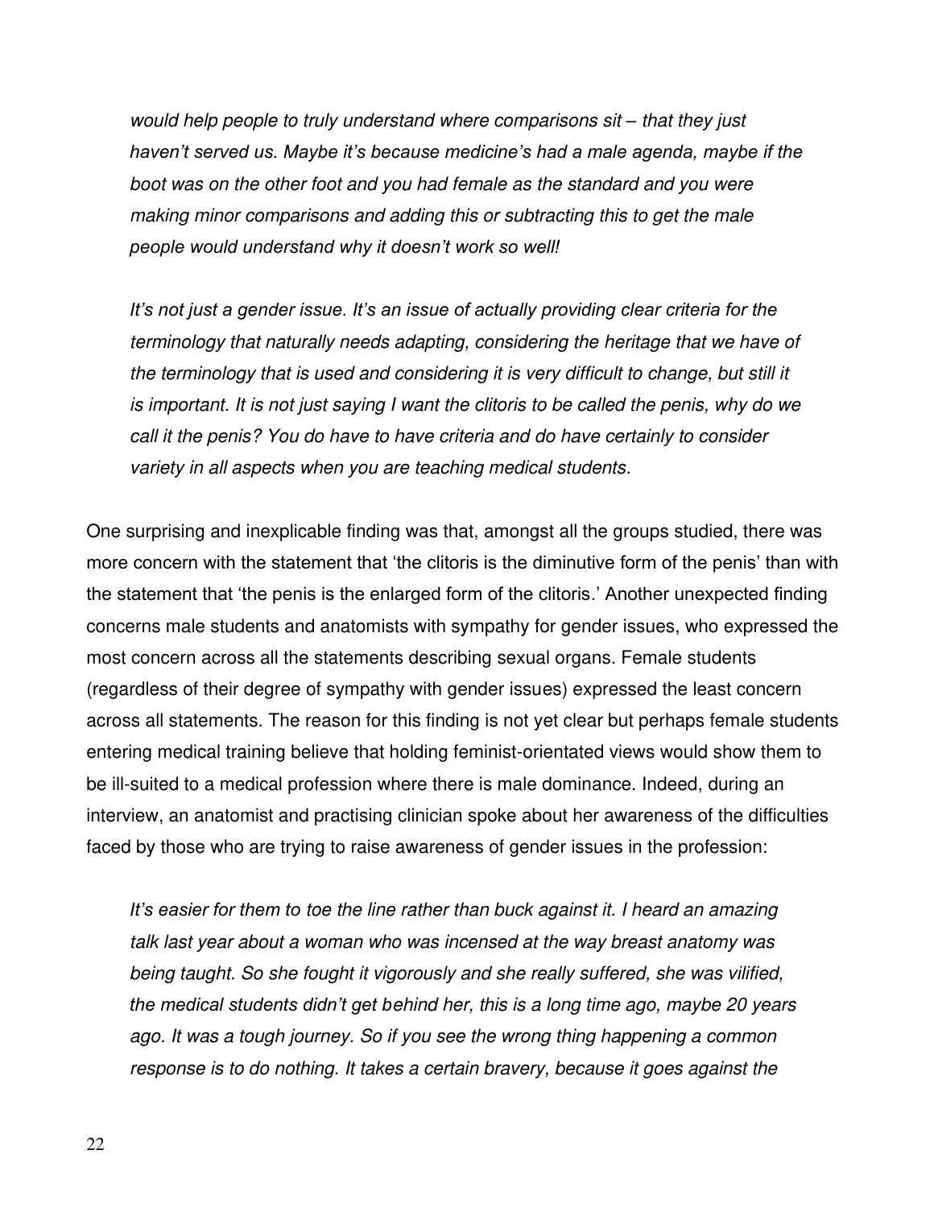*would help people to truly understand where comparisons sit – that they just haven't served us. Maybe it's because medicine's had a male agenda, maybe if the boot was on the other foot and you had female as the standard and you were making minor comparisons and adding this or subtracting this to get the male people would understand why it doesn't work so well!*

*It's not just a gender issue. It's an issue of actually providing clear criteria for the terminology that naturally needs adapting, considering the heritage that we have of the terminology that is used and considering it is very difficult to change, but still it is important. It is not just saying I want the clitoris to be called the penis, why do we call it the penis? You do have to have criteria and do have certainly to consider variety in all aspects when you are teaching medical students*.

One surprising and inexplicable finding was that, amongst all the groups studied, there was more concern with the statement that 'the clitoris is the diminutive form of the penis' than with the statement that 'the penis is the enlarged form of the clitoris.' Another unexpected finding concerns male students and anatomists with sympathy for gender issues, who expressed the most concern across all the statements describing sexual organs. Female students (regardless of their degree of sympathy with gender issues) expressed the least concern across all statements. The reason for this finding is not yet clear but perhaps female students entering medical training believe that holding feminist-orientated views would show them to be ill-suited to a medical profession where there is male dominance. Indeed, during an interview, an anatomist and practising clinician spoke about her awareness of the difficulties faced by those who are trying to raise awareness of gender issues in the profession:

*It's easier for them to toe the line rather than buck against it. I heard an amazing talk last year about a woman who was incensed at the way breast anatomy was being taught. So she fought it vigorously and she really suffered, she was vilified, the medical students didn't get behind her, this is a long time ago, maybe 20 years ago. It was a tough journey. So if you see the wrong thing happening a common response is to do nothing. It takes a certain bravery, because it goes against the*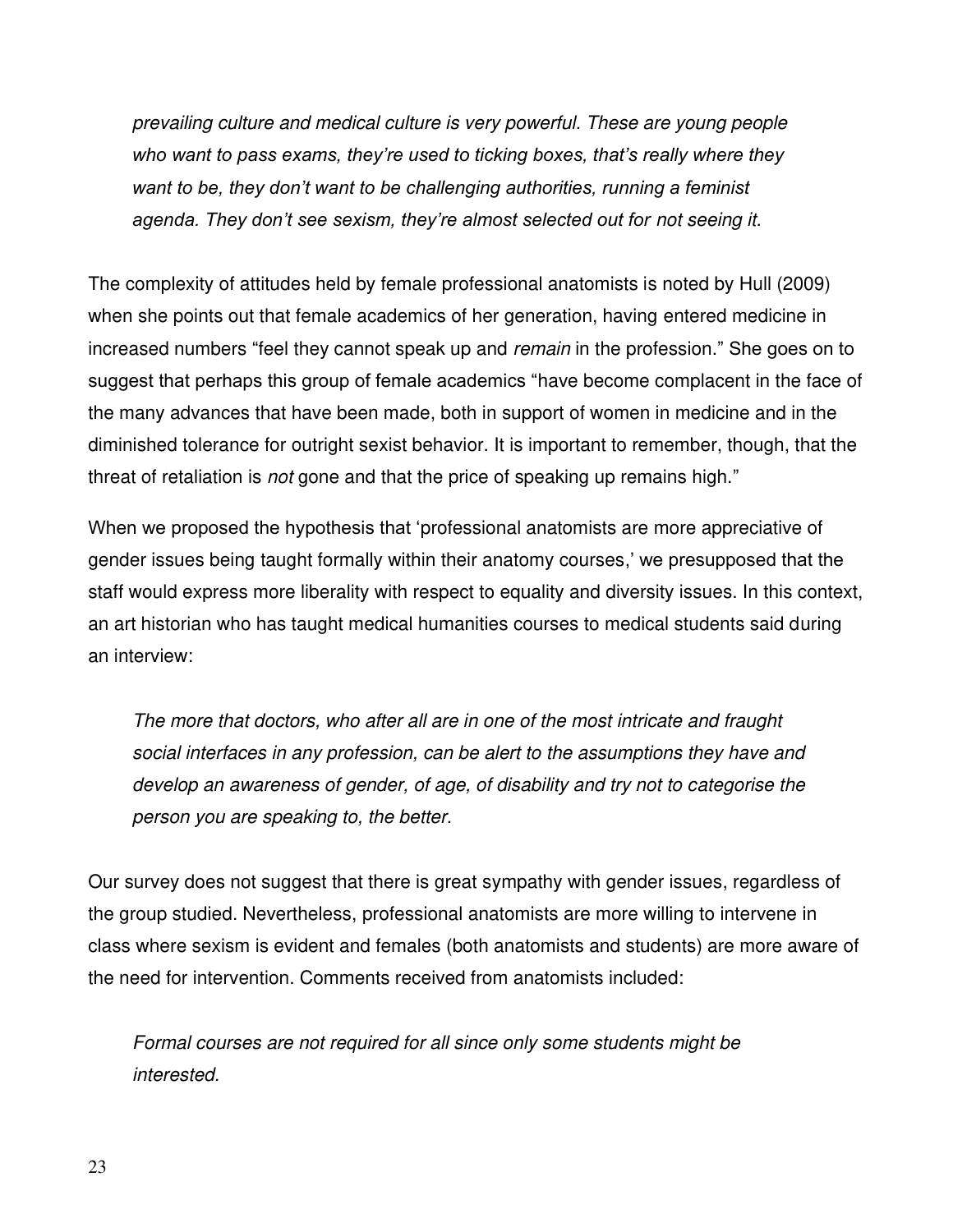*prevailing culture and medical culture is very powerful. These are young people who want to pass exams, they're used to ticking boxes, that's really where they want to be, they don't want to be challenging authorities, running a feminist agenda. They don't see sexism, they're almost selected out for not seeing it.*

The complexity of attitudes held by female professional anatomists is noted by Hull (2009) when she points out that female academics of her generation, having entered medicine in increased numbers "feel they cannot speak up and *remain* in the profession." She goes on to suggest that perhaps this group of female academics "have become complacent in the face of the many advances that have been made, both in support of women in medicine and in the diminished tolerance for outright sexist behavior. It is important to remember, though, that the threat of retaliation is *not* gone and that the price of speaking up remains high."

When we proposed the hypothesis that 'professional anatomists are more appreciative of gender issues being taught formally within their anatomy courses,' we presupposed that the staff would express more liberality with respect to equality and diversity issues. In this context, an art historian who has taught medical humanities courses to medical students said during an interview:

*The more that doctors, who after all are in one of the most intricate and fraught social interfaces in any profession, can be alert to the assumptions they have and develop an awareness of gender, of age, of disability and try not to categorise the person you are speaking to, the better.*

Our survey does not suggest that there is great sympathy with gender issues, regardless of the group studied. Nevertheless, professional anatomists are more willing to intervene in class where sexism is evident and females (both anatomists and students) are more aware of the need for intervention. Comments received from anatomists included:

*Formal courses are not required for all since only some students might be interested.*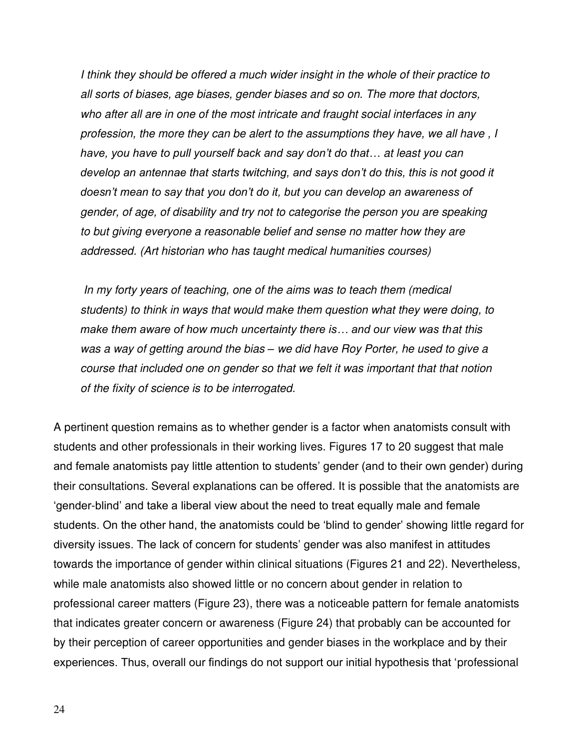*I think they should be offered a much wider insight in the whole of their practice to all sorts of biases, age biases, gender biases and so on. The more that doctors, who after all are in one of the most intricate and fraught social interfaces in any profession, the more they can be alert to the assumptions they have, we all have , I have, you have to pull yourself back and say don't do that… at least you can develop an antennae that starts twitching, and says don't do this, this is not good it doesn't mean to say that you don't do it, but you can develop an awareness of gender, of age, of disability and try not to categorise the person you are speaking to but giving everyone a reasonable belief and sense no matter how they are addressed. (Art historian who has taught medical humanities courses)*

*In my forty years of teaching, one of the aims was to teach them (medical students) to think in ways that would make them question what they were doing, to make them aware of how much uncertainty there is… and our view was that this was a way of getting around the bias – we did have Roy Porter, he used to give a course that included one on gender so that we felt it was important that that notion of the fixity of science is to be interrogated.*

A pertinent question remains as to whether gender is a factor when anatomists consult with students and other professionals in their working lives. Figures 17 to 20 suggest that male and female anatomists pay little attention to students' gender (and to their own gender) during their consultations. Several explanations can be offered. It is possible that the anatomists are 'gender-blind' and take a liberal view about the need to treat equally male and female students. On the other hand, the anatomists could be 'blind to gender' showing little regard for diversity issues. The lack of concern for students' gender was also manifest in attitudes towards the importance of gender within clinical situations (Figures 21 and 22). Nevertheless, while male anatomists also showed little or no concern about gender in relation to professional career matters (Figure 23), there was a noticeable pattern for female anatomists that indicates greater concern or awareness (Figure 24) that probably can be accounted for by their perception of career opportunities and gender biases in the workplace and by their experiences. Thus, overall our findings do not support our initial hypothesis that 'professional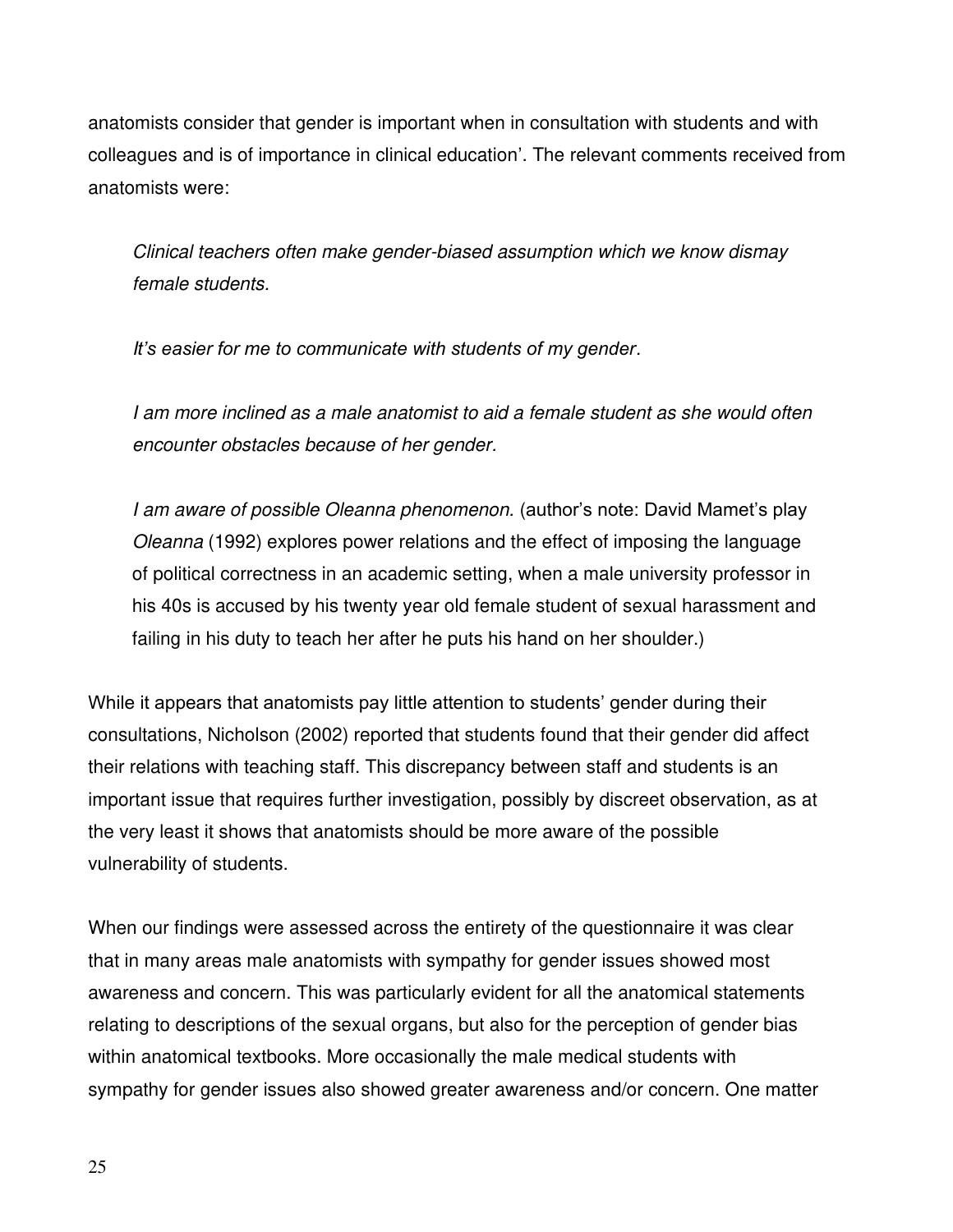anatomists consider that gender is important when in consultation with students and with colleagues and is of importance in clinical education'. The relevant comments received from anatomists were:

> *Clinical teachers often make gender-biased assumption which we know dismay female students.*
>
> *It's easier for me to communicate with students of my gender.*
>
> *I am more inclined as a male anatomist to aid a female student as she would often encounter obstacles because of her gender.*
>
> *I am aware of possible Oleanna phenomenon.* (author's note: David Mamet's play *Oleanna* (1992) explores power relations and the effect of imposing the language of political correctness in an academic setting, when a male university professor in his 40s is accused by his twenty year old female student of sexual harassment and failing in his duty to teach her after he puts his hand on her shoulder.)

While it appears that anatomists pay little attention to students' gender during their consultations, Nicholson (2002) reported that students found that their gender did affect their relations with teaching staff. This discrepancy between staff and students is an important issue that requires further investigation, possibly by discreet observation, as at the very least it shows that anatomists should be more aware of the possible vulnerability of students.

When our findings were assessed across the entirety of the questionnaire it was clear that in many areas male anatomists with sympathy for gender issues showed most awareness and concern. This was particularly evident for all the anatomical statements relating to descriptions of the sexual organs, but also for the perception of gender bias within anatomical textbooks. More occasionally the male medical students with sympathy for gender issues also showed greater awareness and/or concern. One matter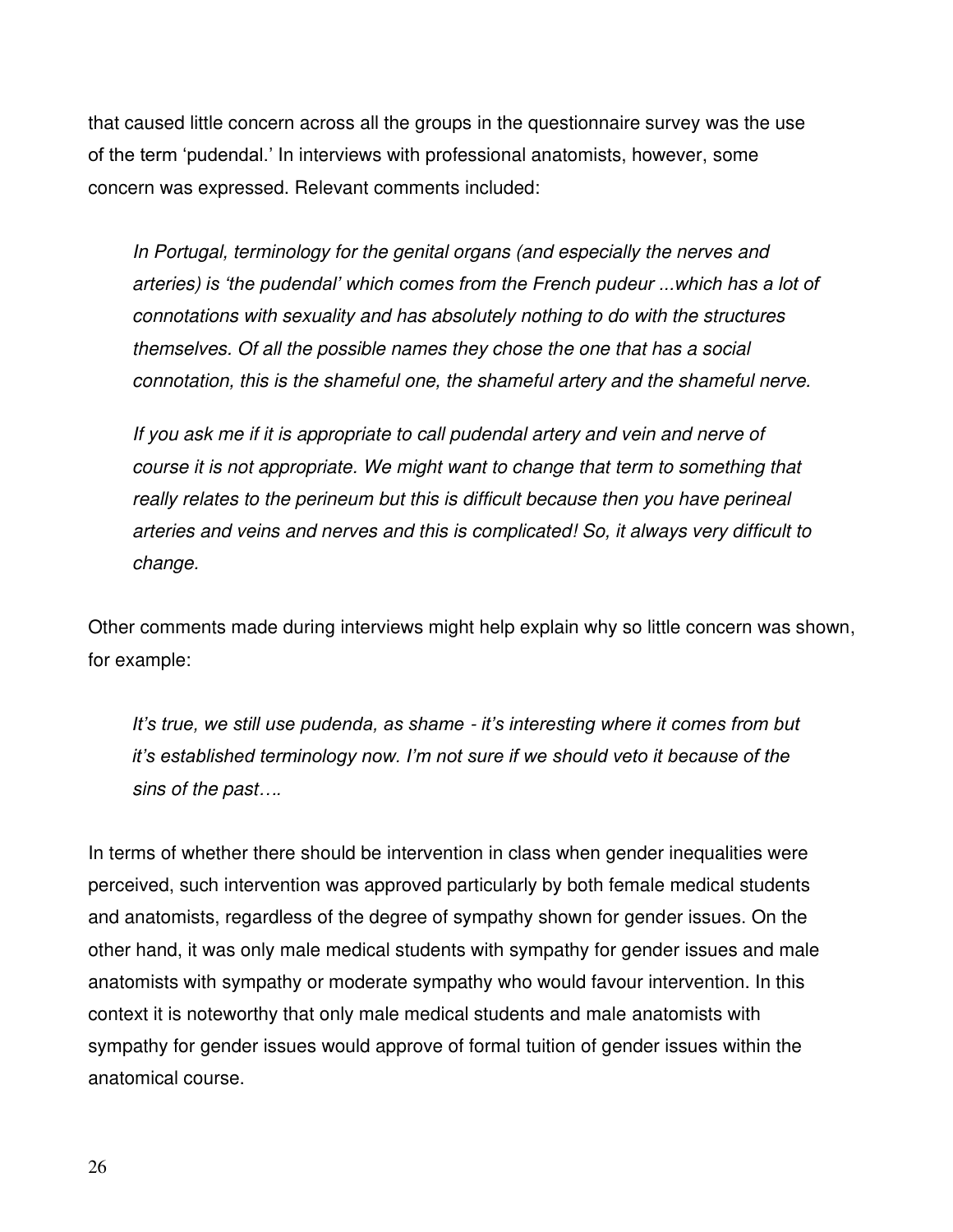that caused little concern across all the groups in the questionnaire survey was the use of the term 'pudendal.' In interviews with professional anatomists, however, some concern was expressed. Relevant comments included:

> *In Portugal, terminology for the genital organs (and especially the nerves and arteries) is 'the pudendal' which comes from the French pudeur ...which has a lot of connotations with sexuality and has absolutely nothing to do with the structures themselves. Of all the possible names they chose the one that has a social connotation, this is the shameful one, the shameful artery and the shameful nerve.*
>
> *If you ask me if it is appropriate to call pudendal artery and vein and nerve of course it is not appropriate. We might want to change that term to something that really relates to the perineum but this is difficult because then you have perineal arteries and veins and nerves and this is complicated! So, it always very difficult to change.*

Other comments made during interviews might help explain why so little concern was shown, for example:

> *It's true, we still use pudenda, as shame - it's interesting where it comes from but it's established terminology now. I'm not sure if we should veto it because of the sins of the past….*

In terms of whether there should be intervention in class when gender inequalities were perceived, such intervention was approved particularly by both female medical students and anatomists, regardless of the degree of sympathy shown for gender issues. On the other hand, it was only male medical students with sympathy for gender issues and male anatomists with sympathy or moderate sympathy who would favour intervention. In this context it is noteworthy that only male medical students and male anatomists with sympathy for gender issues would approve of formal tuition of gender issues within the anatomical course.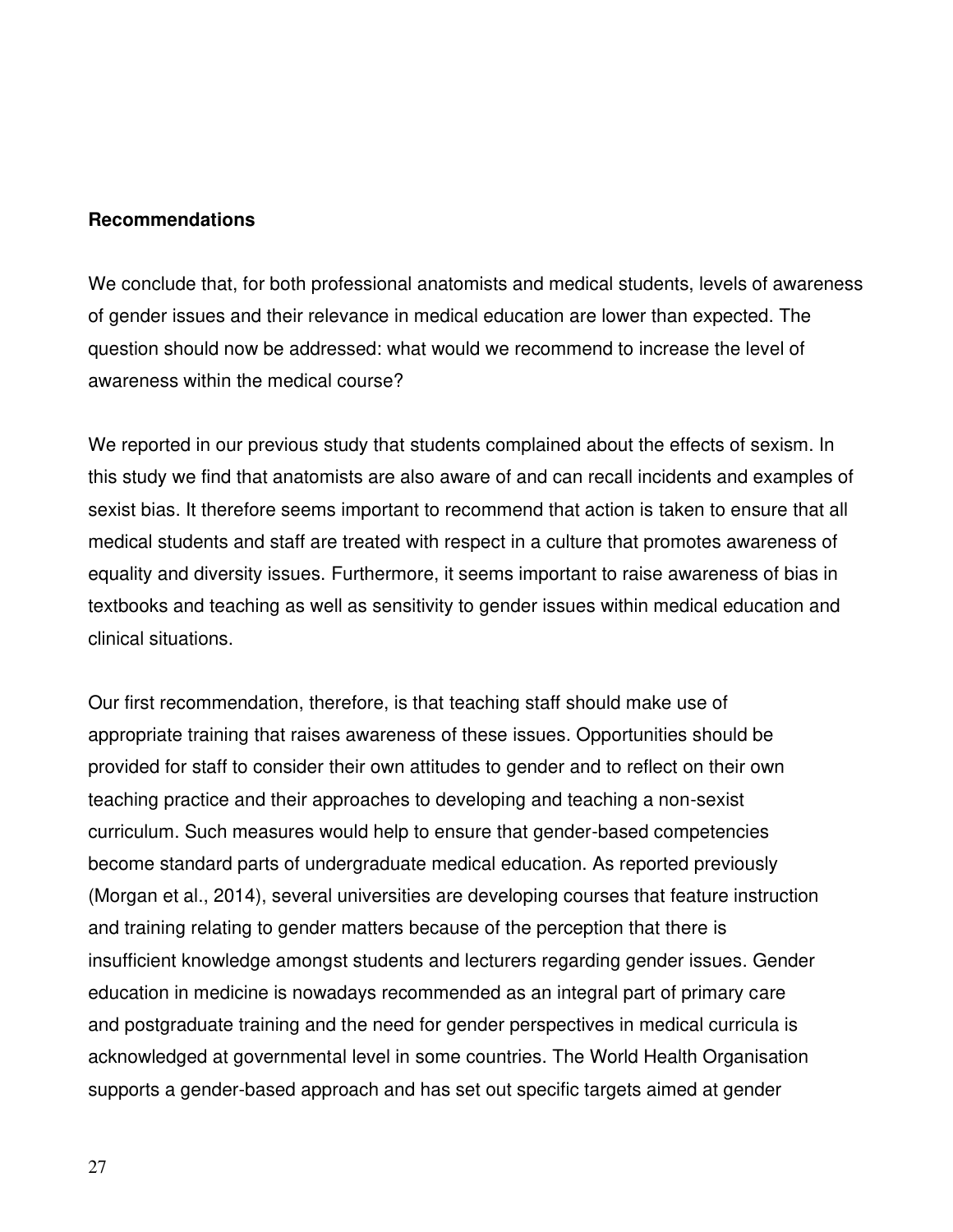**Recommendations**

We conclude that, for both professional anatomists and medical students, levels of awareness of gender issues and their relevance in medical education are lower than expected. The question should now be addressed: what would we recommend to increase the level of awareness within the medical course?

We reported in our previous study that students complained about the effects of sexism. In this study we find that anatomists are also aware of and can recall incidents and examples of sexist bias. It therefore seems important to recommend that action is taken to ensure that all medical students and staff are treated with respect in a culture that promotes awareness of equality and diversity issues. Furthermore, it seems important to raise awareness of bias in textbooks and teaching as well as sensitivity to gender issues within medical education and clinical situations.

Our first recommendation, therefore, is that teaching staff should make use of appropriate training that raises awareness of these issues. Opportunities should be provided for staff to consider their own attitudes to gender and to reflect on their own teaching practice and their approaches to developing and teaching a non-sexist curriculum. Such measures would help to ensure that gender-based competencies become standard parts of undergraduate medical education. As reported previously (Morgan et al., 2014), several universities are developing courses that feature instruction and training relating to gender matters because of the perception that there is insufficient knowledge amongst students and lecturers regarding gender issues. Gender education in medicine is nowadays recommended as an integral part of primary care and postgraduate training and the need for gender perspectives in medical curricula is acknowledged at governmental level in some countries. The World Health Organisation supports a gender-based approach and has set out specific targets aimed at gender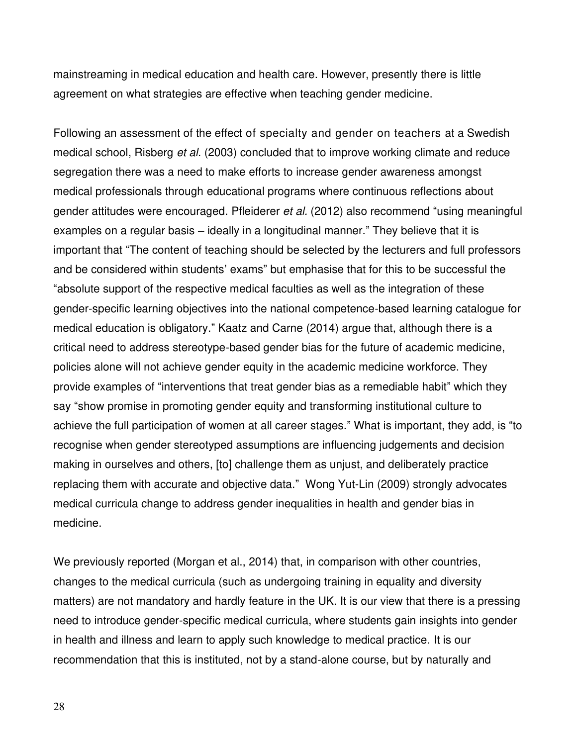mainstreaming in medical education and health care. However, presently there is little agreement on what strategies are effective when teaching gender medicine.

Following an assessment of the effect of specialty and gender on teachers at a Swedish medical school, Risberg *et al*. (2003) concluded that to improve working climate and reduce segregation there was a need to make efforts to increase gender awareness amongst medical professionals through educational programs where continuous reflections about gender attitudes were encouraged. Pfleiderer *et al.* (2012) also recommend "using meaningful examples on a regular basis – ideally in a longitudinal manner." They believe that it is important that "The content of teaching should be selected by the lecturers and full professors and be considered within students' exams" but emphasise that for this to be successful the "absolute support of the respective medical faculties as well as the integration of these gender-specific learning objectives into the national competence-based learning catalogue for medical education is obligatory." Kaatz and Carne (2014) argue that, although there is a critical need to address stereotype-based gender bias for the future of academic medicine, policies alone will not achieve gender equity in the academic medicine workforce. They provide examples of "interventions that treat gender bias as a remediable habit" which they say "show promise in promoting gender equity and transforming institutional culture to achieve the full participation of women at all career stages." What is important, they add, is "to recognise when gender stereotyped assumptions are influencing judgements and decision making in ourselves and others, [to] challenge them as unjust, and deliberately practice replacing them with accurate and objective data." Wong Yut-Lin (2009) strongly advocates medical curricula change to address gender inequalities in health and gender bias in medicine.

We previously reported (Morgan et al., 2014) that, in comparison with other countries, changes to the medical curricula (such as undergoing training in equality and diversity matters) are not mandatory and hardly feature in the UK. It is our view that there is a pressing need to introduce gender-specific medical curricula, where students gain insights into gender in health and illness and learn to apply such knowledge to medical practice. It is our recommendation that this is instituted, not by a stand-alone course, but by naturally and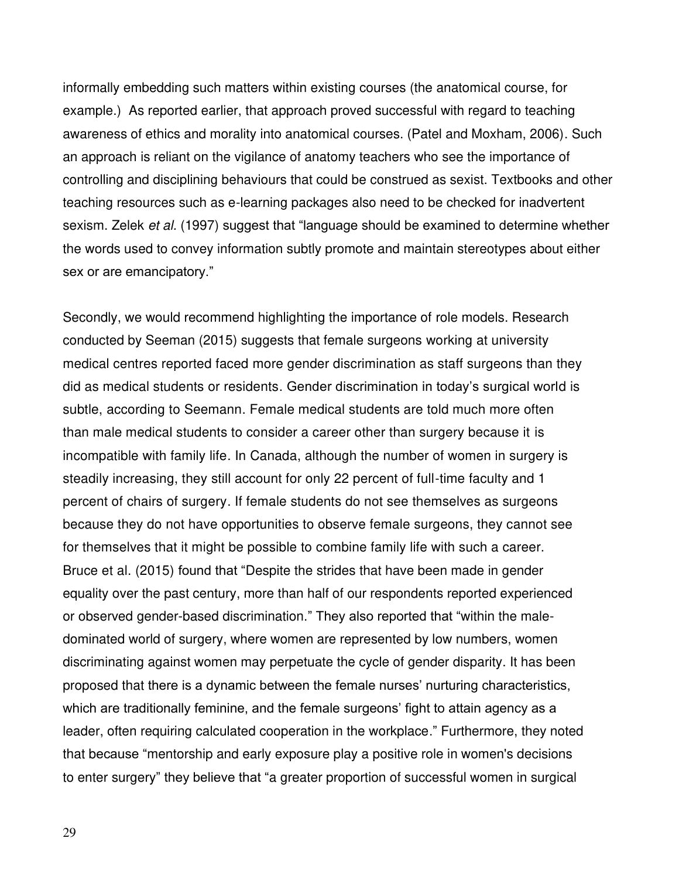informally embedding such matters within existing courses (the anatomical course, for example.) As reported earlier, that approach proved successful with regard to teaching awareness of ethics and morality into anatomical courses. (Patel and Moxham, 2006). Such an approach is reliant on the vigilance of anatomy teachers who see the importance of controlling and disciplining behaviours that could be construed as sexist. Textbooks and other teaching resources such as e-learning packages also need to be checked for inadvertent sexism. Zelek *et al*. (1997) suggest that "language should be examined to determine whether the words used to convey information subtly promote and maintain stereotypes about either sex or are emancipatory."

Secondly, we would recommend highlighting the importance of role models. Research conducted by Seeman (2015) suggests that female surgeons working at university medical centres reported faced more gender discrimination as staff surgeons than they did as medical students or residents. Gender discrimination in today's surgical world is subtle, according to Seemann. Female medical students are told much more often than male medical students to consider a career other than surgery because it is incompatible with family life. In Canada, although the number of women in surgery is steadily increasing, they still account for only 22 percent of full-time faculty and 1 percent of chairs of surgery. If female students do not see themselves as surgeons because they do not have opportunities to observe female surgeons, they cannot see for themselves that it might be possible to combine family life with such a career. Bruce et al. (2015) found that "Despite the strides that have been made in gender equality over the past century, more than half of our respondents reported experienced or observed gender-based discrimination." They also reported that "within the male-dominated world of surgery, where women are represented by low numbers, women discriminating against women may perpetuate the cycle of gender disparity. It has been proposed that there is a dynamic between the female nurses' nurturing characteristics, which are traditionally feminine, and the female surgeons' fight to attain agency as a leader, often requiring calculated cooperation in the workplace." Furthermore, they noted that because "mentorship and early exposure play a positive role in women's decisions to enter surgery" they believe that "a greater proportion of successful women in surgical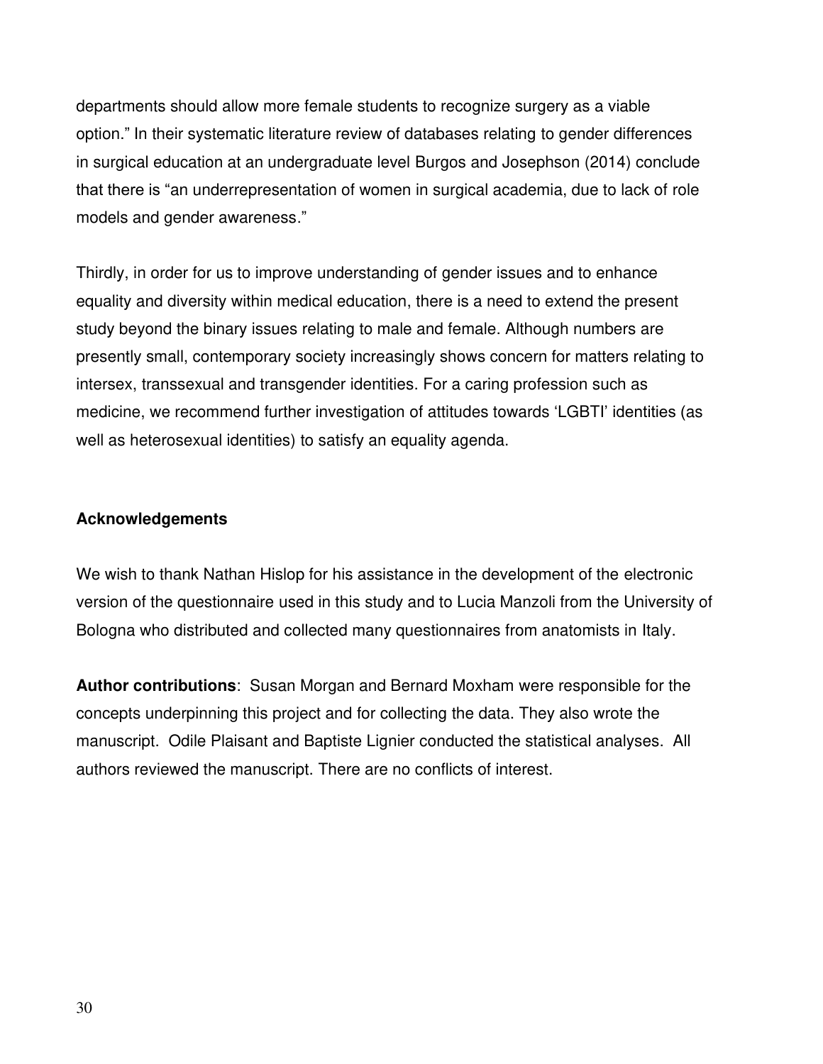departments should allow more female students to recognize surgery as a viable option." In their systematic literature review of databases relating to gender differences in surgical education at an undergraduate level Burgos and Josephson (2014) conclude that there is "an underrepresentation of women in surgical academia, due to lack of role models and gender awareness."

Thirdly, in order for us to improve understanding of gender issues and to enhance equality and diversity within medical education, there is a need to extend the present study beyond the binary issues relating to male and female. Although numbers are presently small, contemporary society increasingly shows concern for matters relating to intersex, transsexual and transgender identities. For a caring profession such as medicine, we recommend further investigation of attitudes towards 'LGBTI' identities (as well as heterosexual identities) to satisfy an equality agenda.

## Acknowledgements

We wish to thank Nathan Hislop for his assistance in the development of the electronic version of the questionnaire used in this study and to Lucia Manzoli from the University of Bologna who distributed and collected many questionnaires from anatomists in Italy.

**Author contributions**: Susan Morgan and Bernard Moxham were responsible for the concepts underpinning this project and for collecting the data. They also wrote the manuscript. Odile Plaisant and Baptiste Lignier conducted the statistical analyses. All authors reviewed the manuscript. There are no conflicts of interest.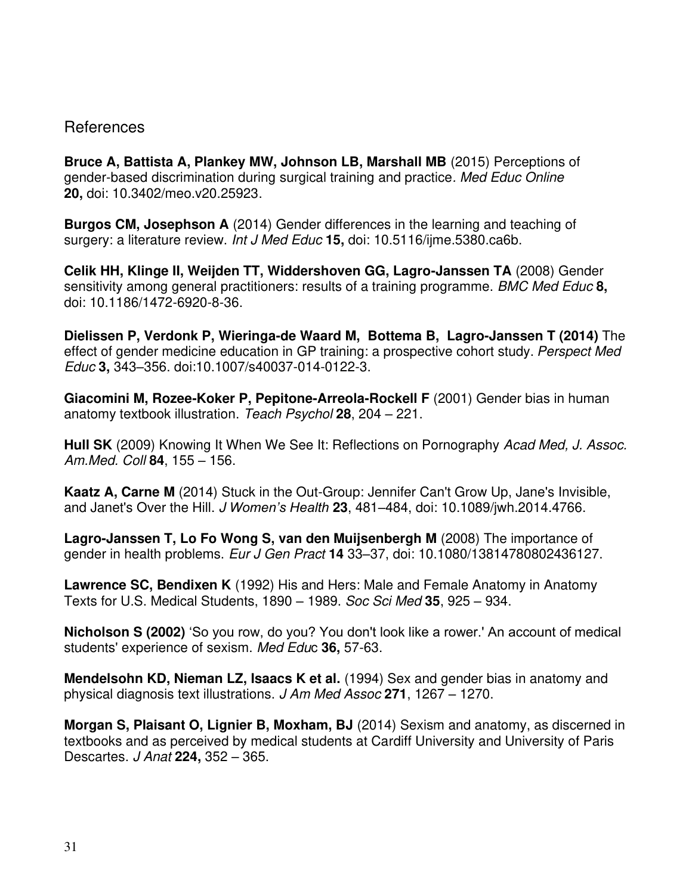## References

**Bruce A, Battista A, Plankey MW, Johnson LB, Marshall MB** (2015) Perceptions of gender-based discrimination during surgical training and practice. *Med Educ Online* **20,** doi: 10.3402/meo.v20.25923.

**Burgos CM, Josephson A** (2014) Gender differences in the learning and teaching of surgery: a literature review. *Int J Med Educ* **15,** doi: 10.5116/ijme.5380.ca6b.

**Celik HH, Klinge II, Weijden TT, Widdershoven GG, Lagro-Janssen TA** (2008) Gender sensitivity among general practitioners: results of a training programme. *BMC Med Educ* **8,** doi: 10.1186/1472-6920-8-36.

**Dielissen P, Verdonk P, Wieringa-de Waard M, Bottema B, Lagro-Janssen T (2014)** The effect of gender medicine education in GP training: a prospective cohort study. *Perspect Med Educ* **3,** 343–356. doi:10.1007/s40037-014-0122-3.

**Giacomini M, Rozee-Koker P, Pepitone-Arreola-Rockell F** (2001) Gender bias in human anatomy textbook illustration. *Teach Psychol* **28**, 204 – 221.

**Hull SK** (2009) Knowing It When We See It: Reflections on Pornography *Acad Med, J. Assoc. Am.Med. Coll* **84**, 155 – 156.

**Kaatz A, Carne M** (2014) Stuck in the Out-Group: Jennifer Can't Grow Up, Jane's Invisible, and Janet's Over the Hill. *J Women's Health* **23**, 481–484, doi: 10.1089/jwh.2014.4766.

**Lagro-Janssen T, Lo Fo Wong S, van den Muijsenbergh M** (2008) The importance of gender in health problems. *Eur J Gen Pract* **14** 33–37, doi: 10.1080/13814780802436127.

**Lawrence SC, Bendixen K** (1992) His and Hers: Male and Female Anatomy in Anatomy Texts for U.S. Medical Students, 1890 – 1989. *Soc Sci Med* **35**, 925 – 934.

**Nicholson S (2002)** 'So you row, do you? You don't look like a rower.' An account of medical students' experience of sexism. *Med Educ* **36,** 57-63.

**Mendelsohn KD, Nieman LZ, Isaacs K et al.** (1994) Sex and gender bias in anatomy and physical diagnosis text illustrations. *J Am Med Assoc* **271**, 1267 – 1270.

**Morgan S, Plaisant O, Lignier B, Moxham, BJ** (2014) Sexism and anatomy, as discerned in textbooks and as perceived by medical students at Cardiff University and University of Paris Descartes. *J Anat* **224,** 352 – 365.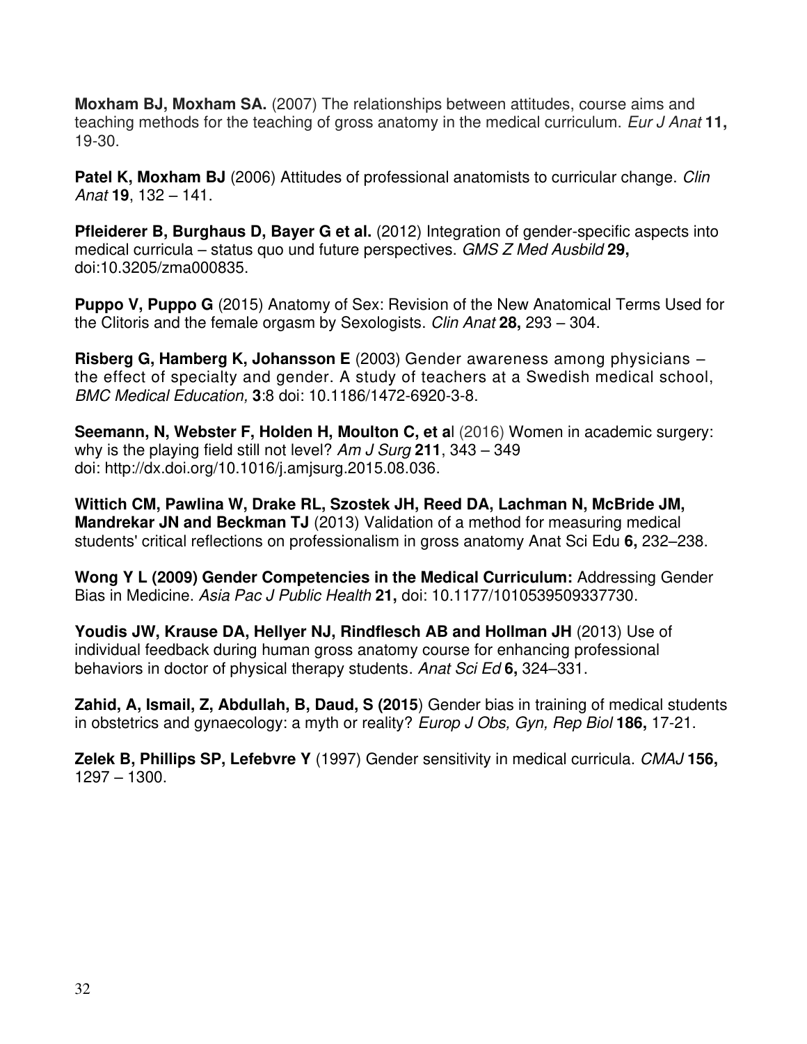**Moxham BJ, Moxham SA.** (2007) The relationships between attitudes, course aims and teaching methods for the teaching of gross anatomy in the medical curriculum. *Eur J Anat* **11,** 19-30.

**Patel K, Moxham BJ** (2006) Attitudes of professional anatomists to curricular change. *Clin Anat* **19**, 132 – 141.

**Pfleiderer B, Burghaus D, Bayer G et al.** (2012) Integration of gender-specific aspects into medical curricula – status quo und future perspectives. *GMS Z Med Ausbild* **29,** doi:10.3205/zma000835.

**Puppo V, Puppo G** (2015) Anatomy of Sex: Revision of the New Anatomical Terms Used for the Clitoris and the female orgasm by Sexologists. *Clin Anat* **28,** 293 – 304.

**Risberg G, Hamberg K, Johansson E** (2003) Gender awareness among physicians – the effect of specialty and gender. A study of teachers at a Swedish medical school, *BMC Medical Education,* **3**:8 doi: 10.1186/1472-6920-3-8.

**Seemann, N, Webster F, Holden H, Moulton C, et a**l (2016) Women in academic surgery: why is the playing field still not level? *Am J Surg* **211**, 343 – 349 doi: http://dx.doi.org/10.1016/j.amjsurg.2015.08.036.

**Wittich CM, Pawlina W, Drake RL, Szostek JH, Reed DA, Lachman N, McBride JM, Mandrekar JN and Beckman TJ** (2013) Validation of a method for measuring medical students' critical reflections on professionalism in gross anatomy Anat Sci Edu **6,** 232–238.

**Wong Y L (2009) Gender Competencies in the Medical Curriculum:** Addressing Gender Bias in Medicine. *Asia Pac J Public Health* **21,** doi: 10.1177/1010539509337730.

**Youdis JW, Krause DA, Hellyer NJ, Rindflesch AB and Hollman JH** (2013) Use of individual feedback during human gross anatomy course for enhancing professional behaviors in doctor of physical therapy students. *Anat Sci Ed* **6,** 324–331.

**Zahid, A, Ismail, Z, Abdullah, B, Daud, S (2015**) Gender bias in training of medical students in obstetrics and gynaecology: a myth or reality? *Europ J Obs, Gyn, Rep Biol* **186,** 17-21.

**Zelek B, Phillips SP, Lefebvre Y** (1997) Gender sensitivity in medical curricula. *CMAJ* **156,** 1297 – 1300.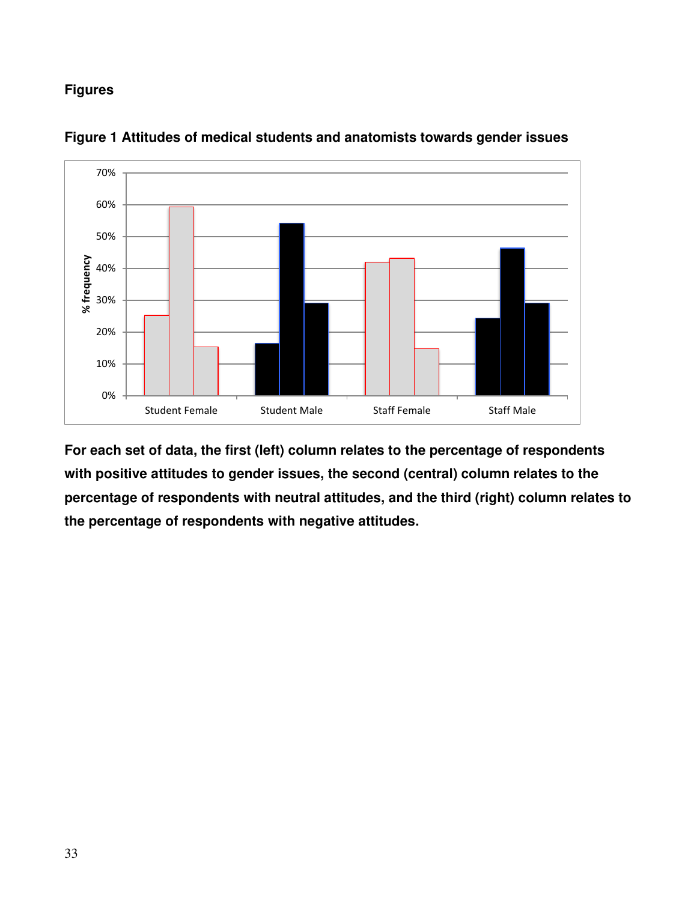**Figures**

**Figure 1 Attitudes of medical students and anatomists towards gender issues**

**For each set of data, the first (left) column relates to the percentage of respondents with positive attitudes to gender issues, the second (central) column relates to the percentage of respondents with neutral attitudes, and the third (right) column relates to the percentage of respondents with negative attitudes.**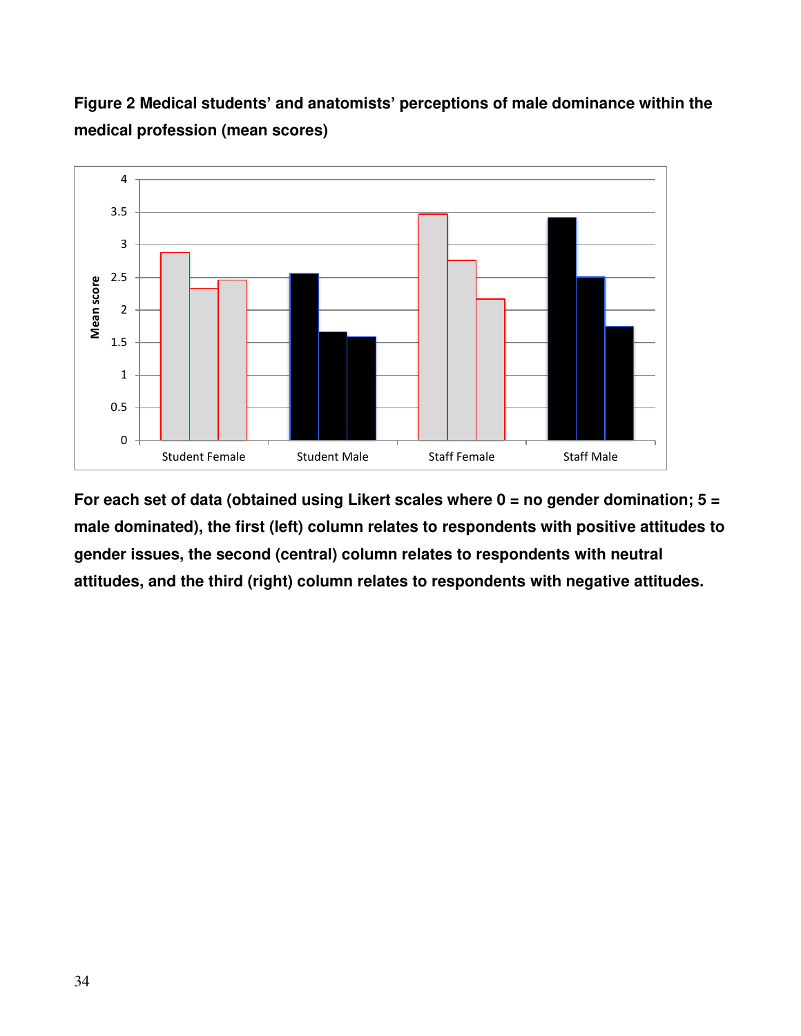**Figure 2 Medical students' and anatomists' perceptions of male dominance within the medical profession (mean scores)**

**For each set of data (obtained using Likert scales where 0 = no gender domination; 5 = male dominated), the first (left) column relates to respondents with positive attitudes to gender issues, the second (central) column relates to respondents with neutral attitudes, and the third (right) column relates to respondents with negative attitudes.**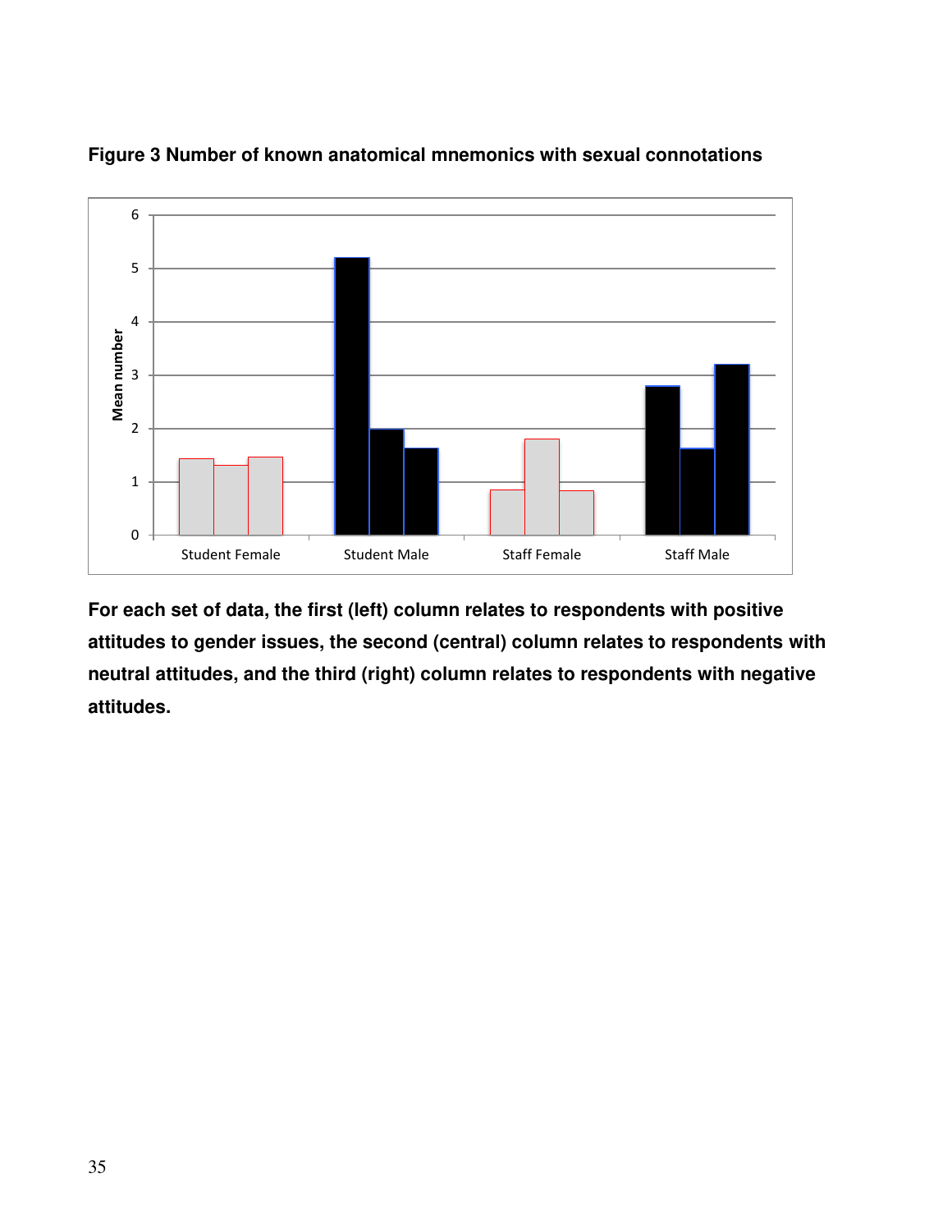**Figure 3 Number of known anatomical mnemonics with sexual connotations**

**For each set of data, the first (left) column relates to respondents with positive attitudes to gender issues, the second (central) column relates to respondents with neutral attitudes, and the third (right) column relates to respondents with negative attitudes.**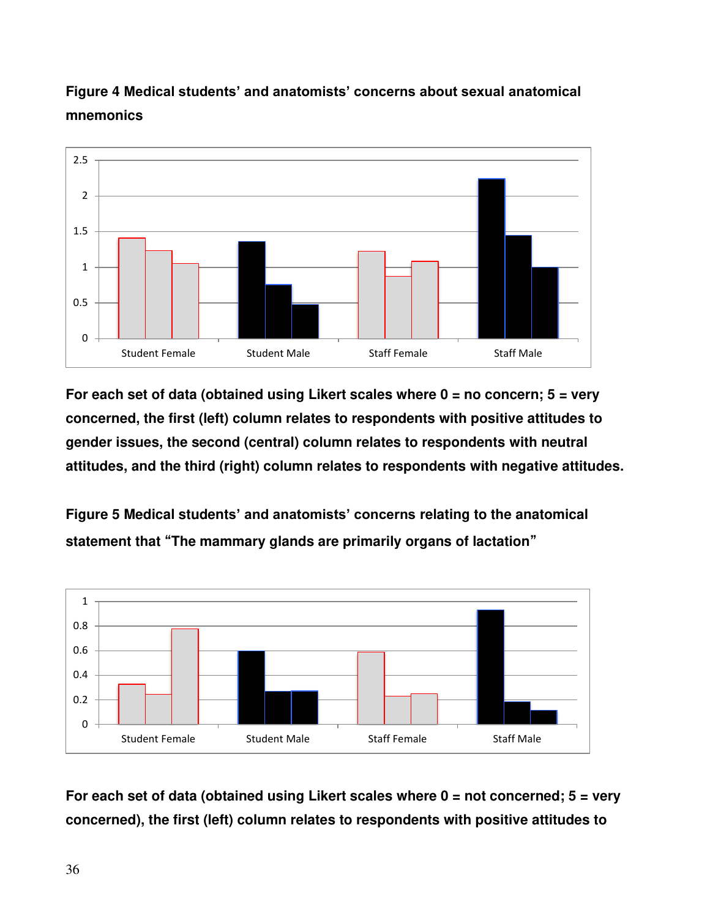**Figure 4 Medical students' and anatomists' concerns about sexual anatomical mnemonics**

**For each set of data (obtained using Likert scales where 0 = no concern; 5 = very concerned, the first (left) column relates to respondents with positive attitudes to gender issues, the second (central) column relates to respondents with neutral attitudes, and the third (right) column relates to respondents with negative attitudes.**

**Figure 5 Medical students' and anatomists' concerns relating to the anatomical statement that "The mammary glands are primarily organs of lactation"**

**For each set of data (obtained using Likert scales where 0 = not concerned; 5 = very concerned), the first (left) column relates to respondents with positive attitudes to**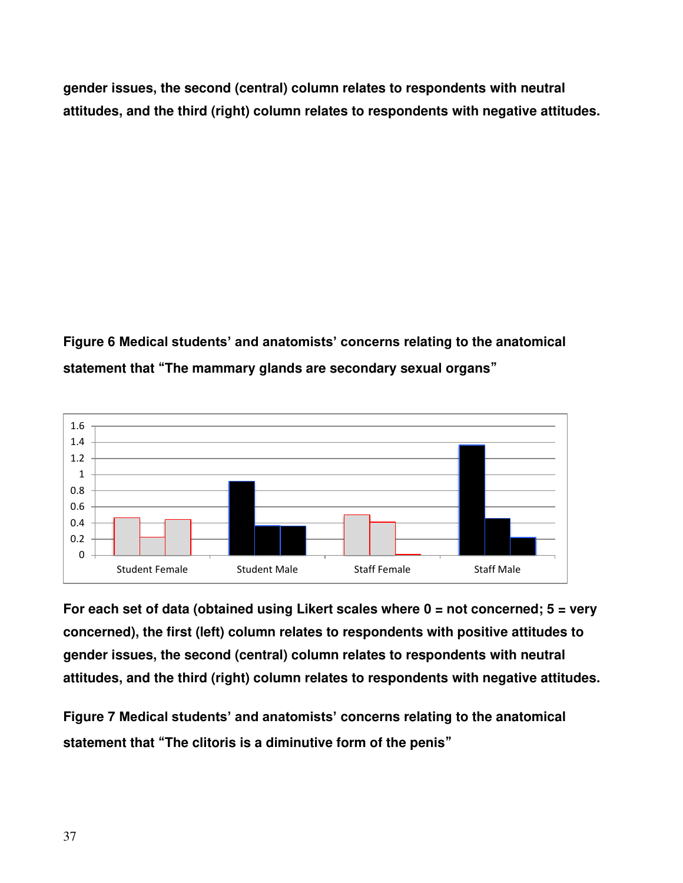**gender issues, the second (central) column relates to respondents with neutral attitudes, and the third (right) column relates to respondents with negative attitudes.**

**Figure 6 Medical students' and anatomists' concerns relating to the anatomical statement that "The mammary glands are secondary sexual organs"**

**For each set of data (obtained using Likert scales where 0 = not concerned; 5 = very concerned), the first (left) column relates to respondents with positive attitudes to gender issues, the second (central) column relates to respondents with neutral attitudes, and the third (right) column relates to respondents with negative attitudes.**

**Figure 7 Medical students' and anatomists' concerns relating to the anatomical statement that "The clitoris is a diminutive form of the penis"**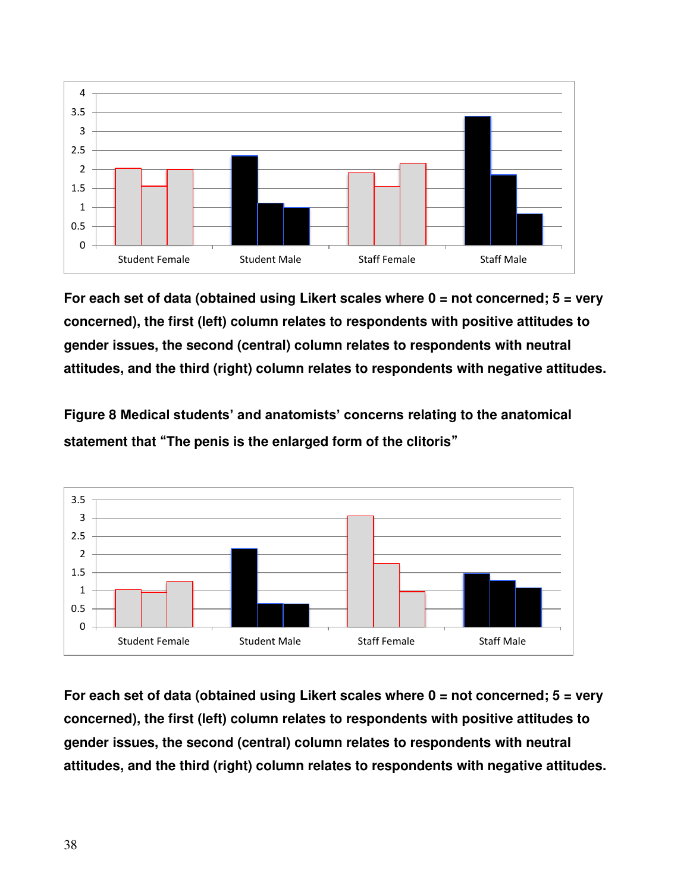**For each set of data (obtained using Likert scales where 0 = not concerned; 5 = very concerned), the first (left) column relates to respondents with positive attitudes to gender issues, the second (central) column relates to respondents with neutral attitudes, and the third (right) column relates to respondents with negative attitudes.**

**Figure 8 Medical students' and anatomists' concerns relating to the anatomical statement that "The penis is the enlarged form of the clitoris"**

**For each set of data (obtained using Likert scales where 0 = not concerned; 5 = very concerned), the first (left) column relates to respondents with positive attitudes to gender issues, the second (central) column relates to respondents with neutral attitudes, and the third (right) column relates to respondents with negative attitudes.**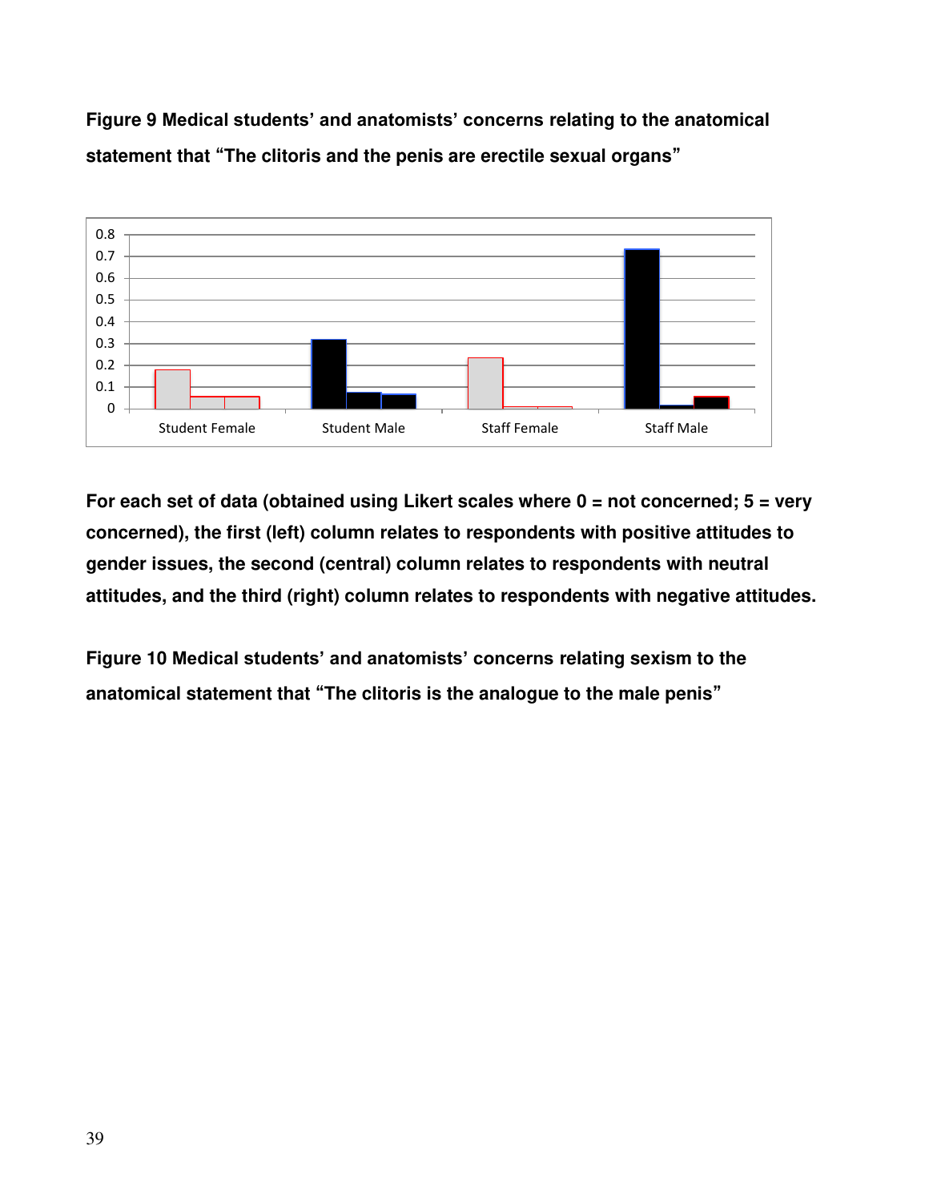**Figure 9 Medical students' and anatomists' concerns relating to the anatomical statement that "The clitoris and the penis are erectile sexual organs"**

**For each set of data (obtained using Likert scales where 0 = not concerned; 5 = very concerned), the first (left) column relates to respondents with positive attitudes to gender issues, the second (central) column relates to respondents with neutral attitudes, and the third (right) column relates to respondents with negative attitudes.**

**Figure 10 Medical students' and anatomists' concerns relating sexism to the anatomical statement that "The clitoris is the analogue to the male penis"**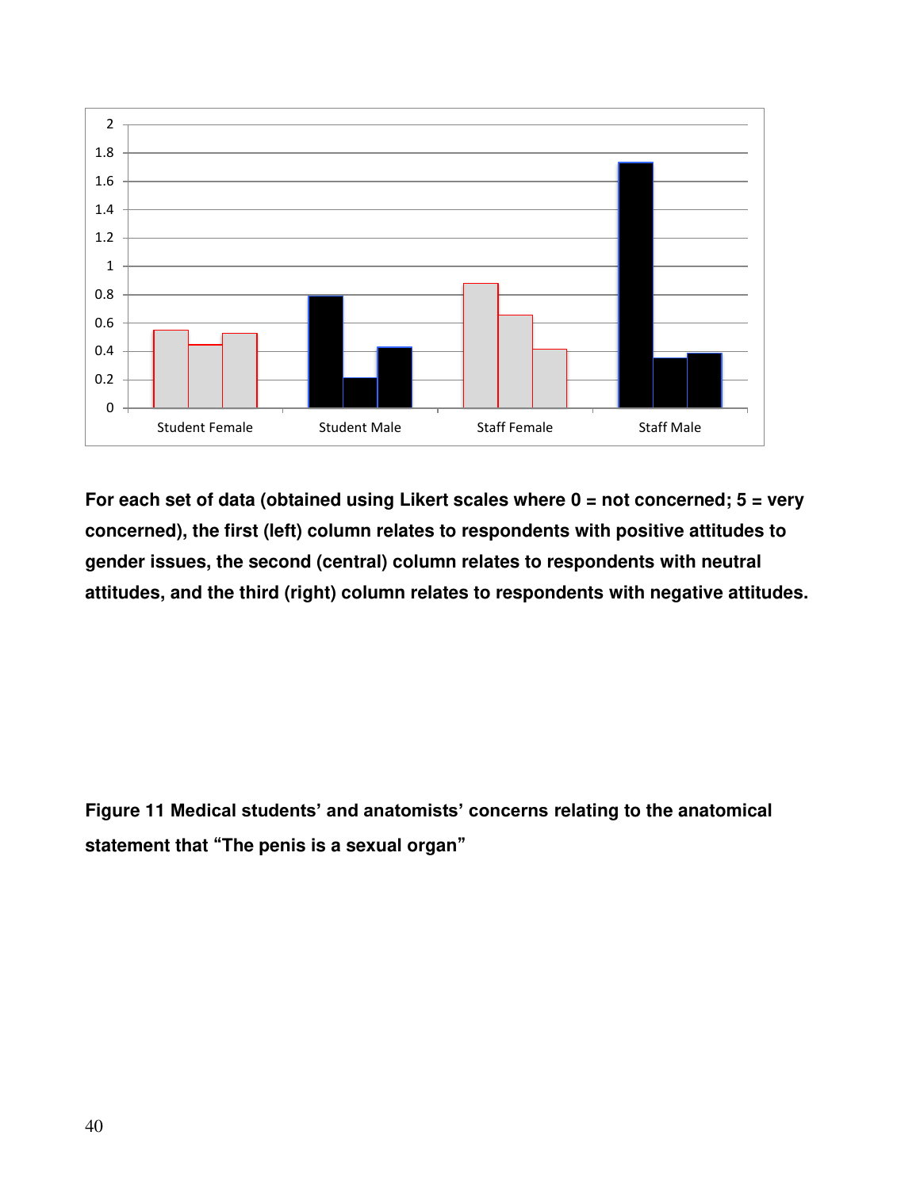**For each set of data (obtained using Likert scales where 0 = not concerned; 5 = very concerned), the first (left) column relates to respondents with positive attitudes to gender issues, the second (central) column relates to respondents with neutral attitudes, and the third (right) column relates to respondents with negative attitudes.**

**Figure 11 Medical students' and anatomists' concerns relating to the anatomical statement that "The penis is a sexual organ"**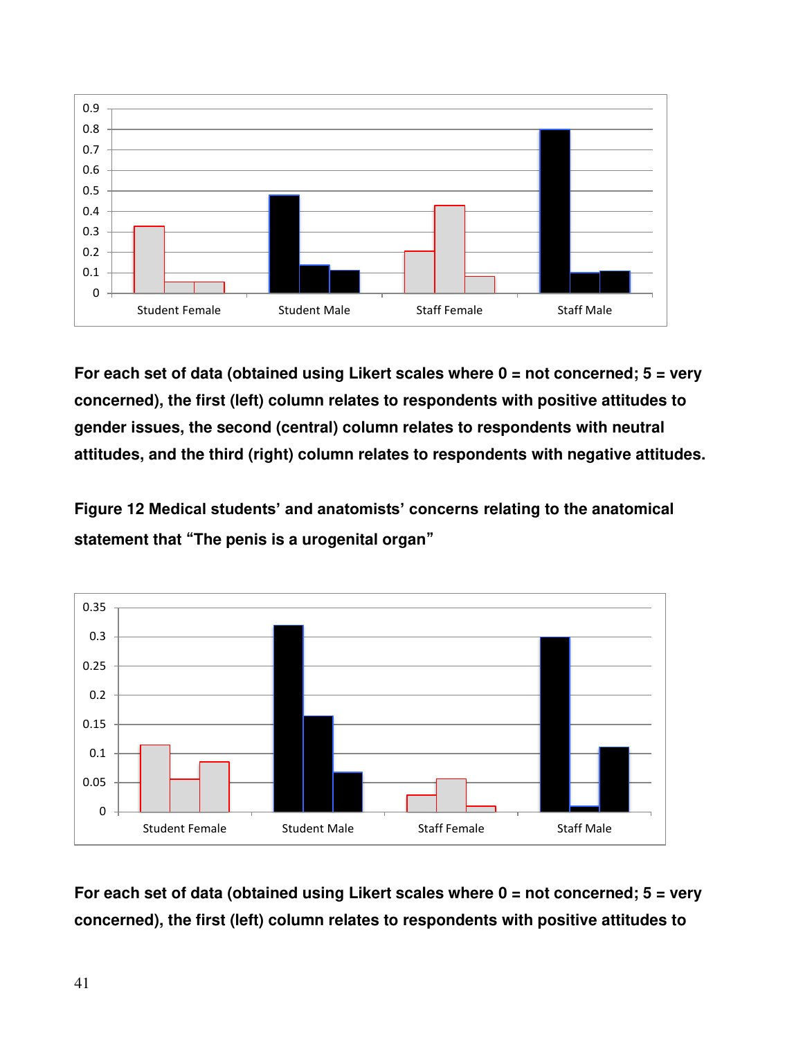For each set of data (obtained using Likert scales where 0 = not concerned; 5 = very concerned), the first (left) column relates to respondents with positive attitudes to gender issues, the second (central) column relates to respondents with neutral attitudes, and the third (right) column relates to respondents with negative attitudes.

**Figure 12 Medical students' and anatomists' concerns relating to the anatomical statement that "The penis is a urogenital organ"**

For each set of data (obtained using Likert scales where 0 = not concerned; 5 = very concerned), the first (left) column relates to respondents with positive attitudes to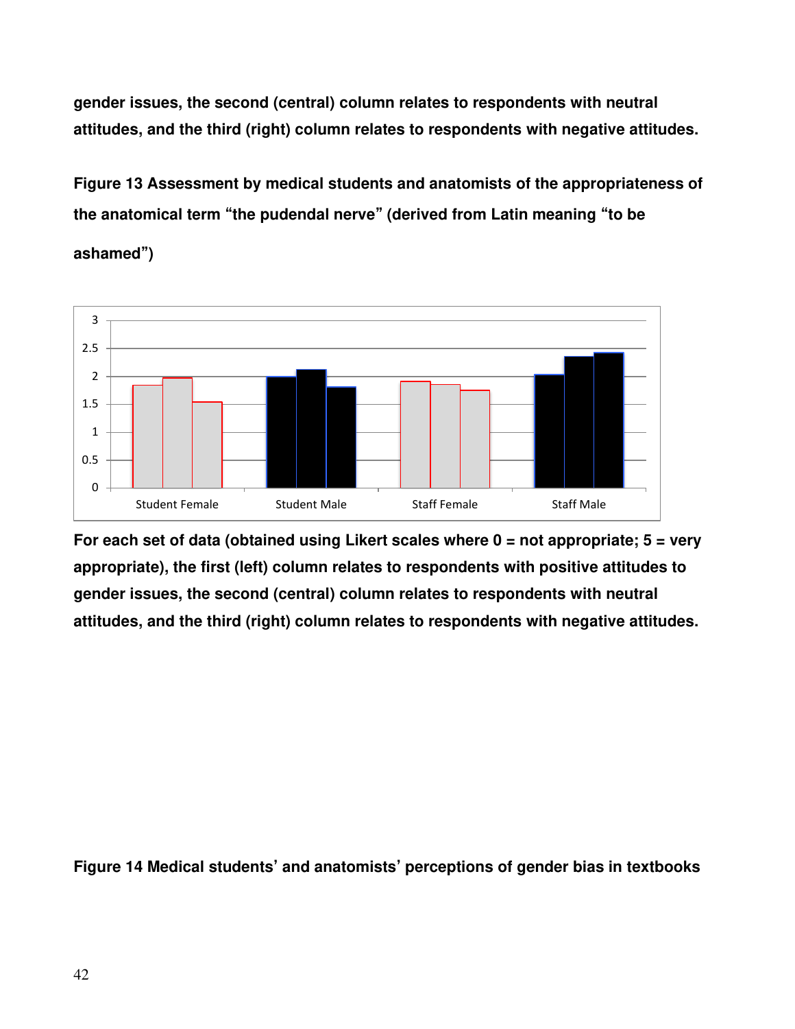**gender issues, the second (central) column relates to respondents with neutral attitudes, and the third (right) column relates to respondents with negative attitudes.**

**Figure 13 Assessment by medical students and anatomists of the appropriateness of the anatomical term "the pudendal nerve" (derived from Latin meaning "to be ashamed")**

**For each set of data (obtained using Likert scales where 0 = not appropriate; 5 = very appropriate), the first (left) column relates to respondents with positive attitudes to gender issues, the second (central) column relates to respondents with neutral attitudes, and the third (right) column relates to respondents with negative attitudes.**

**Figure 14 Medical students' and anatomists' perceptions of gender bias in textbooks**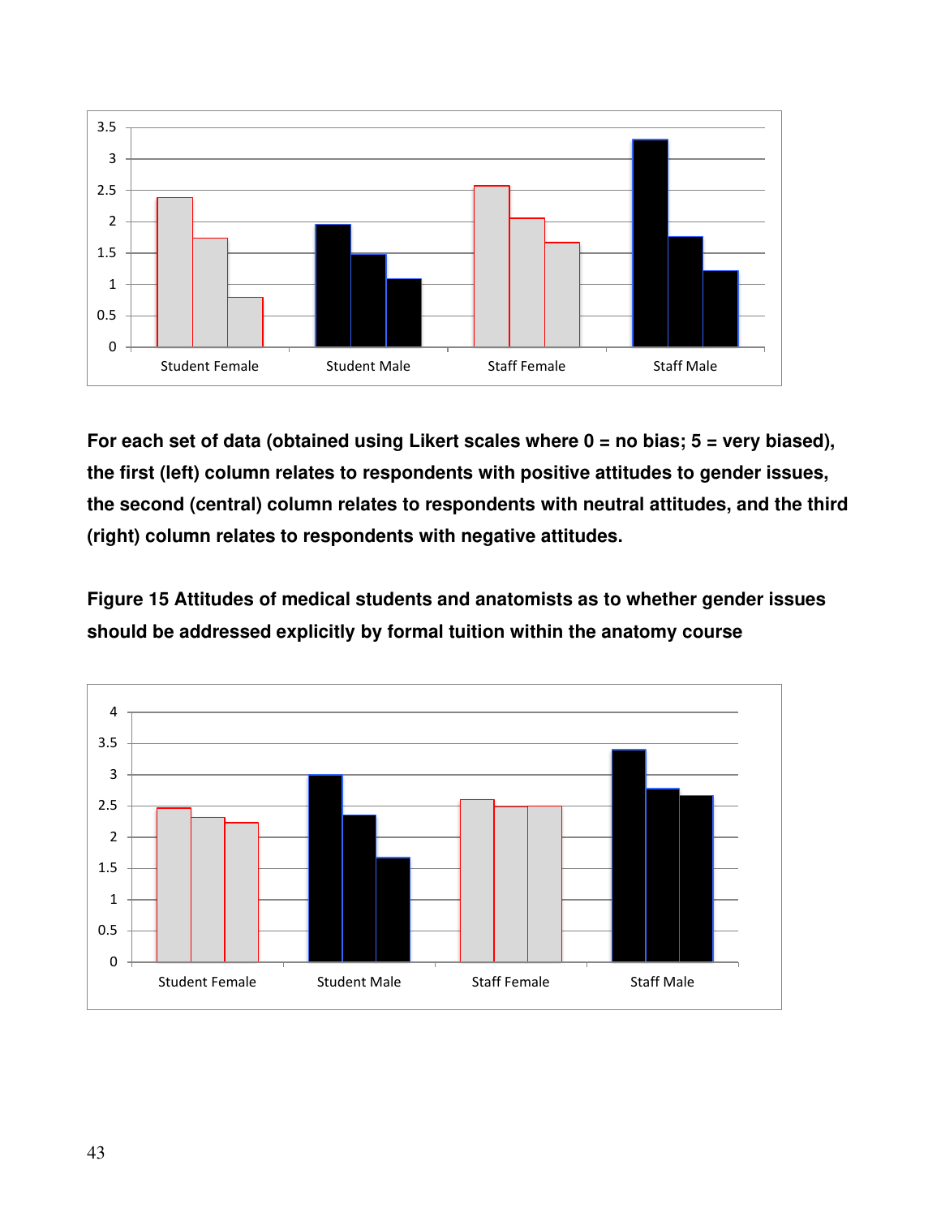For each set of data (obtained using Likert scales where 0 = no bias; 5 = very biased), the first (left) column relates to respondents with positive attitudes to gender issues, the second (central) column relates to respondents with neutral attitudes, and the third (right) column relates to respondents with negative attitudes.

**Figure 15 Attitudes of medical students and anatomists as to whether gender issues should be addressed explicitly by formal tuition within the anatomy course**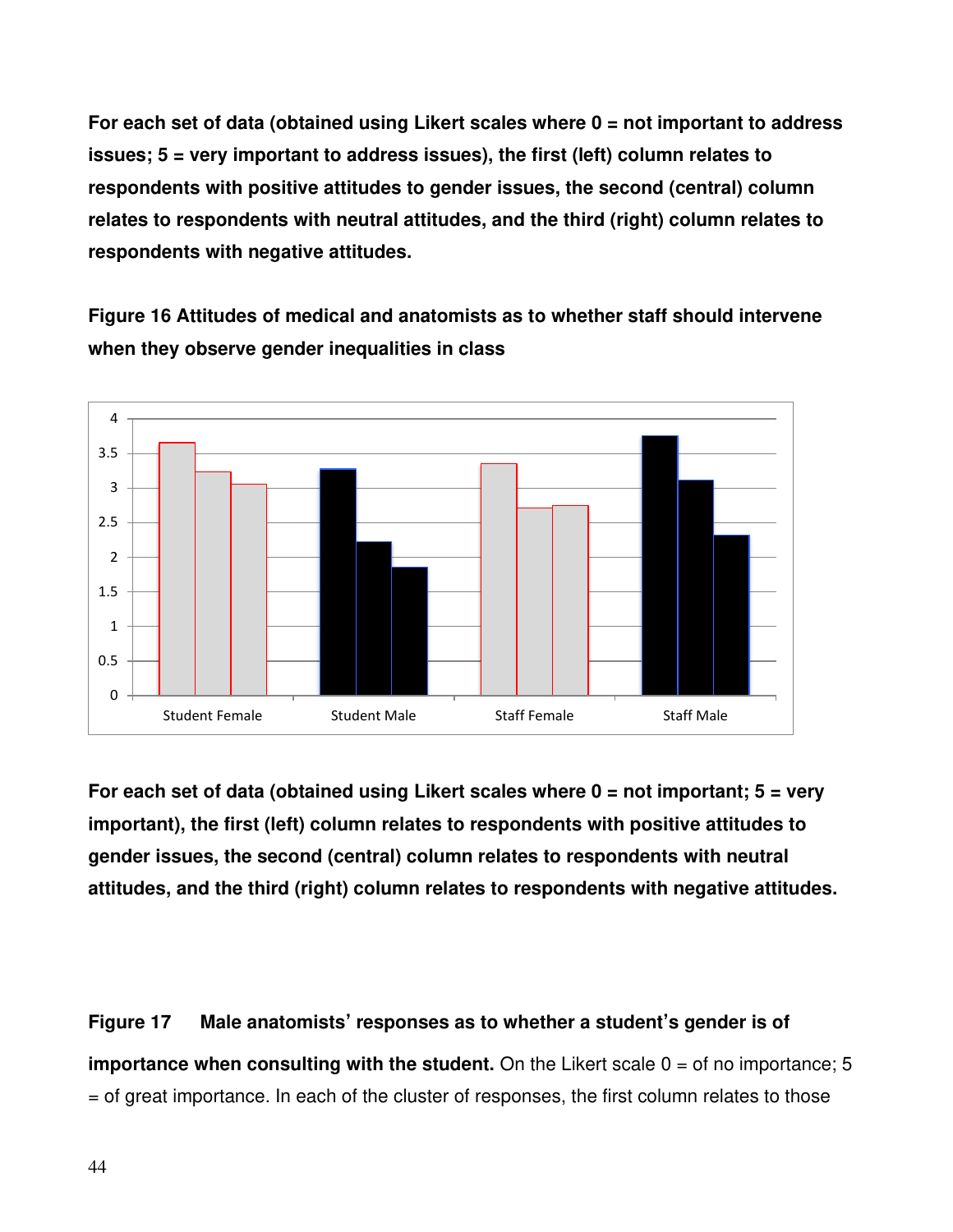**For each set of data (obtained using Likert scales where 0 = not important to address issues; 5 = very important to address issues), the first (left) column relates to respondents with positive attitudes to gender issues, the second (central) column relates to respondents with neutral attitudes, and the third (right) column relates to respondents with negative attitudes.**

**Figure 16 Attitudes of medical and anatomists as to whether staff should intervene when they observe gender inequalities in class**

**For each set of data (obtained using Likert scales where 0 = not important; 5 = very important), the first (left) column relates to respondents with positive attitudes to gender issues, the second (central) column relates to respondents with neutral attitudes, and the third (right) column relates to respondents with negative attitudes.**

**Figure 17 Male anatomists' responses as to whether a student's gender is of importance when consulting with the student.** On the Likert scale 0 = of no importance; 5 = of great importance. In each of the cluster of responses, the first column relates to those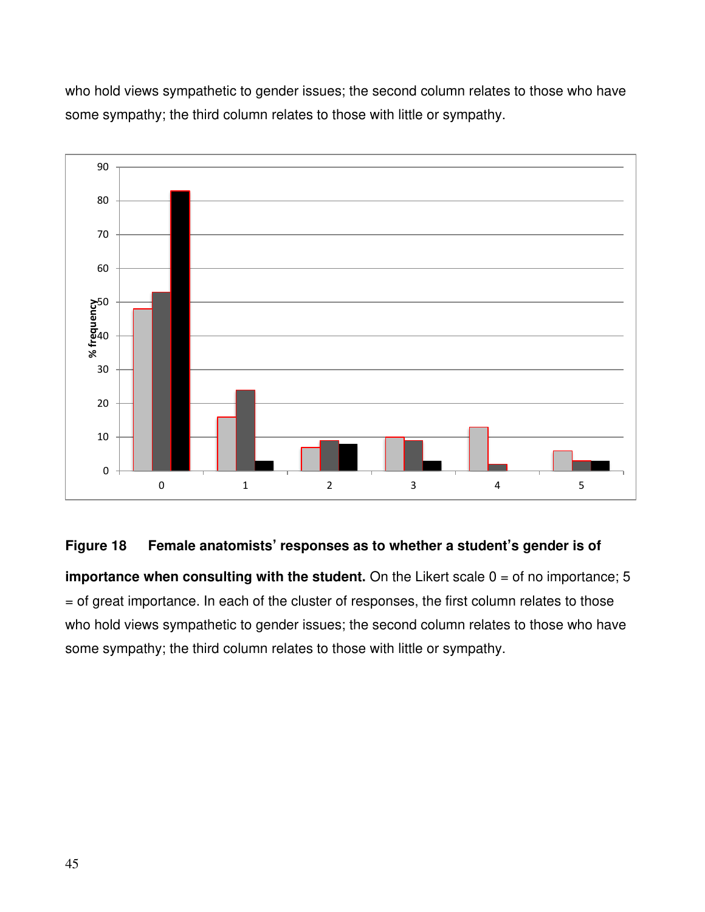who hold views sympathetic to gender issues; the second column relates to those who have some sympathy; the third column relates to those with little or sympathy.

**Figure 18 Female anatomists' responses as to whether a student's gender is of importance when consulting with the student.** On the Likert scale 0 = of no importance; 5 = of great importance. In each of the cluster of responses, the first column relates to those who hold views sympathetic to gender issues; the second column relates to those who have some sympathy; the third column relates to those with little or sympathy.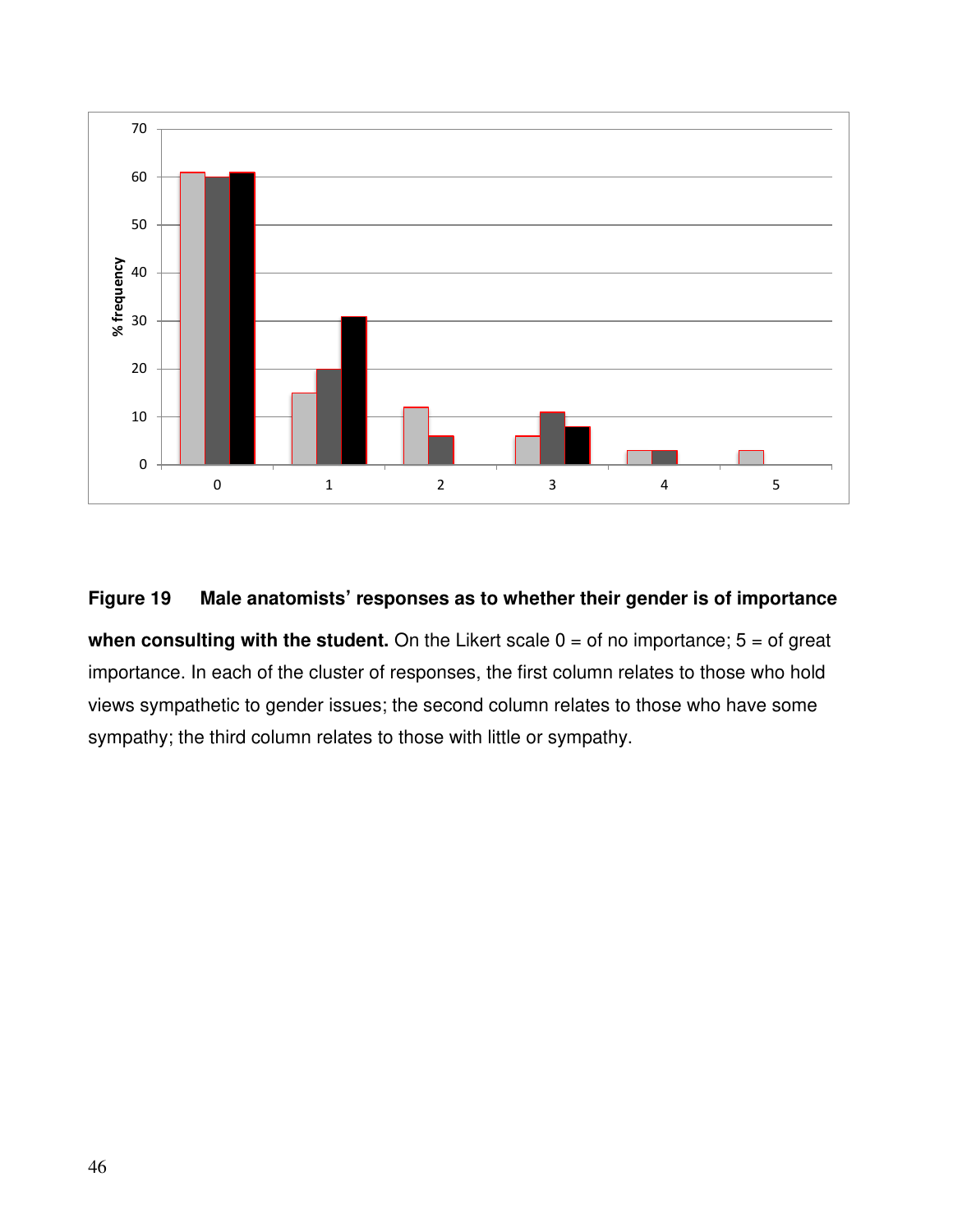**Figure 19 Male anatomists' responses as to whether their gender is of importance when consulting with the student.** On the Likert scale 0 = of no importance; 5 = of great importance. In each of the cluster of responses, the first column relates to those who hold views sympathetic to gender issues; the second column relates to those who have some sympathy; the third column relates to those with little or sympathy.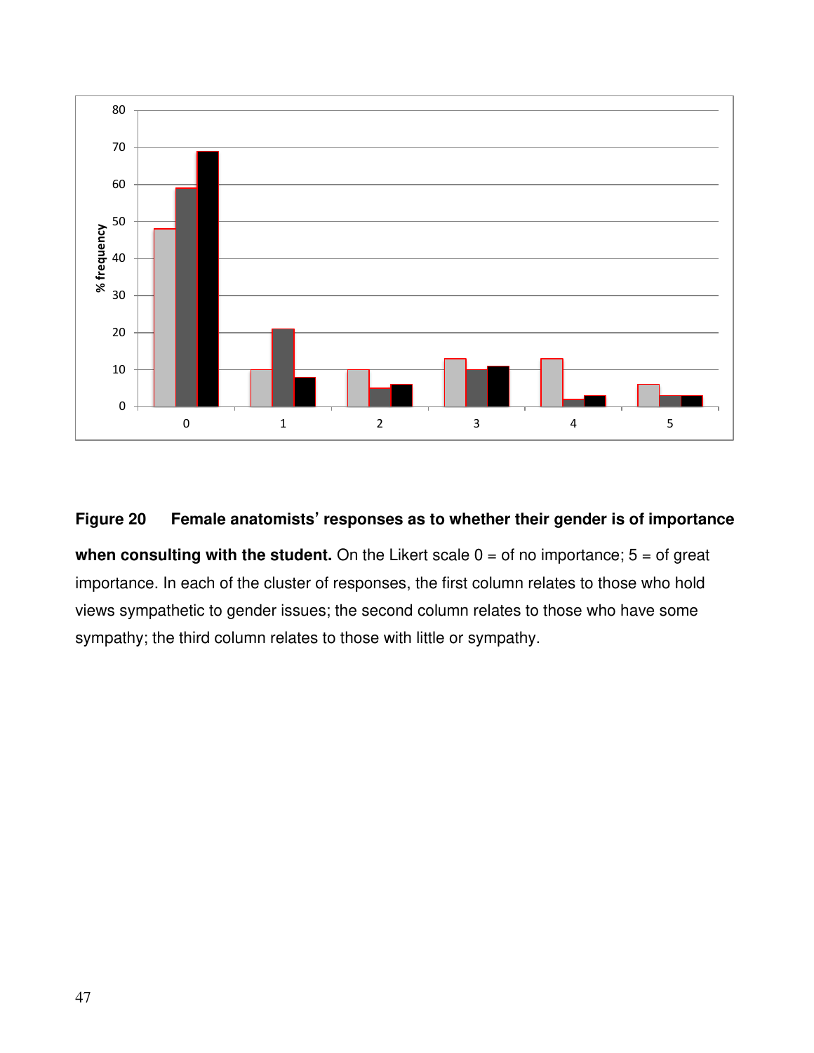**Figure 20 Female anatomists' responses as to whether their gender is of importance when consulting with the student.** On the Likert scale 0 = of no importance; 5 = of great importance. In each of the cluster of responses, the first column relates to those who hold views sympathetic to gender issues; the second column relates to those who have some sympathy; the third column relates to those with little or sympathy.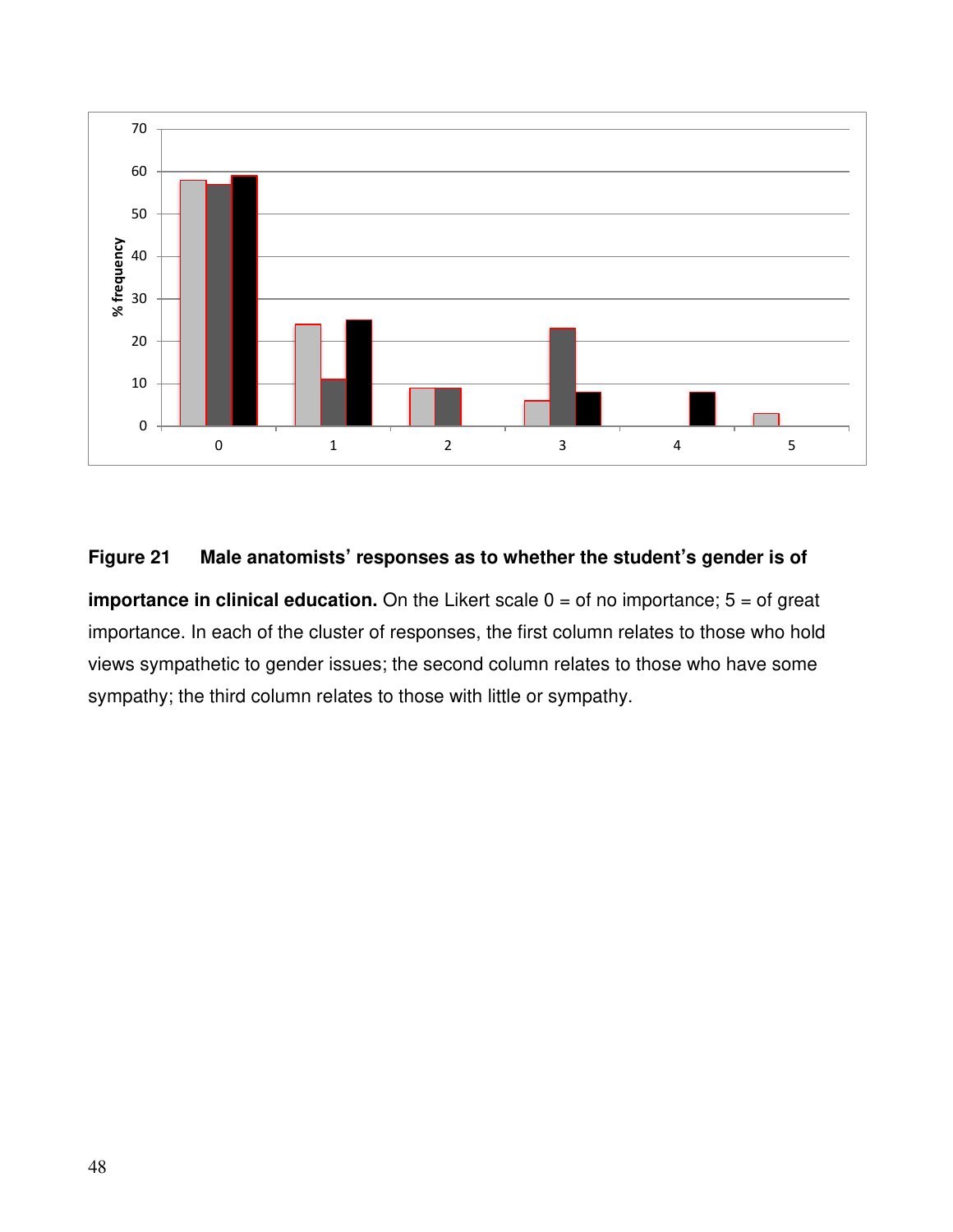**Figure 21 Male anatomists' responses as to whether the student's gender is of importance in clinical education.** On the Likert scale 0 = of no importance; 5 = of great importance. In each of the cluster of responses, the first column relates to those who hold views sympathetic to gender issues; the second column relates to those who have some sympathy; the third column relates to those with little or sympathy.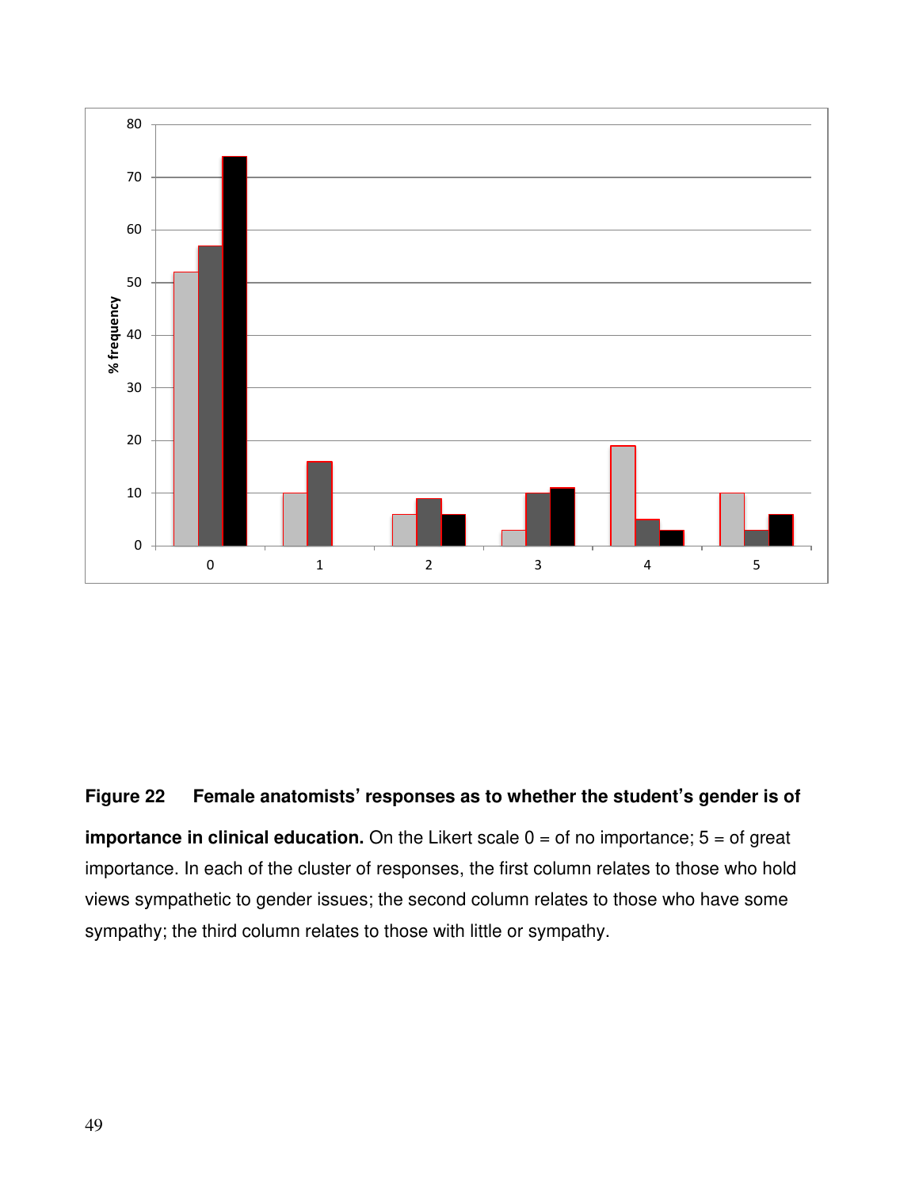**Figure 22 Female anatomists' responses as to whether the student's gender is of importance in clinical education.** On the Likert scale 0 = of no importance; 5 = of great importance. In each of the cluster of responses, the first column relates to those who hold views sympathetic to gender issues; the second column relates to those who have some sympathy; the third column relates to those with little or sympathy.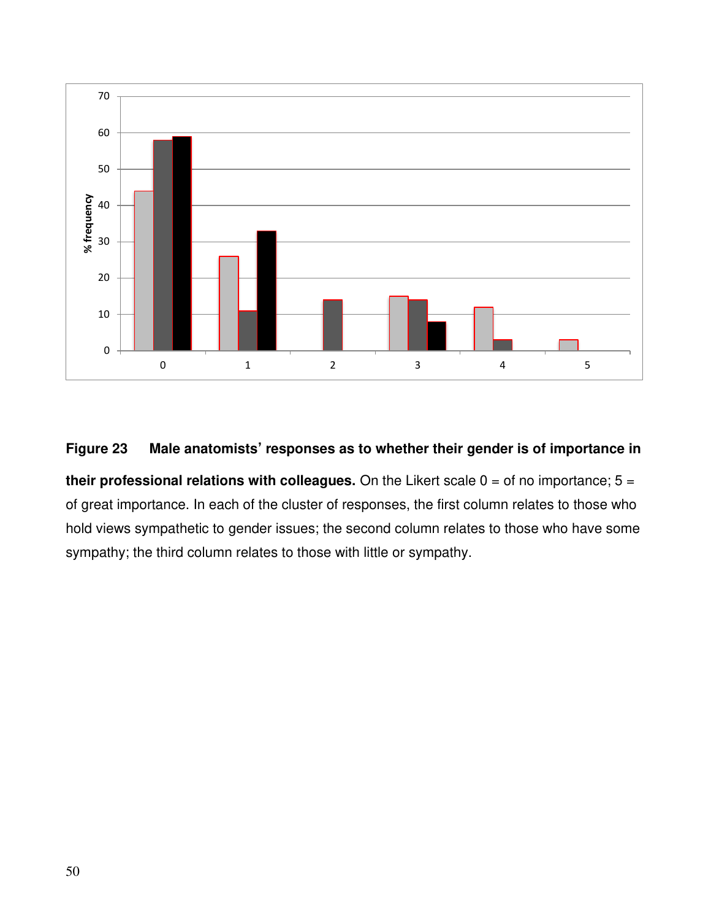**Figure 23 Male anatomists' responses as to whether their gender is of importance in their professional relations with colleagues.** On the Likert scale 0 = of no importance; 5 = of great importance. In each of the cluster of responses, the first column relates to those who hold views sympathetic to gender issues; the second column relates to those who have some sympathy; the third column relates to those with little or sympathy.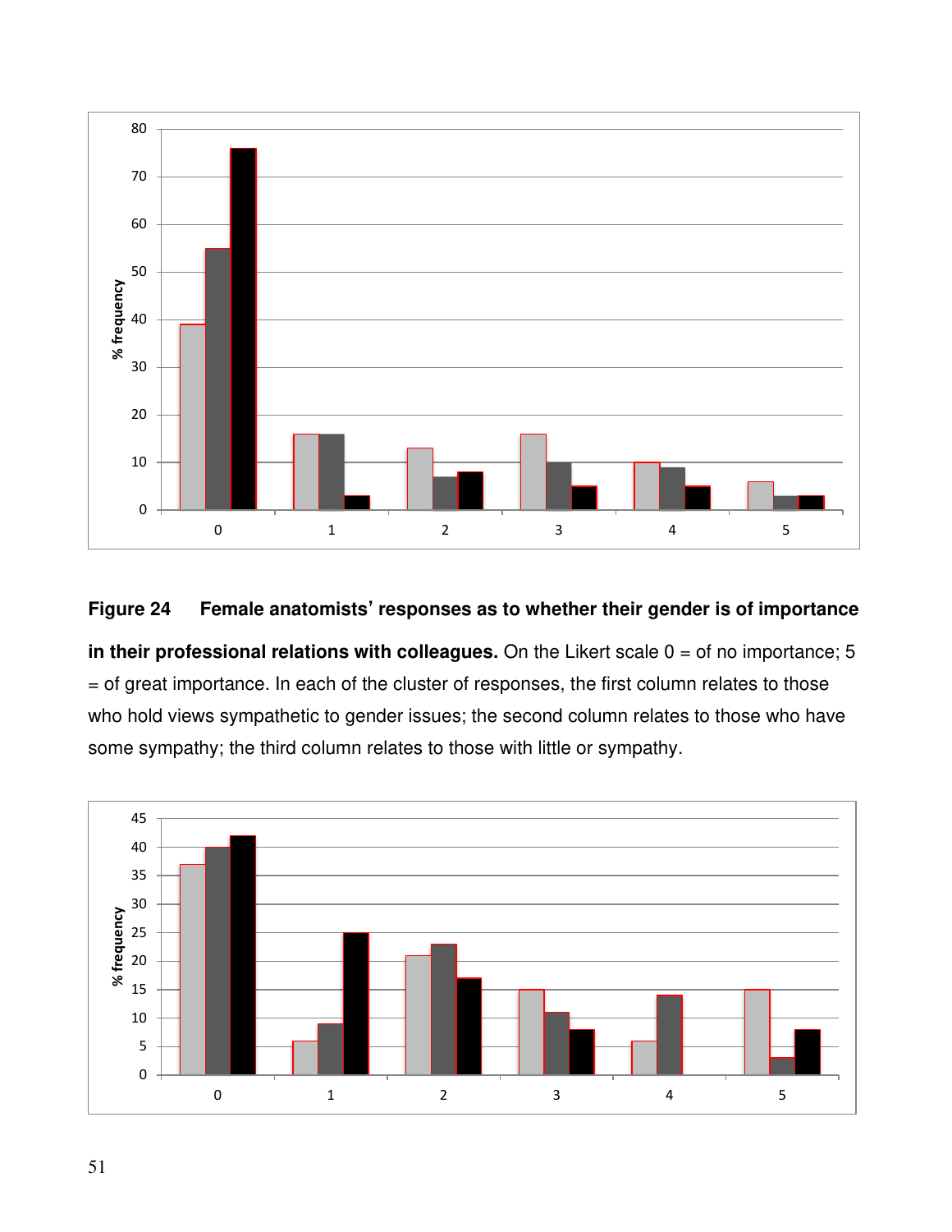**Figure 24 Female anatomists' responses as to whether their gender is of importance in their professional relations with colleagues.** On the Likert scale 0 = of no importance; 5 = of great importance. In each of the cluster of responses, the first column relates to those who hold views sympathetic to gender issues; the second column relates to those who have some sympathy; the third column relates to those with little or sympathy.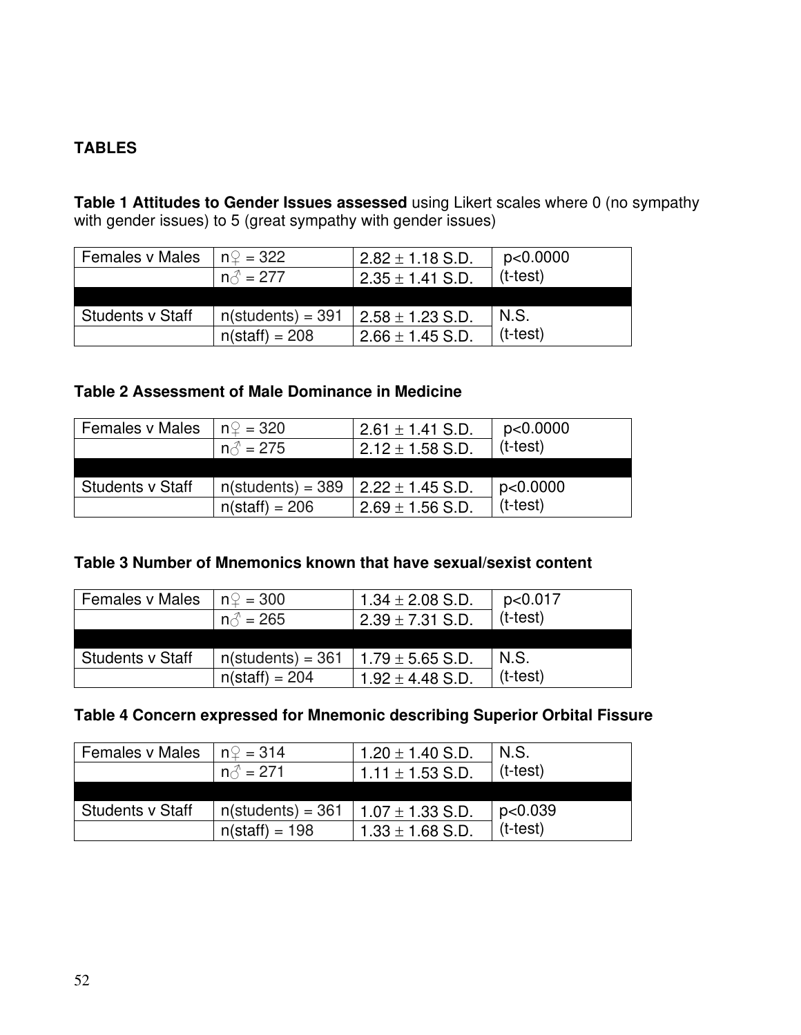**TABLES**

**Table 1 Attitudes to Gender Issues assessed** using Likert scales where 0 (no sympathy with gender issues) to 5 (great sympathy with gender issues)

| | | | |
|---|---|---|---|
| Females v Males | n♀ = 322 | 2.82 ± 1.18 S.D. | p<0.0000 |
| | n♂ = 277 | 2.35 ± 1.41 S.D. | (t-test) |
| | | | |
| Students v Staff | n(students) = 391 | 2.58 ± 1.23 S.D. | N.S. |
| | n(staff) = 208 | 2.66 ± 1.45 S.D. | (t-test) |

**Table 2 Assessment of Male Dominance in Medicine**

| | | | |
|---|---|---|---|
| Females v Males | n♀ = 320 | 2.61 ± 1.41 S.D. | p<0.0000 |
| | n♂ = 275 | 2.12 ± 1.58 S.D. | (t-test) |
| | | | |
| Students v Staff | n(students) = 389 | 2.22 ± 1.45 S.D. | p<0.0000 |
| | n(staff) = 206 | 2.69 ± 1.56 S.D. | (t-test) |

**Table 3 Number of Mnemonics known that have sexual/sexist content**

| | | | |
|---|---|---|---|
| Females v Males | n♀ = 300 | 1.34 ± 2.08 S.D. | p<0.017 |
| | n♂ = 265 | 2.39 ± 7.31 S.D. | (t-test) |
| | | | |
| Students v Staff | n(students) = 361 | 1.79 ± 5.65 S.D. | N.S. |
| | n(staff) = 204 | 1.92 ± 4.48 S.D. | (t-test) |

**Table 4 Concern expressed for Mnemonic describing Superior Orbital Fissure**

| | | | |
|---|---|---|---|
| Females v Males | n♀ = 314 | 1.20 ± 1.40 S.D. | N.S. |
| | n♂ = 271 | 1.11 ± 1.53 S.D. | (t-test) |
| | | | |
| Students v Staff | n(students) = 361 | 1.07 ± 1.33 S.D. | p<0.039 |
| | n(staff) = 198 | 1.33 ± 1.68 S.D. | (t-test) |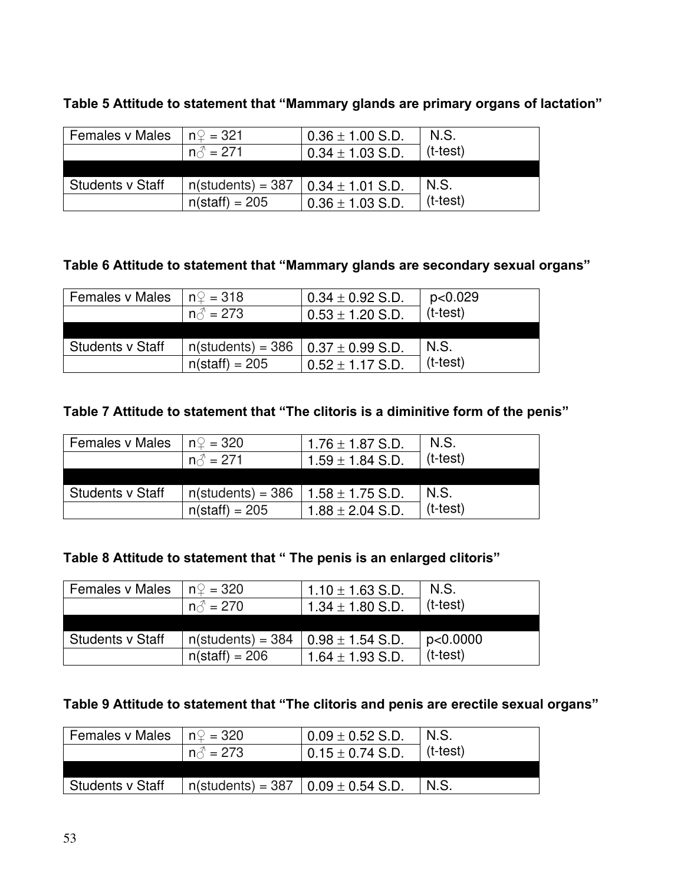**Table 5 Attitude to statement that "Mammary glands are primary organs of lactation"**

| | | | |
|---|---|---|---|
| Females v Males | n♀ = 321 | 0.36 ± 1.00 S.D. | N.S. (t-test) |
| | n♂ = 271 | 0.34 ± 1.03 S.D. | |
| | | | |
| Students v Staff | n(students) = 387 | 0.34 ± 1.01 S.D. | N.S. (t-test) |
| | n(staff) = 205 | 0.36 ± 1.03 S.D. | |

**Table 6 Attitude to statement that "Mammary glands are secondary sexual organs"**

| | | | |
|---|---|---|---|
| Females v Males | n♀ = 318 | 0.34 ± 0.92 S.D. | $p<0.029$ (t-test) |
| | n♂ = 273 | 0.53 ± 1.20 S.D. | |
| | | | |
| Students v Staff | n(students) = 386 | 0.37 ± 0.99 S.D. | N.S. (t-test) |
| | n(staff) = 205 | 0.52 ± 1.17 S.D. | |

**Table 7 Attitude to statement that "The clitoris is a diminitive form of the penis"**

| | | | |
|---|---|---|---|
| Females v Males | n♀ = 320 | 1.76 ± 1.87 S.D. | N.S. (t-test) |
| | n♂ = 271 | 1.59 ± 1.84 S.D. | |
| | | | |
| Students v Staff | n(students) = 386 | 1.58 ± 1.75 S.D. | N.S. (t-test) |
| | n(staff) = 205 | 1.88 ± 2.04 S.D. | |

**Table 8 Attitude to statement that " The penis is an enlarged clitoris"**

| | | | |
|---|---|---|---|
| Females v Males | n♀ = 320 | 1.10 ± 1.63 S.D. | N.S. (t-test) |
| | n♂ = 270 | 1.34 ± 1.80 S.D. | |
| | | | |
| Students v Staff | n(students) = 384 | 0.98 ± 1.54 S.D. | $p<0.0000$ (t-test) |
| | n(staff) = 206 | 1.64 ± 1.93 S.D. | |

**Table 9 Attitude to statement that "The clitoris and penis are erectile sexual organs"**

| | | | |
|---|---|---|---|
| Females v Males | n♀ = 320 | 0.09 ± 0.52 S.D. | N.S. (t-test) |
| | n♂ = 273 | 0.15 ± 0.74 S.D. | |
| | | | |
| Students v Staff | n(students) = 387 | 0.09 ± 0.54 S.D. | N.S. |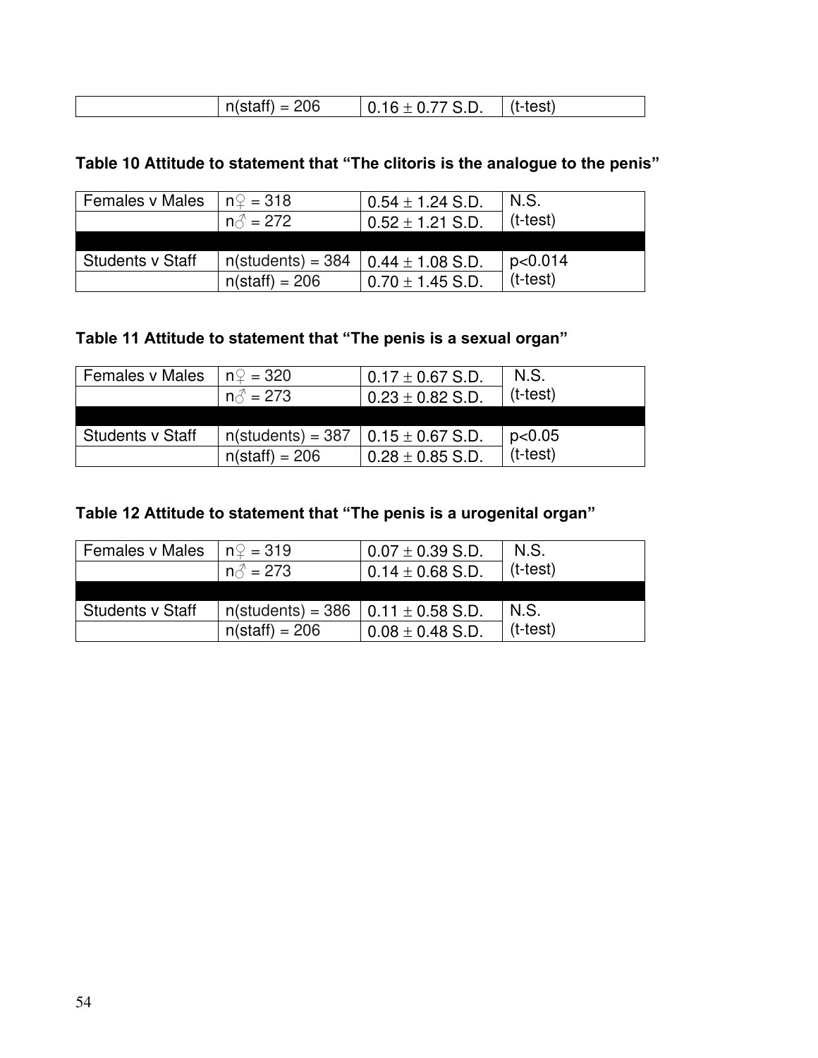| | n(staff) = 206 | 0.16 ± 0.77 S.D. | (t-test) |
|---|---|---|---|

**Table 10 Attitude to statement that "The clitoris is the analogue to the penis"**

| Females v Males | n♀ = 318 | 0.54 ± 1.24 S.D. | N.S. (t-test) |
|---|---|---|---|
| | n♂ = 272 | 0.52 ± 1.21 S.D. | |
| | | | |
| Students v Staff | n(students) = 384 | 0.44 ± 1.08 S.D. | p<0.014 (t-test) |
| | n(staff) = 206 | 0.70 ± 1.45 S.D. | |

**Table 11 Attitude to statement that "The penis is a sexual organ"**

| Females v Males | n♀ = 320 | 0.17 ± 0.67 S.D. | N.S. (t-test) |
|---|---|---|---|
| | n♂ = 273 | 0.23 ± 0.82 S.D. | |
| | | | |
| Students v Staff | n(students) = 387 | 0.15 ± 0.67 S.D. | p<0.05 (t-test) |
| | n(staff) = 206 | 0.28 ± 0.85 S.D. | |

**Table 12 Attitude to statement that "The penis is a urogenital organ"**

| Females v Males | n♀ = 319 | 0.07 ± 0.39 S.D. | N.S. (t-test) |
|---|---|---|---|
| | n♂ = 273 | 0.14 ± 0.68 S.D. | |
| | | | |
| Students v Staff | n(students) = 386 | 0.11 ± 0.58 S.D. | N.S. (t-test) |
| | n(staff) = 206 | 0.08 ± 0.48 S.D. | |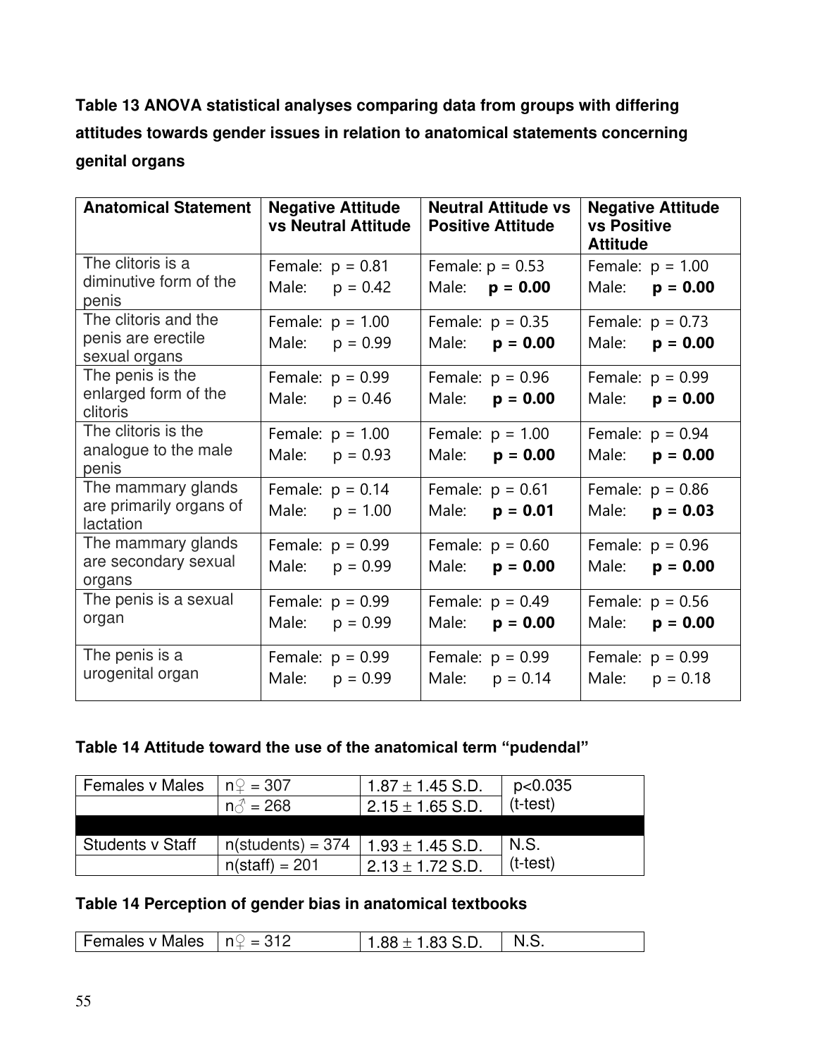**Table 13 ANOVA statistical analyses comparing data from groups with differing attitudes towards gender issues in relation to anatomical statements concerning genital organs**

| Anatomical Statement | Negative Attitude vs Neutral Attitude | Neutral Attitude vs Positive Attitude | Negative Attitude vs Positive Attitude |
|---|---|---|---|
| The clitoris is a diminutive form of the penis | Female: $p = 0.81$<br>Male: $p = 0.42$ | Female: $p = 0.53$<br>Male: **$p = 0.00$** | Female: $p = 1.00$<br>Male: **$p = 0.00$** |
| The clitoris and the penis are erectile sexual organs | Female: $p = 1.00$<br>Male: $p = 0.99$ | Female: $p = 0.35$<br>Male: **$p = 0.00$** | Female: $p = 0.73$<br>Male: **$p = 0.00$** |
| The penis is the enlarged form of the clitoris | Female: $p = 0.99$<br>Male: $p = 0.46$ | Female: $p = 0.96$<br>Male: **$p = 0.00$** | Female: $p = 0.99$<br>Male: **$p = 0.00$** |
| The clitoris is the analogue to the male penis | Female: $p = 1.00$<br>Male: $p = 0.93$ | Female: $p = 1.00$<br>Male: **$p = 0.00$** | Female: $p = 0.94$<br>Male: **$p = 0.00$** |
| The mammary glands are primarily organs of lactation | Female: $p = 0.14$<br>Male: $p = 1.00$ | Female: $p = 0.61$<br>Male: **$p = 0.01$** | Female: $p = 0.86$<br>Male: **$p = 0.03$** |
| The mammary glands are secondary sexual organs | Female: $p = 0.99$<br>Male: $p = 0.99$ | Female: $p = 0.60$<br>Male: **$p = 0.00$** | Female: $p = 0.96$<br>Male: **$p = 0.00$** |
| The penis is a sexual organ | Female: $p = 0.99$<br>Male: $p = 0.99$ | Female: $p = 0.49$<br>Male: **$p = 0.00$** | Female: $p = 0.56$<br>Male: **$p = 0.00$** |
| The penis is a urogenital organ | Female: $p = 0.99$<br>Male: $p = 0.99$ | Female: $p = 0.99$<br>Male: $p = 0.14$ | Female: $p = 0.99$<br>Male: $p = 0.18$ |

**Table 14 Attitude toward the use of the anatomical term "pudendal"**

| Females v Males | n♀ = 307 | $1.87 \pm 1.45$ S.D. | $p<0.035$ (t-test) |
|---|---|---|---|
| | n♂ = 268 | $2.15 \pm 1.65$ S.D. | |
| | | | |
| Students v Staff | n(students) = 374 | $1.93 \pm 1.45$ S.D. | N.S. (t-test) |
| | n(staff) = 201 | $2.13 \pm 1.72$ S.D. | |

**Table 14 Perception of gender bias in anatomical textbooks**

| Females v Males | n♀ = 312 | $1.88 \pm 1.83$ S.D. | N.S. |
|---|---|---|---|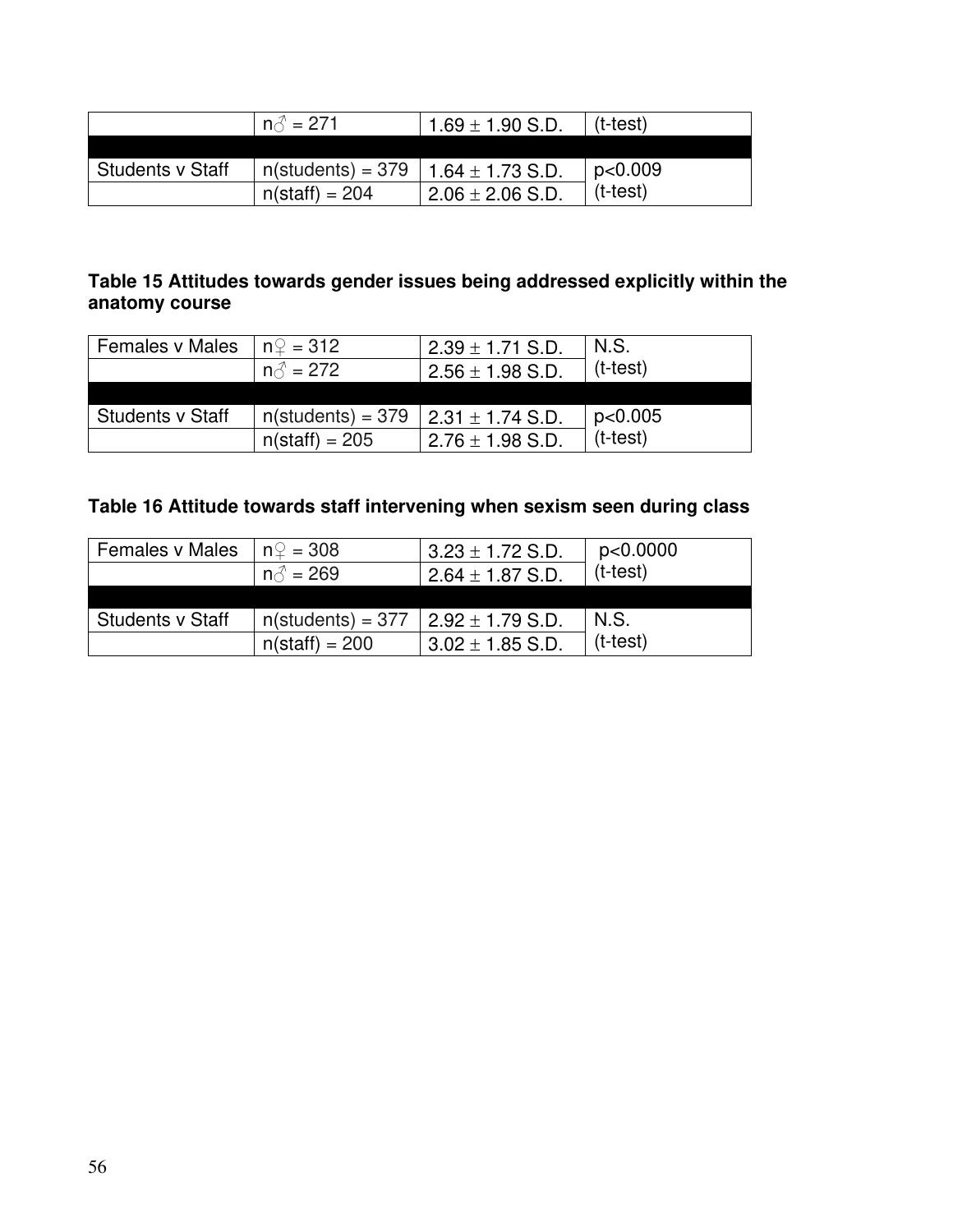| | | | |
|---|---|---|---|
| | n♂ = 271 | 1.69 ± 1.90 S.D. | (t-test) |
| | | | |
| Students v Staff | n(students) = 379 | 1.64 ± 1.73 S.D. | $p<0.009$ (t-test) |
| | n(staff) = 204 | 2.06 ± 2.06 S.D. | |

**Table 15 Attitudes towards gender issues being addressed explicitly within the anatomy course**

| | | | |
|---|---|---|---|
| Females v Males | n♀ = 312 | 2.39 ± 1.71 S.D. | N.S. (t-test) |
| | n♂ = 272 | 2.56 ± 1.98 S.D. | |
| | | | |
| Students v Staff | n(students) = 379 | 2.31 ± 1.74 S.D. | $p<0.005$ (t-test) |
| | n(staff) = 205 | 2.76 ± 1.98 S.D. | |

**Table 16 Attitude towards staff intervening when sexism seen during class**

| | | | |
|---|---|---|---|
| Females v Males | n♀ = 308 | 3.23 ± 1.72 S.D. | $p<0.0000$ (t-test) |
| | n♂ = 269 | 2.64 ± 1.87 S.D. | |
| | | | |
| Students v Staff | n(students) = 377 | 2.92 ± 1.79 S.D. | N.S. (t-test) |
| | n(staff) = 200 | 3.02 ± 1.85 S.D. | |